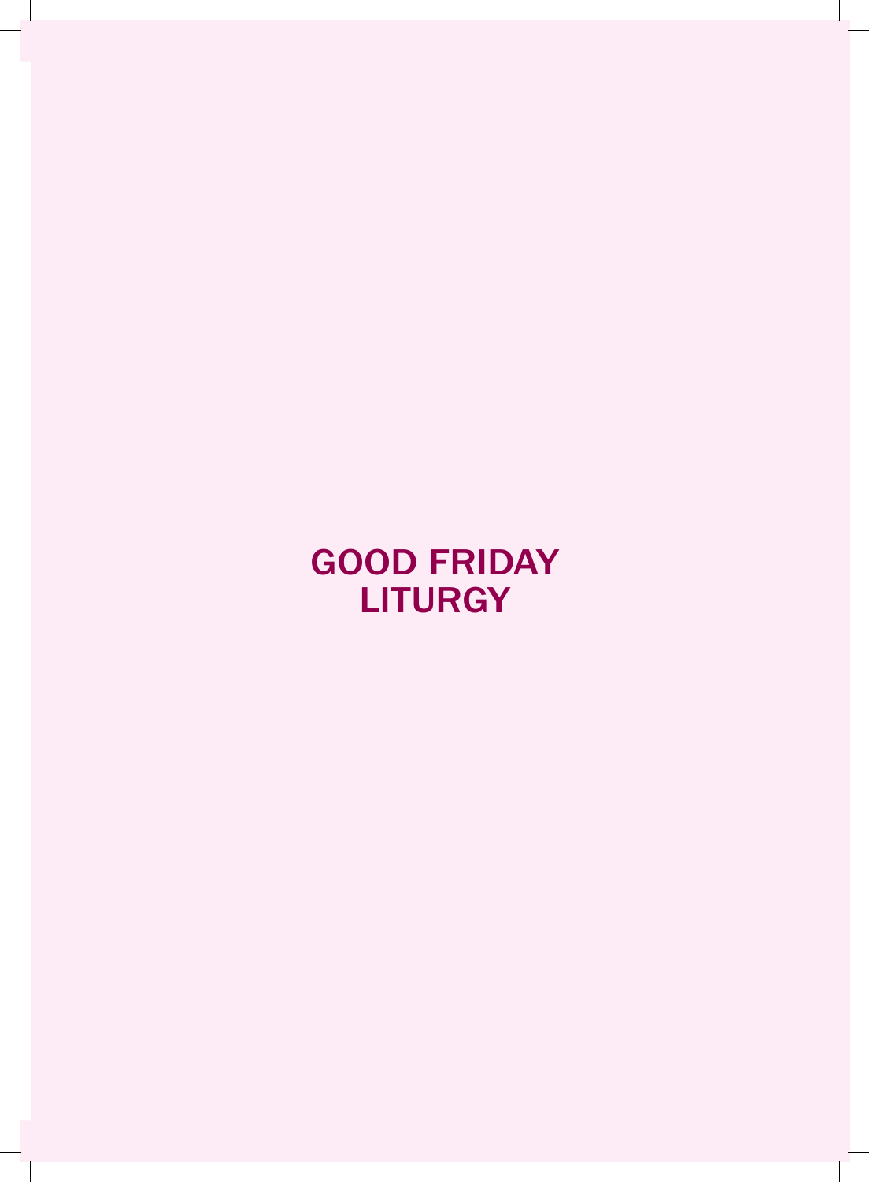# GOOD FRIDAY LITURGY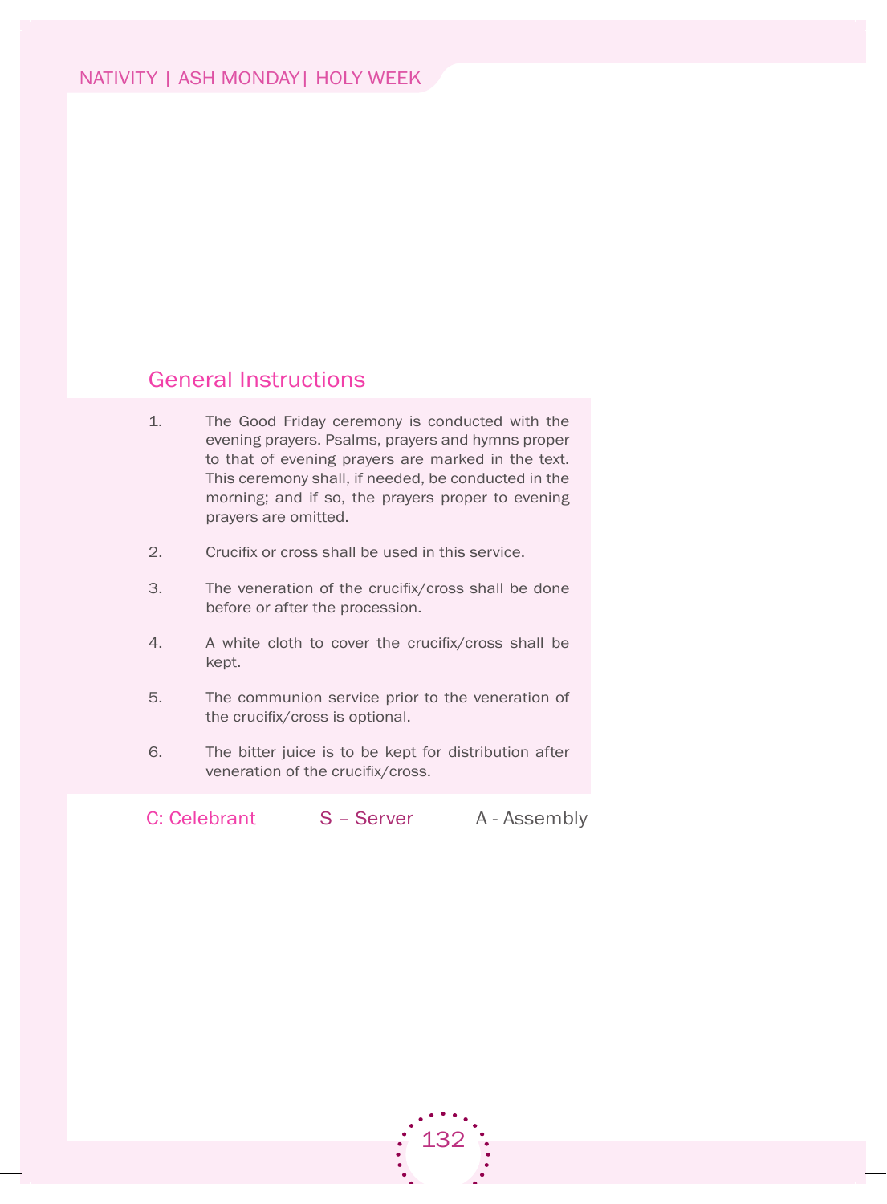## General Instructions

1. The Good Friday ceremony is conducted with the evening prayers. Psalms, prayers and hymns proper to that of evening prayers are marked in the text. This ceremony shall, if needed, be conducted in the morning; and if so, the prayers proper to evening prayers are omitted.

2. Crucifix or cross shall be used in this service.

3. The veneration of the crucifix/cross shall be done before or after the procession.

4. A white cloth to cover the crucifix/cross shall be kept.

5. The communion service prior to the veneration of the crucifix/cross is optional.

6. The bitter juice is to be kept for distribution after veneration of the crucifix/cross.

C: Celebrant &nbsp;&nbsp;&nbsp;&nbsp; S – Server &nbsp;&nbsp;&nbsp;&nbsp; A - Assembly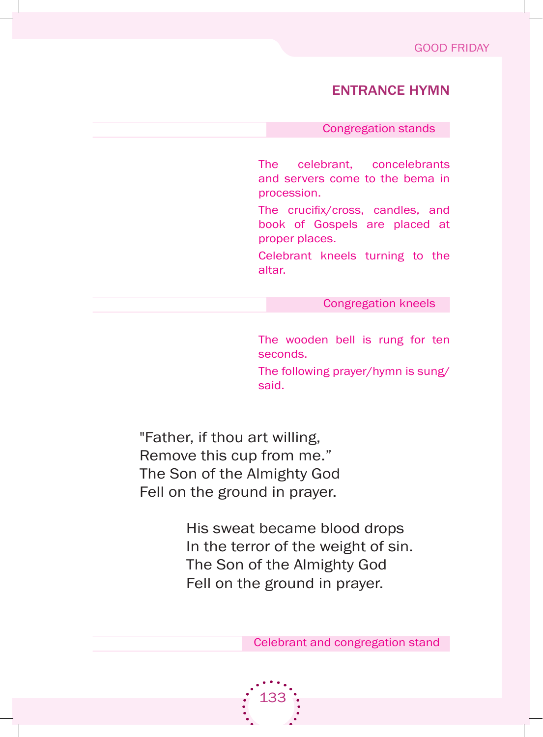## ENTRANCE HYMN

*Congregation stands*

*The celebrant, concelebrants and servers come to the bema in procession.*

*The crucifix/cross, candles, and book of Gospels are placed at proper places.*

*Celebrant kneels turning to the altar.*

*Congregation kneels*

*The wooden bell is rung for ten seconds.*

*The following prayer/hymn is sung/ said.*

"Father, if thou art willing,
Remove this cup from me."
The Son of the Almighty God
Fell on the ground in prayer.

His sweat became blood drops
In the terror of the weight of sin.
The Son of the Almighty God
Fell on the ground in prayer.

*Celebrant and congregation stand*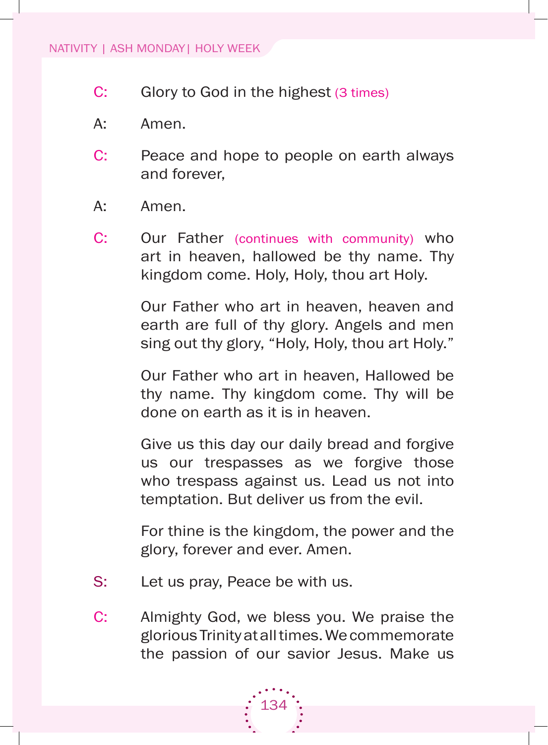C: Glory to God in the highest (3 times)

A: Amen.

C: Peace and hope to people on earth always and forever,

A: Amen.

C: Our Father (continues with community) who art in heaven, hallowed be thy name. Thy kingdom come. Holy, Holy, thou art Holy.

Our Father who art in heaven, heaven and earth are full of thy glory. Angels and men sing out thy glory, "Holy, Holy, thou art Holy."

Our Father who art in heaven, Hallowed be thy name. Thy kingdom come. Thy will be done on earth as it is in heaven.

Give us this day our daily bread and forgive us our trespasses as we forgive those who trespass against us. Lead us not into temptation. But deliver us from the evil.

For thine is the kingdom, the power and the glory, forever and ever. Amen.

S: Let us pray, Peace be with us.

C: Almighty God, we bless you. We praise the glorious Trinity at all times. We commemorate the passion of our savior Jesus. Make us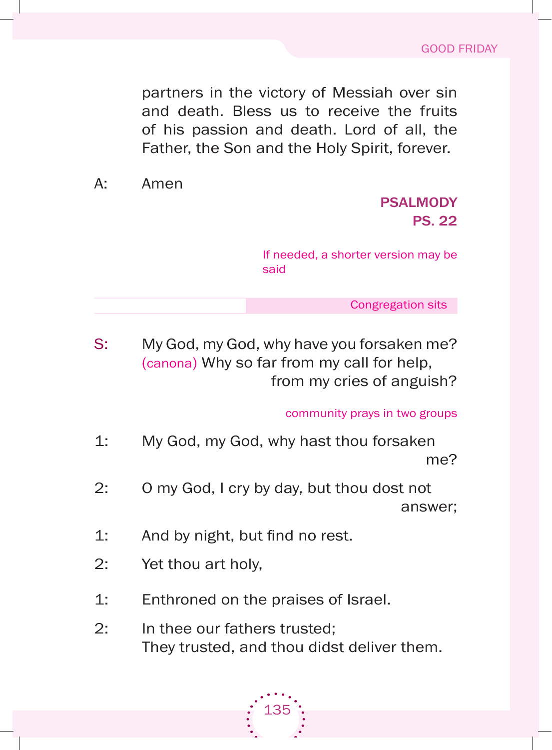partners in the victory of Messiah over sin and death. Bless us to receive the fruits of his passion and death. Lord of all, the Father, the Son and the Holy Spirit, forever.

A: Amen

## PSALMODY
## PS. 22

*If needed, a shorter version may be said*

*Congregation sits*

S: My God, my God, why have you forsaken me?
*(canona)* Why so far from my call for help,
from my cries of anguish?

*community prays in two groups*

1: My God, my God, why hast thou forsaken me?

2: O my God, I cry by day, but thou dost not answer;

1: And by night, but find no rest.

2: Yet thou art holy,

1: Enthroned on the praises of Israel.

2: In thee our fathers trusted;
They trusted, and thou didst deliver them.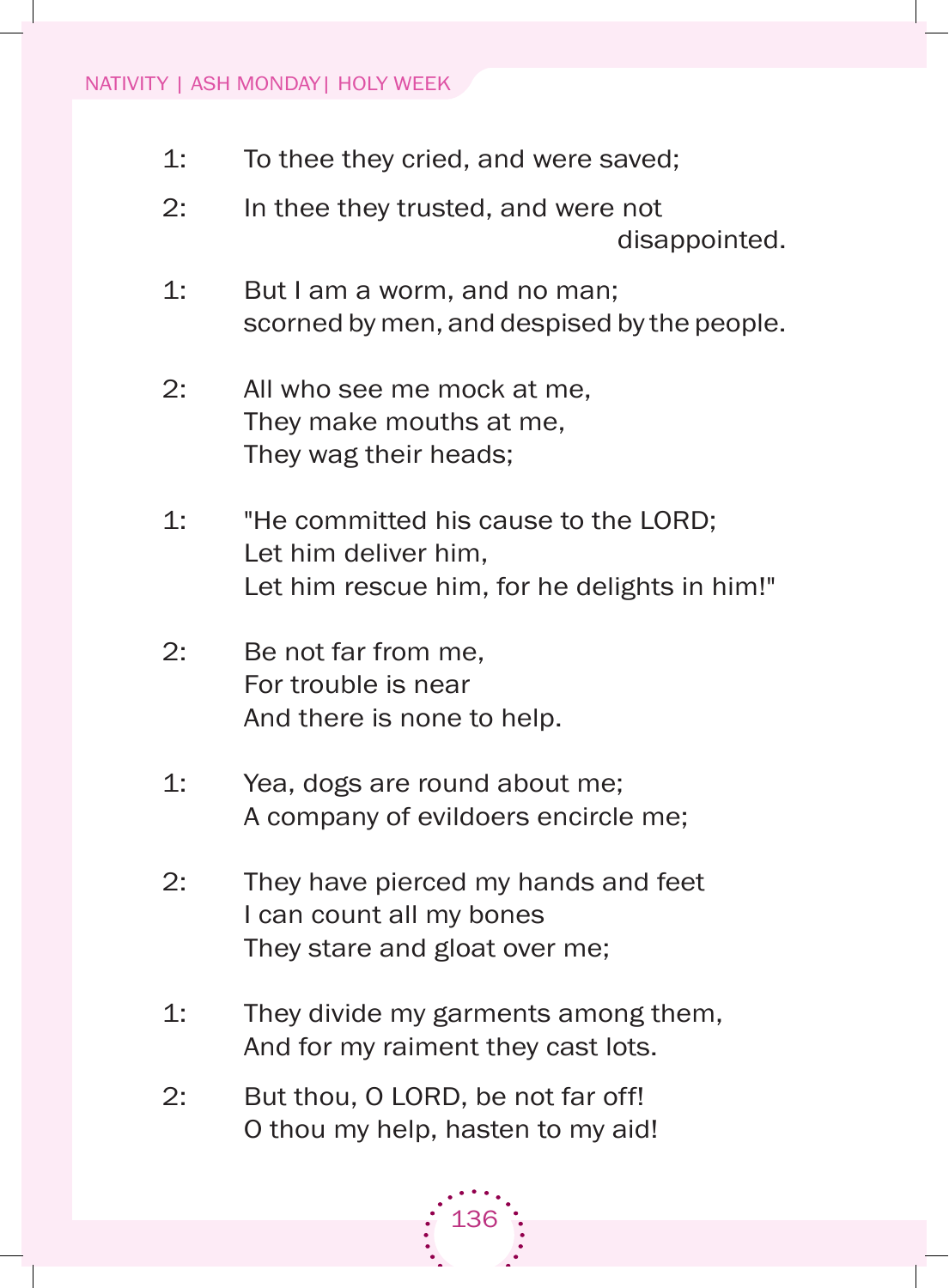1: To thee they cried, and were saved;

2: In thee they trusted, and were not disappointed.

1: But I am a worm, and no man;
scorned by men, and despised by the people.

2: All who see me mock at me,
They make mouths at me,
They wag their heads;

1: "He committed his cause to the LORD;
Let him deliver him,
Let him rescue him, for he delights in him!"

2: Be not far from me,
For trouble is near
And there is none to help.

1: Yea, dogs are round about me;
A company of evildoers encircle me;

2: They have pierced my hands and feet
I can count all my bones
They stare and gloat over me;

1: They divide my garments among them,
And for my raiment they cast lots.

2: But thou, O LORD, be not far off!
O thou my help, hasten to my aid!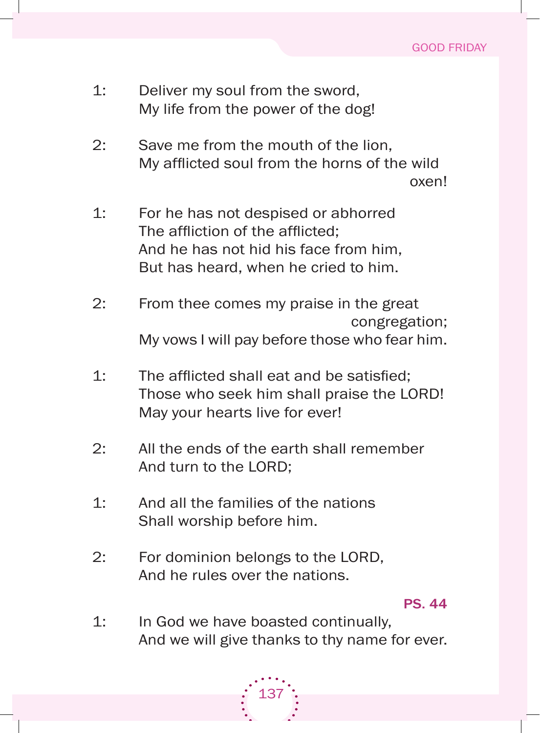1: Deliver my soul from the sword,
My life from the power of the dog!

2: Save me from the mouth of the lion,
My afflicted soul from the horns of the wild oxen!

1: For he has not despised or abhorred
The affliction of the afflicted;
And he has not hid his face from him,
But has heard, when he cried to him.

2: From thee comes my praise in the great congregation;
My vows I will pay before those who fear him.

1: The afflicted shall eat and be satisfied;
Those who seek him shall praise the LORD!
May your hearts live for ever!

2: All the ends of the earth shall remember
And turn to the LORD;

1: And all the families of the nations
Shall worship before him.

2: For dominion belongs to the LORD,
And he rules over the nations.

**PS. 44**

1: In God we have boasted continually,
And we will give thanks to thy name for ever.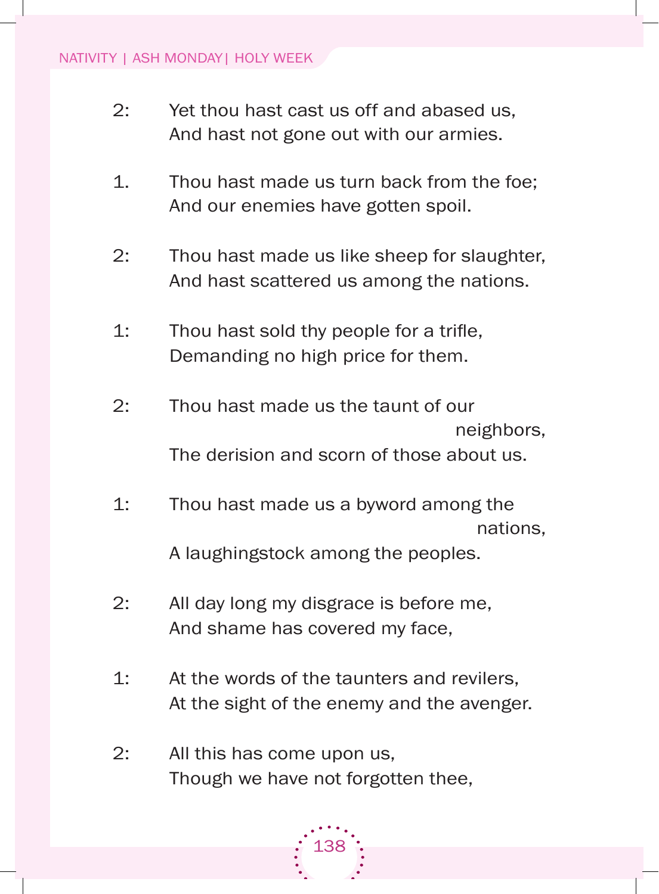2: Yet thou hast cast us off and abased us,
And hast not gone out with our armies.

1. Thou hast made us turn back from the foe;
And our enemies have gotten spoil.

2: Thou hast made us like sheep for slaughter,
And hast scattered us among the nations.

1: Thou hast sold thy people for a trifle,
Demanding no high price for them.

2: Thou hast made us the taunt of our neighbors,
The derision and scorn of those about us.

1: Thou hast made us a byword among the nations,
A laughingstock among the peoples.

2: All day long my disgrace is before me,
And shame has covered my face,

1: At the words of the taunters and revilers,
At the sight of the enemy and the avenger.

2: All this has come upon us,
Though we have not forgotten thee,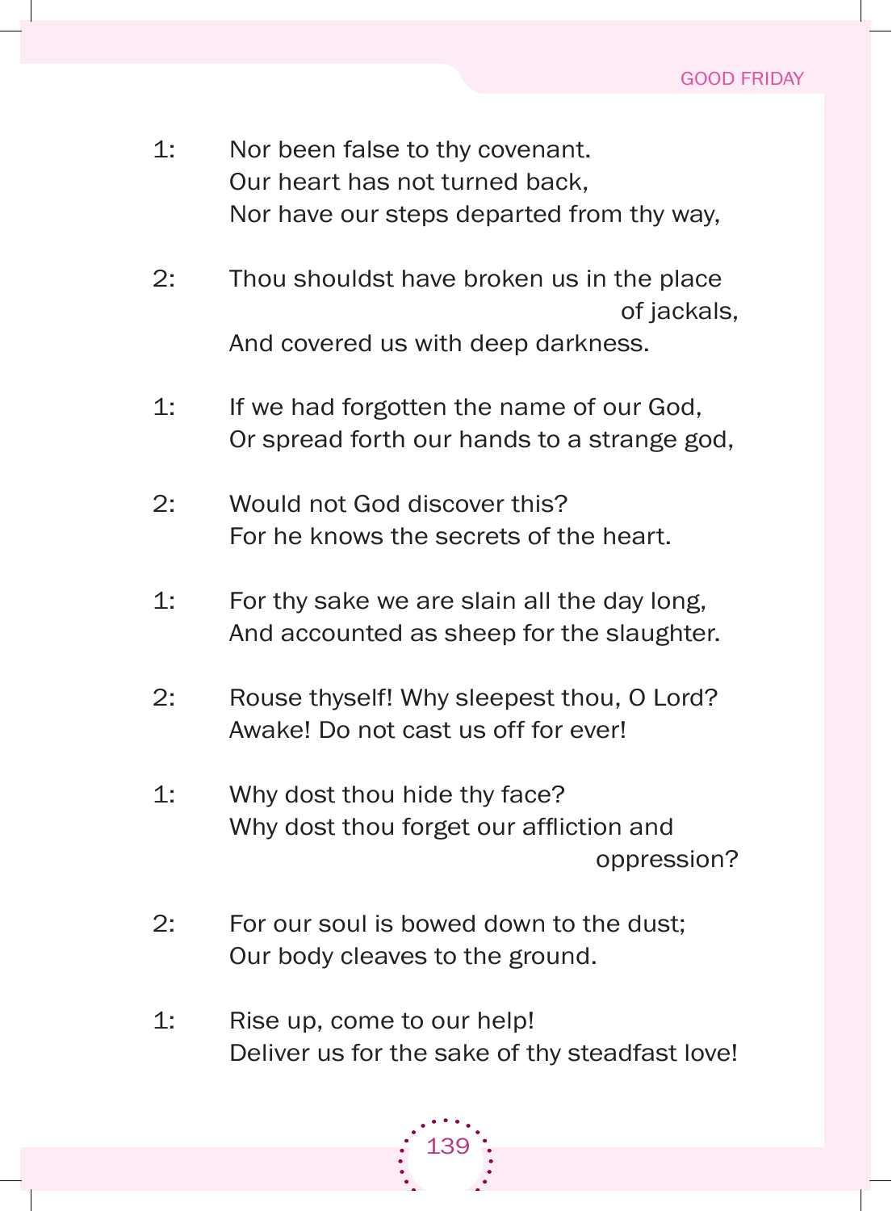1: Nor been false to thy covenant.
Our heart has not turned back,
Nor have our steps departed from thy way,

2: Thou shouldst have broken us in the place of jackals,
And covered us with deep darkness.

1: If we had forgotten the name of our God,
Or spread forth our hands to a strange god,

2: Would not God discover this?
For he knows the secrets of the heart.

1: For thy sake we are slain all the day long,
And accounted as sheep for the slaughter.

2: Rouse thyself! Why sleepest thou, O Lord?
Awake! Do not cast us off for ever!

1: Why dost thou hide thy face?
Why dost thou forget our affliction and oppression?

2: For our soul is bowed down to the dust;
Our body cleaves to the ground.

1: Rise up, come to our help!
Deliver us for the sake of thy steadfast love!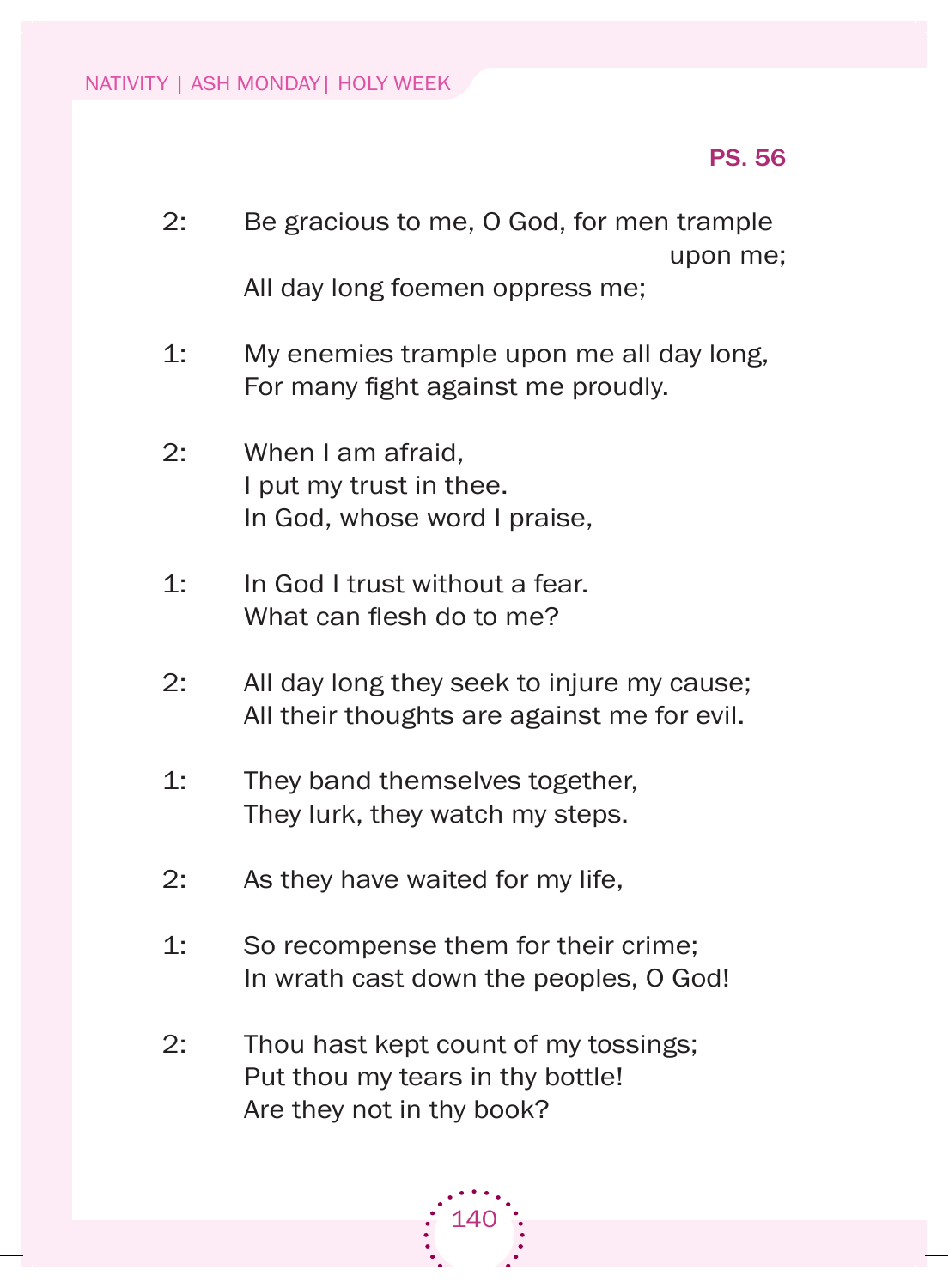**PS. 56**

2: Be gracious to me, O God, for men trample upon me;
All day long foemen oppress me;

1: My enemies trample upon me all day long,
For many fight against me proudly.

2: When I am afraid,
I put my trust in thee.
In God, whose word I praise,

1: In God I trust without a fear.
What can flesh do to me?

2: All day long they seek to injure my cause;
All their thoughts are against me for evil.

1: They band themselves together,
They lurk, they watch my steps.

2: As they have waited for my life,

1: So recompense them for their crime;
In wrath cast down the peoples, O God!

2: Thou hast kept count of my tossings;
Put thou my tears in thy bottle!
Are they not in thy book?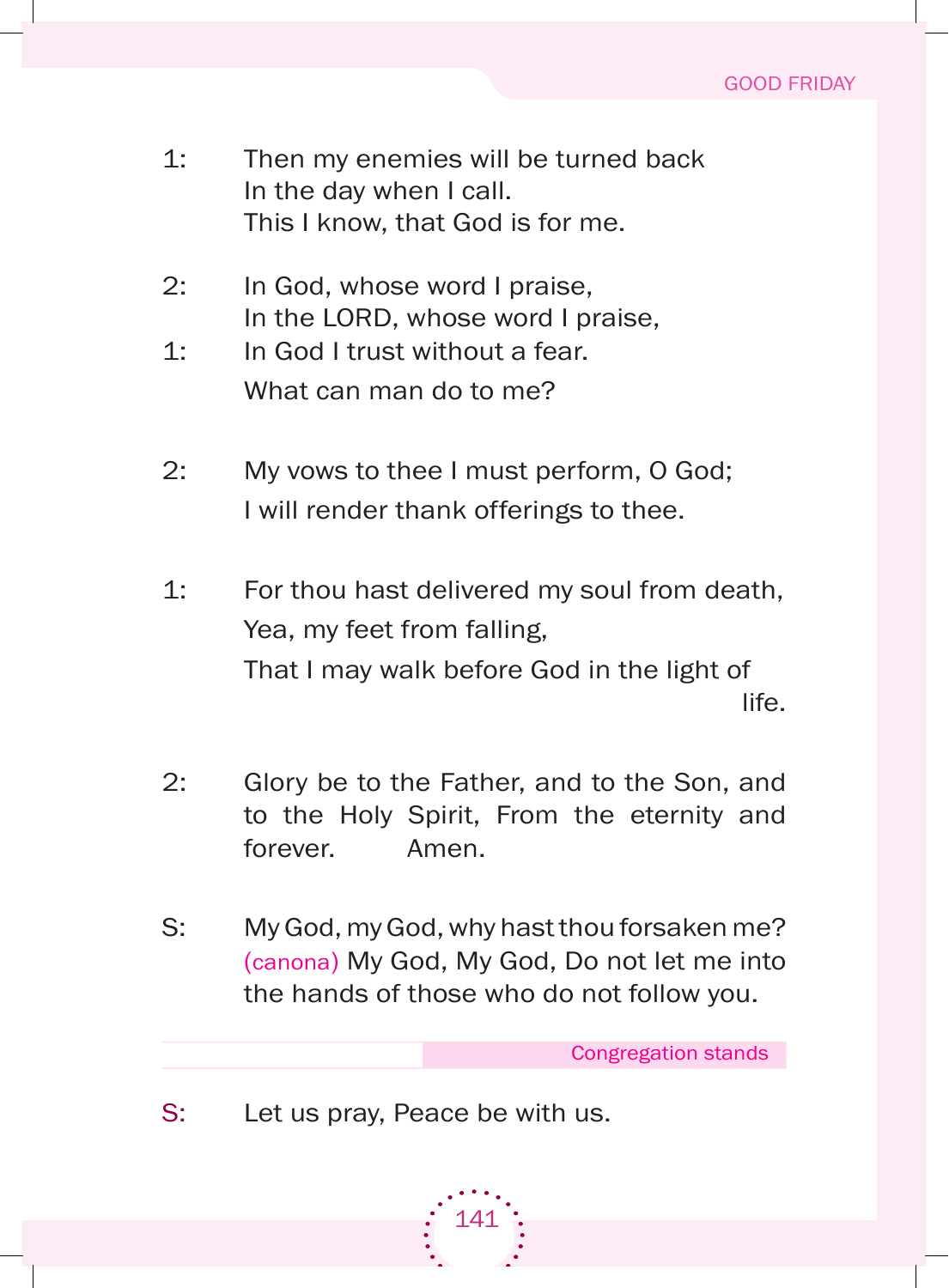1: Then my enemies will be turned back
In the day when I call.
This I know, that God is for me.

2: In God, whose word I praise,
In the LORD, whose word I praise,

1: In God I trust without a fear.
What can man do to me?

2: My vows to thee I must perform, O God;
I will render thank offerings to thee.

1: For thou hast delivered my soul from death,
Yea, my feet from falling,
That I may walk before God in the light of life.

2: Glory be to the Father, and to the Son, and to the Holy Spirit, From the eternity and forever. Amen.

S: My God, my God, why hast thou forsaken me? (canona) My God, My God, Do not let me into the hands of those who do not follow you.

*Congregation stands*

S: Let us pray, Peace be with us.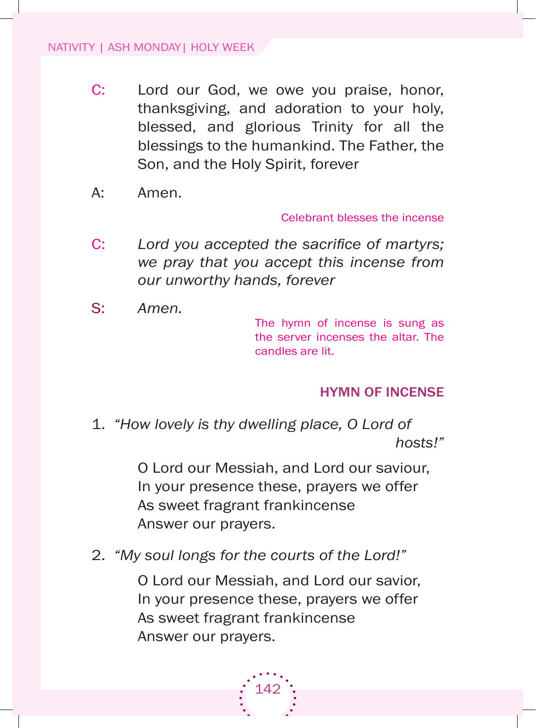C: Lord our God, we owe you praise, honor, thanksgiving, and adoration to your holy, blessed, and glorious Trinity for all the blessings to the humankind. The Father, the Son, and the Holy Spirit, forever

A: Amen.

Celebrant blesses the incense

C: *Lord you accepted the sacrifice of martyrs; we pray that you accept this incense from our unworthy hands, forever*

S: *Amen.*

The hymn of incense is sung as the server incenses the altar. The candles are lit.

### HYMN OF INCENSE

1. *"How lovely is thy dwelling place, O Lord of hosts!"*

   O Lord our Messiah, and Lord our saviour,
   In your presence these, prayers we offer
   As sweet fragrant frankincense
   Answer our prayers.

2. *"My soul longs for the courts of the Lord!"*

   O Lord our Messiah, and Lord our savior,
   In your presence these, prayers we offer
   As sweet fragrant frankincense
   Answer our prayers.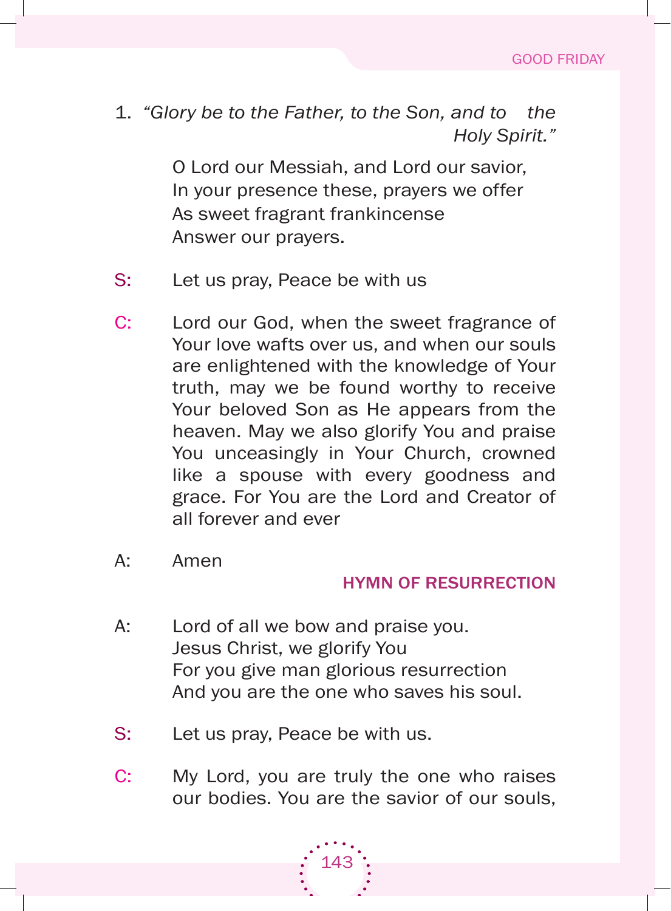1. *"Glory be to the Father, to the Son, and to the Holy Spirit."*

O Lord our Messiah, and Lord our savior,
In your presence these, prayers we offer
As sweet fragrant frankincense
Answer our prayers.

S: Let us pray, Peace be with us

C: Lord our God, when the sweet fragrance of Your love wafts over us, and when our souls are enlightened with the knowledge of Your truth, may we be found worthy to receive Your beloved Son as He appears from the heaven. May we also glorify You and praise You unceasingly in Your Church, crowned like a spouse with every goodness and grace. For You are the Lord and Creator of all forever and ever

A: Amen

**HYMN OF RESURRECTION**

A: Lord of all we bow and praise you.
Jesus Christ, we glorify You
For you give man glorious resurrection
And you are the one who saves his soul.

S: Let us pray, Peace be with us.

C: My Lord, you are truly the one who raises our bodies. You are the savior of our souls,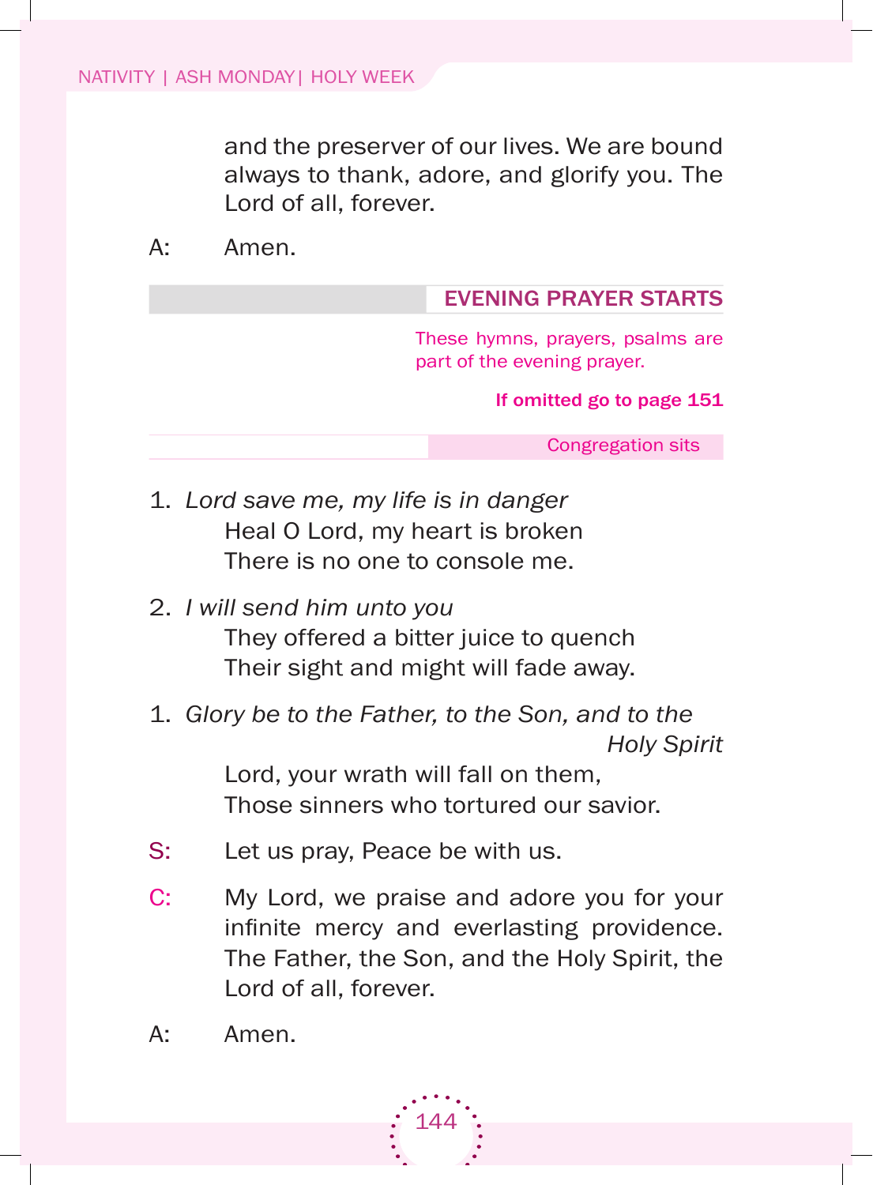and the preserver of our lives. We are bound always to thank, adore, and glorify you. The Lord of all, forever.

A: Amen.

## EVENING PRAYER STARTS

These hymns, prayers, psalms are part of the evening prayer.

**If omitted go to page 151**

Congregation sits

1. *Lord save me, my life is in danger*
   Heal O Lord, my heart is broken
   There is no one to console me.

2. *I will send him unto you*
   They offered a bitter juice to quench
   Their sight and might will fade away.

1. *Glory be to the Father, to the Son, and to the Holy Spirit*
   Lord, your wrath will fall on them,
   Those sinners who tortured our savior.

S: Let us pray, Peace be with us.

C: My Lord, we praise and adore you for your infinite mercy and everlasting providence. The Father, the Son, and the Holy Spirit, the Lord of all, forever.

A: Amen.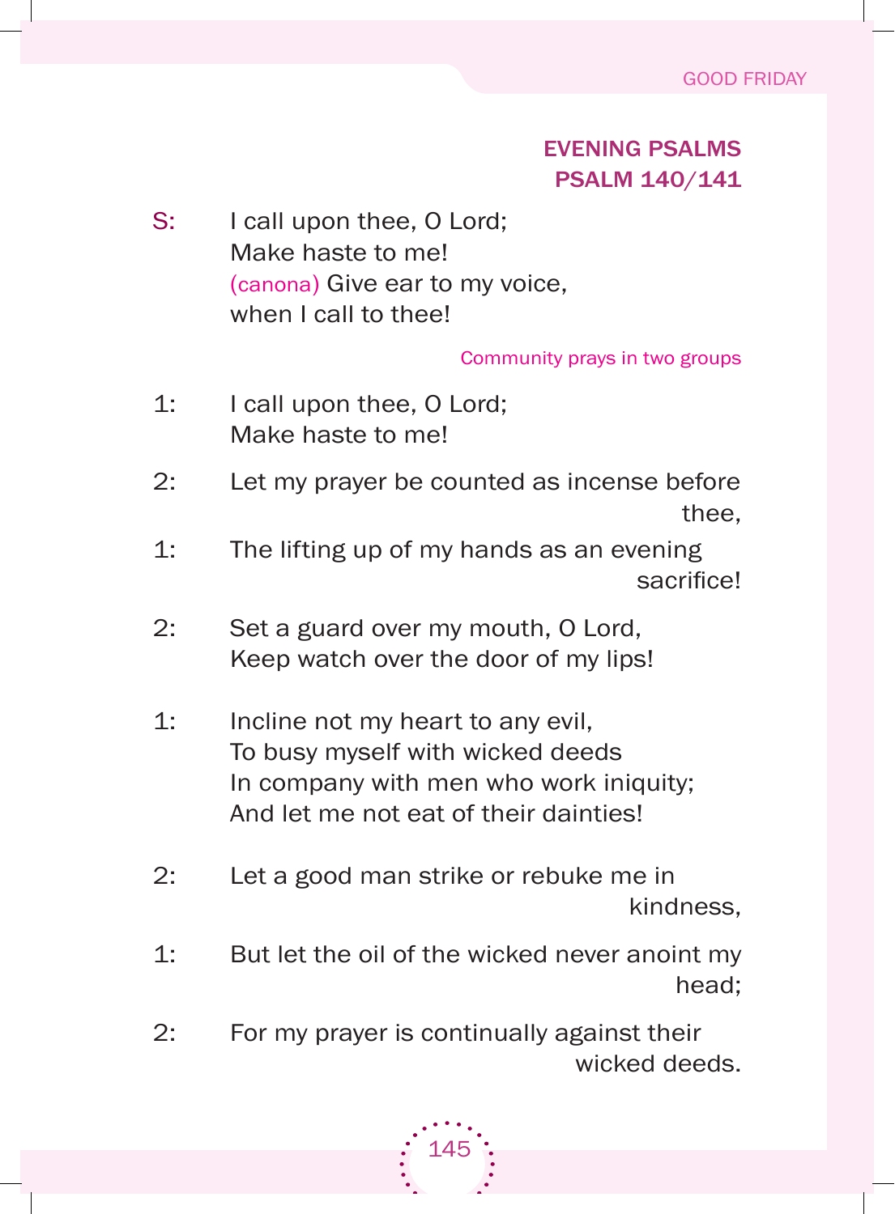## EVENING PSALMS
## PSALM 140/141

S: I call upon thee, O Lord;
Make haste to me!
(canona) Give ear to my voice,
when I call to thee!

*Community prays in two groups*

1: I call upon thee, O Lord;
Make haste to me!

2: Let my prayer be counted as incense before thee,

1: The lifting up of my hands as an evening sacrifice!

2: Set a guard over my mouth, O Lord,
Keep watch over the door of my lips!

1: Incline not my heart to any evil,
To busy myself with wicked deeds
In company with men who work iniquity;
And let me not eat of their dainties!

2: Let a good man strike or rebuke me in kindness,

1: But let the oil of the wicked never anoint my head;

2: For my prayer is continually against their wicked deeds.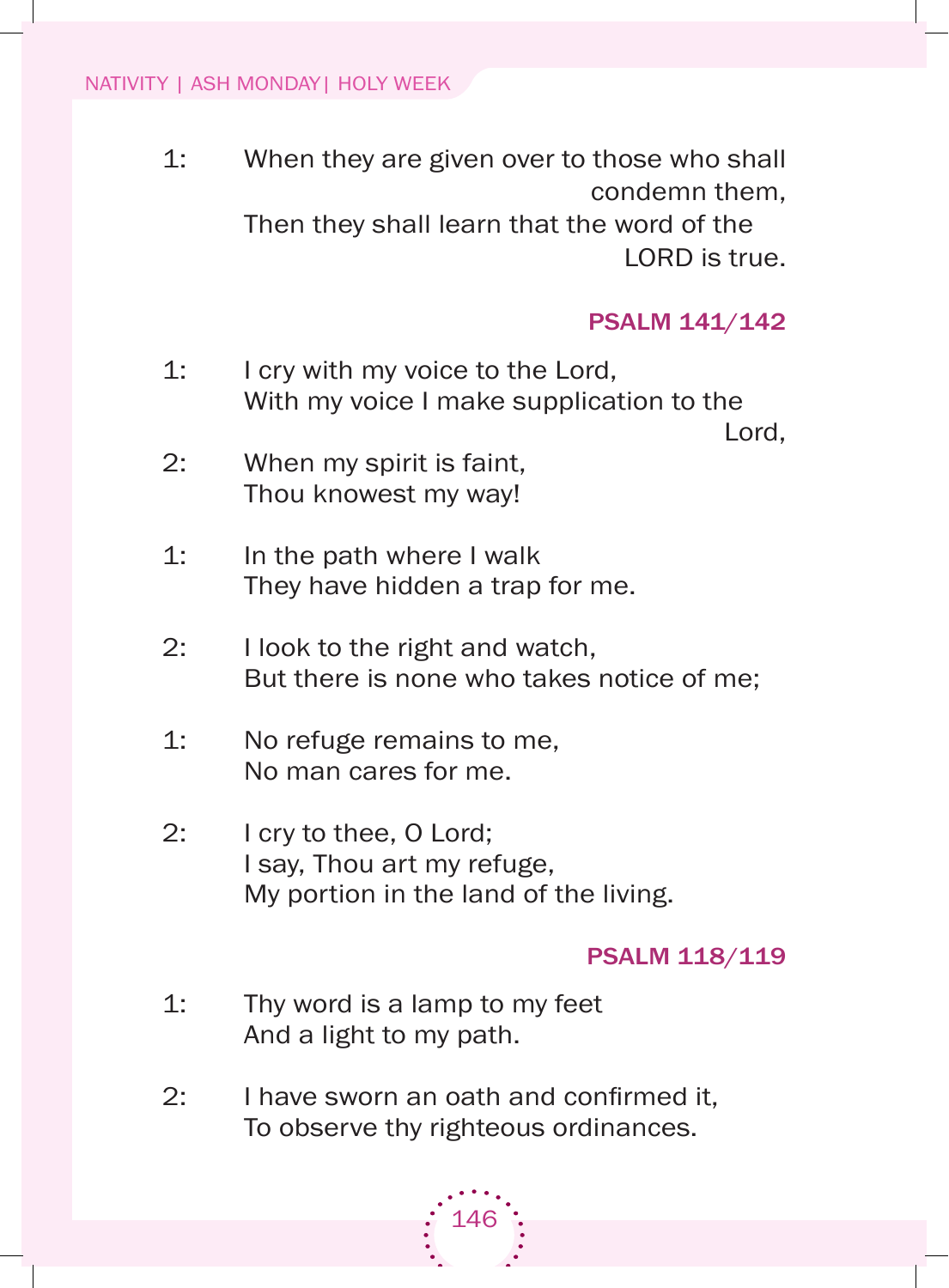1: When they are given over to those who shall condemn them,
Then they shall learn that the word of the LORD is true.

**PSALM 141/142**

1: I cry with my voice to the Lord,
With my voice I make supplication to the Lord,

2: When my spirit is faint,
Thou knowest my way!

1: In the path where I walk
They have hidden a trap for me.

2: I look to the right and watch,
But there is none who takes notice of me;

1: No refuge remains to me,
No man cares for me.

2: I cry to thee, O Lord;
I say, Thou art my refuge,
My portion in the land of the living.

**PSALM 118/119**

1: Thy word is a lamp to my feet
And a light to my path.

2: I have sworn an oath and confirmed it,
To observe thy righteous ordinances.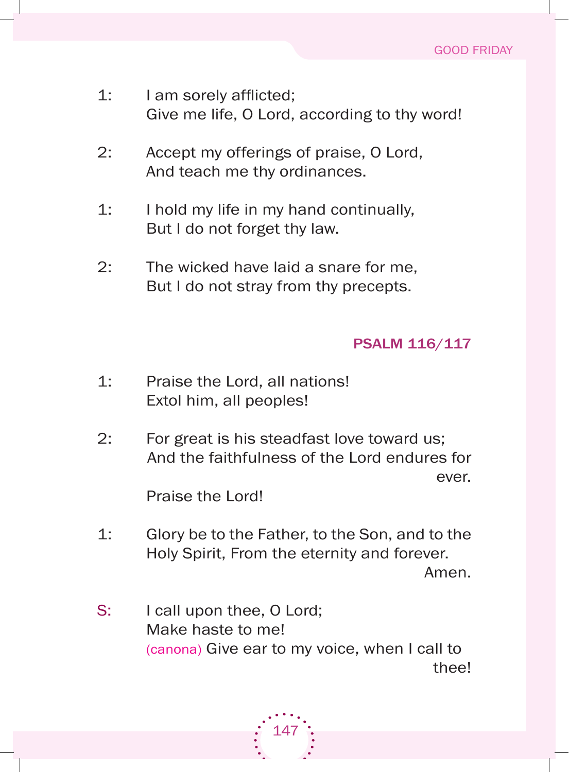1: I am sorely afflicted;
Give me life, O Lord, according to thy word!

2: Accept my offerings of praise, O Lord,
And teach me thy ordinances.

1: I hold my life in my hand continually,
But I do not forget thy law.

2: The wicked have laid a snare for me,
But I do not stray from thy precepts.

### PSALM 116/117

1: Praise the Lord, all nations!
Extol him, all peoples!

2: For great is his steadfast love toward us;
And the faithfulness of the Lord endures for ever.
Praise the Lord!

1: Glory be to the Father, to the Son, and to the Holy Spirit, From the eternity and forever.
Amen.

S: I call upon thee, O Lord;
Make haste to me!
(canona) Give ear to my voice, when I call to thee!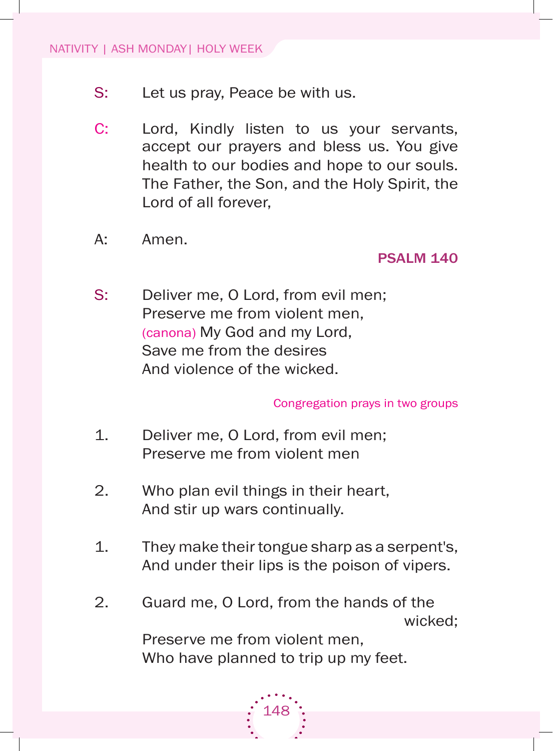S: Let us pray, Peace be with us.

C: Lord, Kindly listen to us your servants, accept our prayers and bless us. You give health to our bodies and hope to our souls. The Father, the Son, and the Holy Spirit, the Lord of all forever,

A: Amen.

**PSALM 140**

S: Deliver me, O Lord, from evil men;
Preserve me from violent men,
(canona) My God and my Lord,
Save me from the desires
And violence of the wicked.

*Congregation prays in two groups*

1. Deliver me, O Lord, from evil men;
Preserve me from violent men

2. Who plan evil things in their heart,
And stir up wars continually.

1. They make their tongue sharp as a serpent's,
And under their lips is the poison of vipers.

2. Guard me, O Lord, from the hands of the wicked;
Preserve me from violent men,
Who have planned to trip up my feet.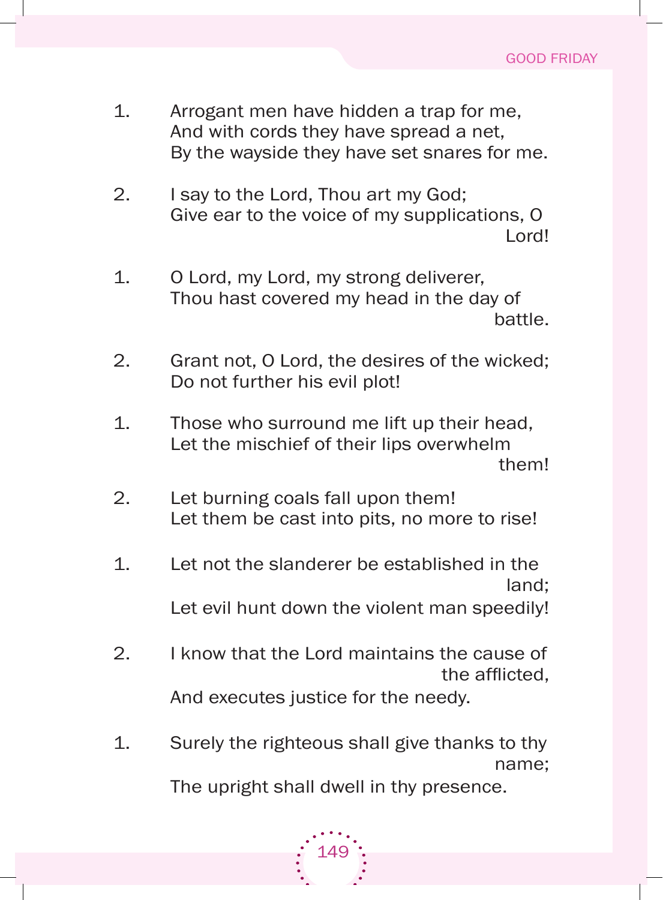1. Arrogant men have hidden a trap for me,
   And with cords they have spread a net,
   By the wayside they have set snares for me.

2. I say to the Lord, Thou art my God;
   Give ear to the voice of my supplications, O Lord!

1. O Lord, my Lord, my strong deliverer,
   Thou hast covered my head in the day of battle.

2. Grant not, O Lord, the desires of the wicked;
   Do not further his evil plot!

1. Those who surround me lift up their head,
   Let the mischief of their lips overwhelm them!

2. Let burning coals fall upon them!
   Let them be cast into pits, no more to rise!

1. Let not the slanderer be established in the land;
   Let evil hunt down the violent man speedily!

2. I know that the Lord maintains the cause of the afflicted,
   And executes justice for the needy.

1. Surely the righteous shall give thanks to thy name;
   The upright shall dwell in thy presence.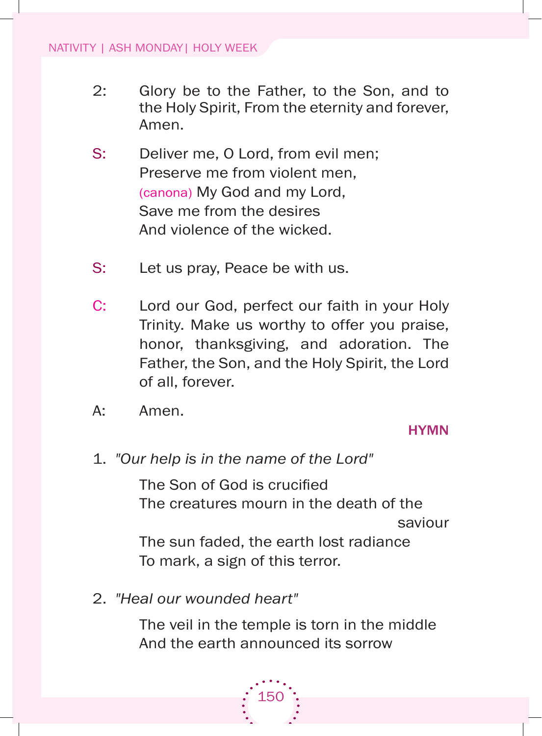2: Glory be to the Father, to the Son, and to the Holy Spirit, From the eternity and forever, Amen.

S: Deliver me, O Lord, from evil men;  
Preserve me from violent men,  
(canona) My God and my Lord,  
Save me from the desires  
And violence of the wicked.

S: Let us pray, Peace be with us.

C: Lord our God, perfect our faith in your Holy Trinity. Make us worthy to offer you praise, honor, thanksgiving, and adoration. The Father, the Son, and the Holy Spirit, the Lord of all, forever.

A: Amen.

**HYMN**

1. *"Our help is in the name of the Lord"*

   The Son of God is crucified  
   The creatures mourn in the death of the saviour  
   The sun faded, the earth lost radiance  
   To mark, a sign of this terror.

2. *"Heal our wounded heart"*

   The veil in the temple is torn in the middle  
   And the earth announced its sorrow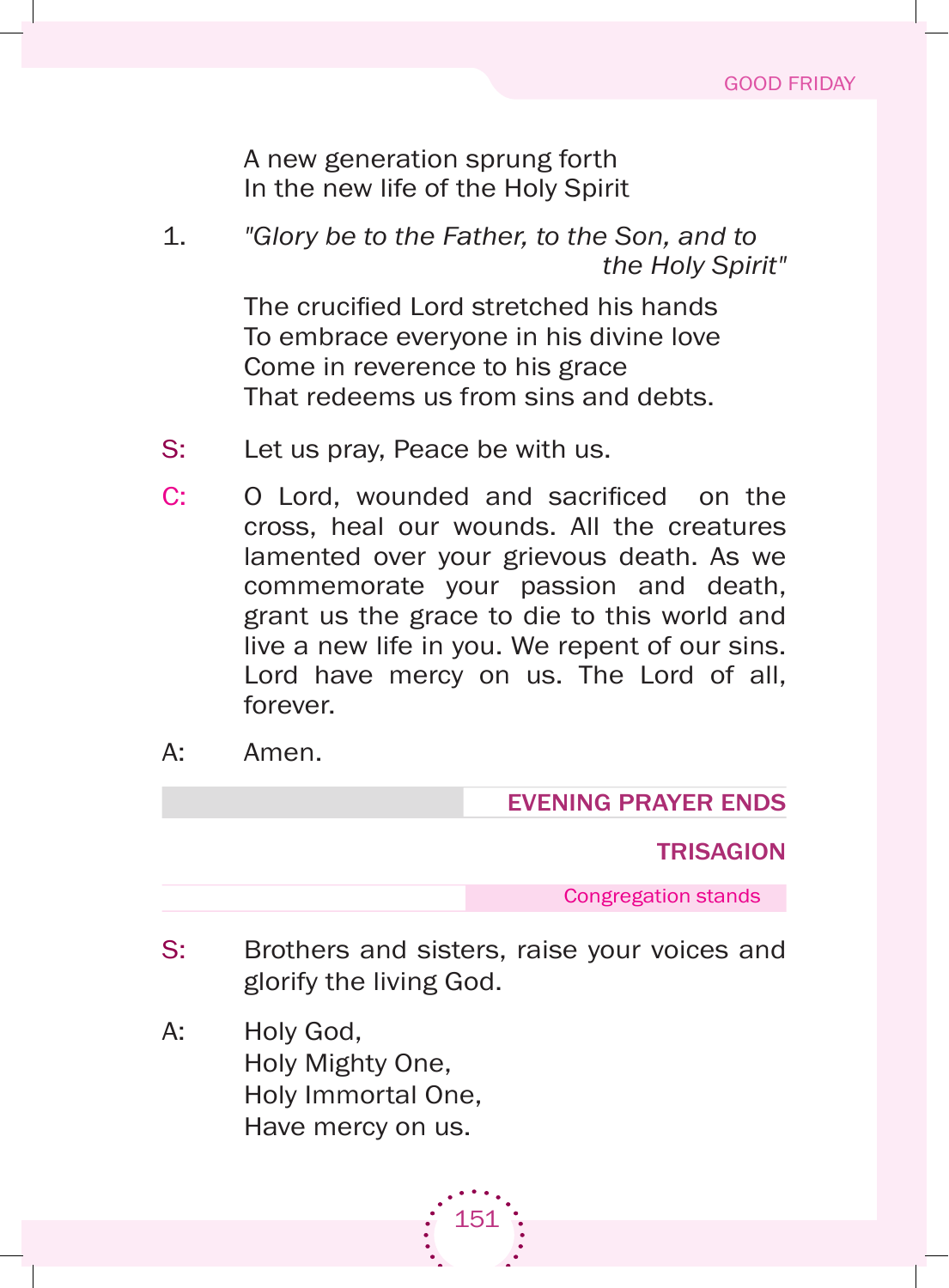A new generation sprung forth
In the new life of the Holy Spirit

1. *"Glory be to the Father, to the Son, and to the Holy Spirit"*

The crucified Lord stretched his hands
To embrace everyone in his divine love
Come in reverence to his grace
That redeems us from sins and debts.

S: Let us pray, Peace be with us.

C: O Lord, wounded and sacrificed on the cross, heal our wounds. All the creatures lamented over your grievous death. As we commemorate your passion and death, grant us the grace to die to this world and live a new life in you. We repent of our sins. Lord have mercy on us. The Lord of all, forever.

A: Amen.

## EVENING PRAYER ENDS

## TRISAGION

*Congregation stands*

S: Brothers and sisters, raise your voices and glorify the living God.

A: Holy God,
Holy Mighty One,
Holy Immortal One,
Have mercy on us.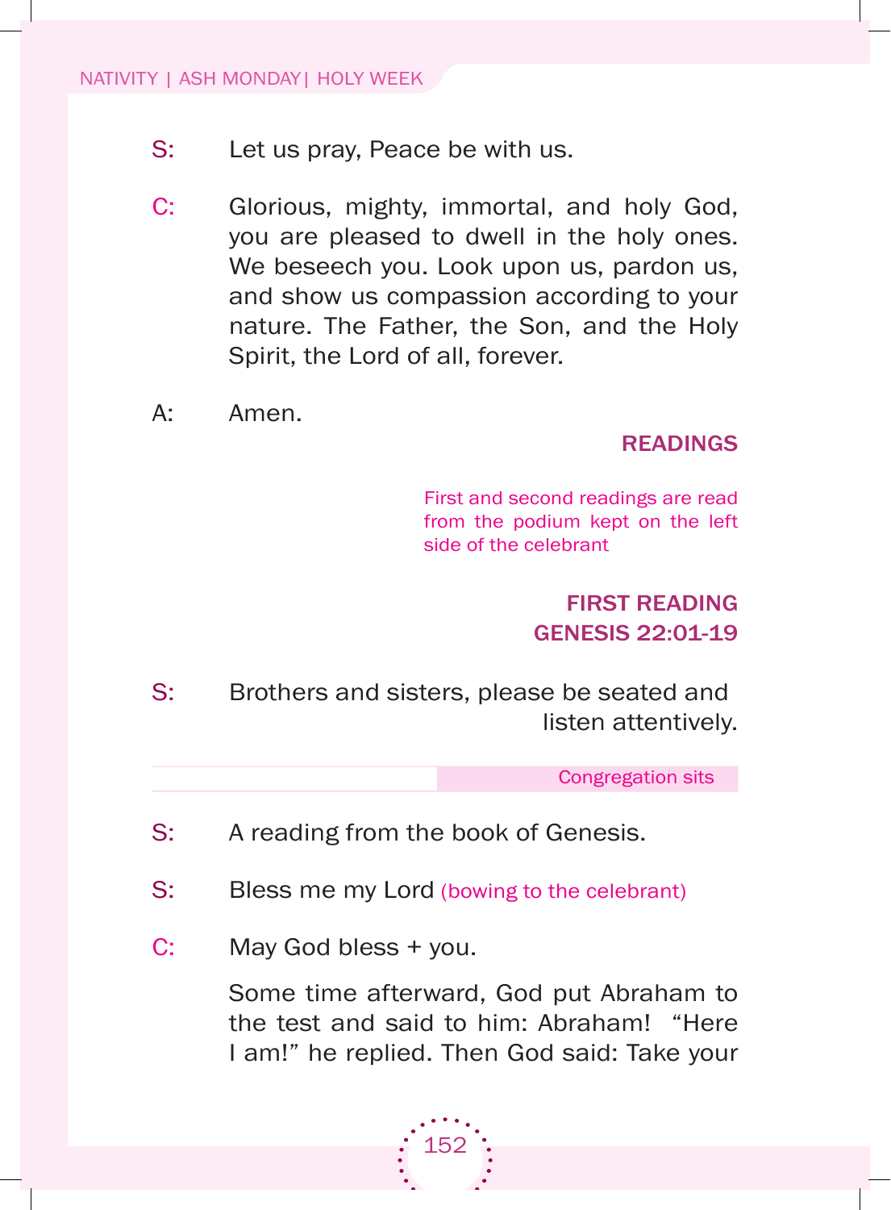S: Let us pray, Peace be with us.

C: Glorious, mighty, immortal, and holy God, you are pleased to dwell in the holy ones. We beseech you. Look upon us, pardon us, and show us compassion according to your nature. The Father, the Son, and the Holy Spirit, the Lord of all, forever.

A: Amen.

## READINGS

*First and second readings are read from the podium kept on the left side of the celebrant*

### FIRST READING
### GENESIS 22:01-19

S: Brothers and sisters, please be seated and listen attentively.

*Congregation sits*

S: A reading from the book of Genesis.

S: Bless me my Lord *(bowing to the celebrant)*

C: May God bless + you.

Some time afterward, God put Abraham to the test and said to him: Abraham! "Here I am!" he replied. Then God said: Take your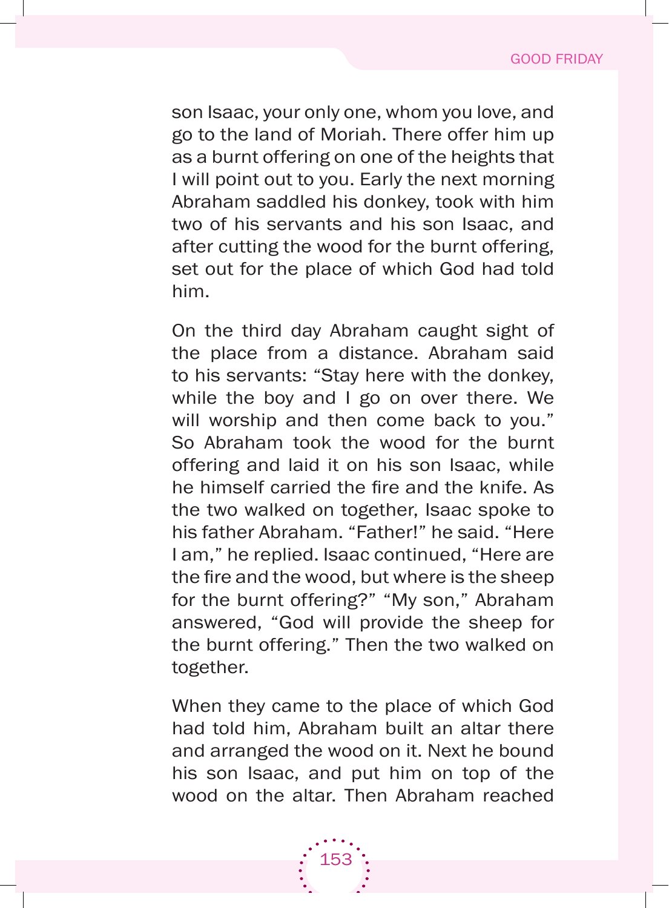son Isaac, your only one, whom you love, and go to the land of Moriah. There offer him up as a burnt offering on one of the heights that I will point out to you. Early the next morning Abraham saddled his donkey, took with him two of his servants and his son Isaac, and after cutting the wood for the burnt offering, set out for the place of which God had told him.

On the third day Abraham caught sight of the place from a distance. Abraham said to his servants: "Stay here with the donkey, while the boy and I go on over there. We will worship and then come back to you." So Abraham took the wood for the burnt offering and laid it on his son Isaac, while he himself carried the fire and the knife. As the two walked on together, Isaac spoke to his father Abraham. "Father!" he said. "Here I am," he replied. Isaac continued, "Here are the fire and the wood, but where is the sheep for the burnt offering?" "My son," Abraham answered, "God will provide the sheep for the burnt offering." Then the two walked on together.

When they came to the place of which God had told him, Abraham built an altar there and arranged the wood on it. Next he bound his son Isaac, and put him on top of the wood on the altar. Then Abraham reached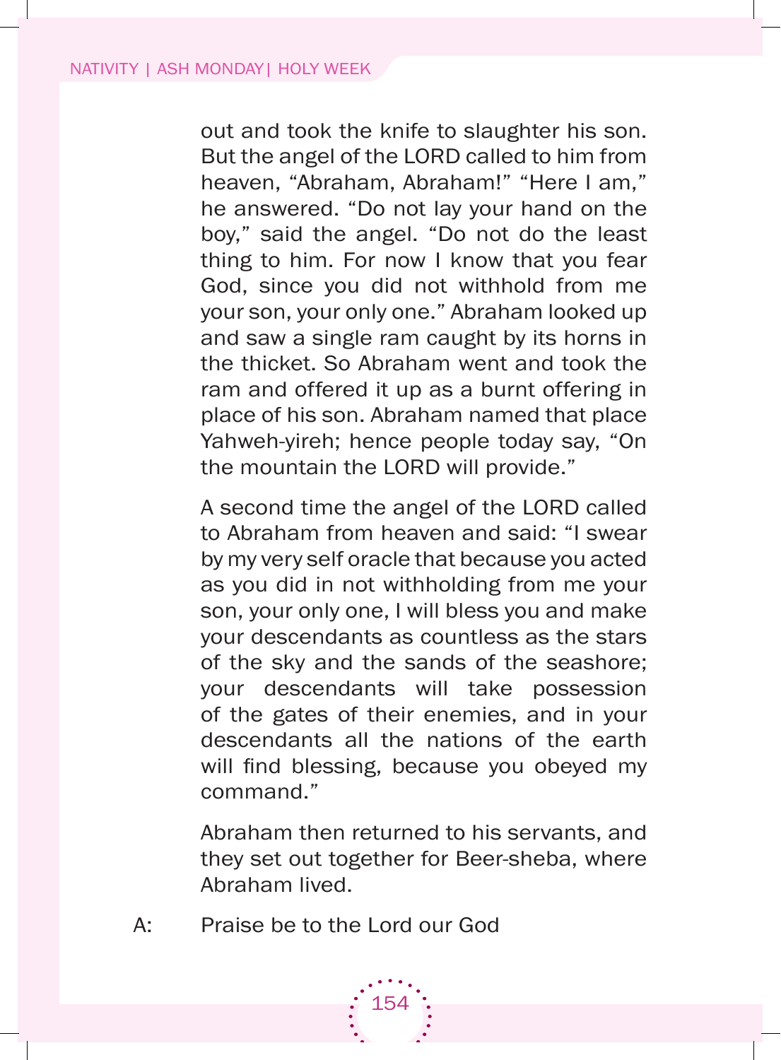out and took the knife to slaughter his son. But the angel of the LORD called to him from heaven, "Abraham, Abraham!" "Here I am," he answered. "Do not lay your hand on the boy," said the angel. "Do not do the least thing to him. For now I know that you fear God, since you did not withhold from me your son, your only one." Abraham looked up and saw a single ram caught by its horns in the thicket. So Abraham went and took the ram and offered it up as a burnt offering in place of his son. Abraham named that place Yahweh-yireh; hence people today say, "On the mountain the LORD will provide."

A second time the angel of the LORD called to Abraham from heaven and said: "I swear by my very self oracle that because you acted as you did in not withholding from me your son, your only one, I will bless you and make your descendants as countless as the stars of the sky and the sands of the seashore; your descendants will take possession of the gates of their enemies, and in your descendants all the nations of the earth will find blessing, because you obeyed my command."

Abraham then returned to his servants, and they set out together for Beer-sheba, where Abraham lived.

A: Praise be to the Lord our God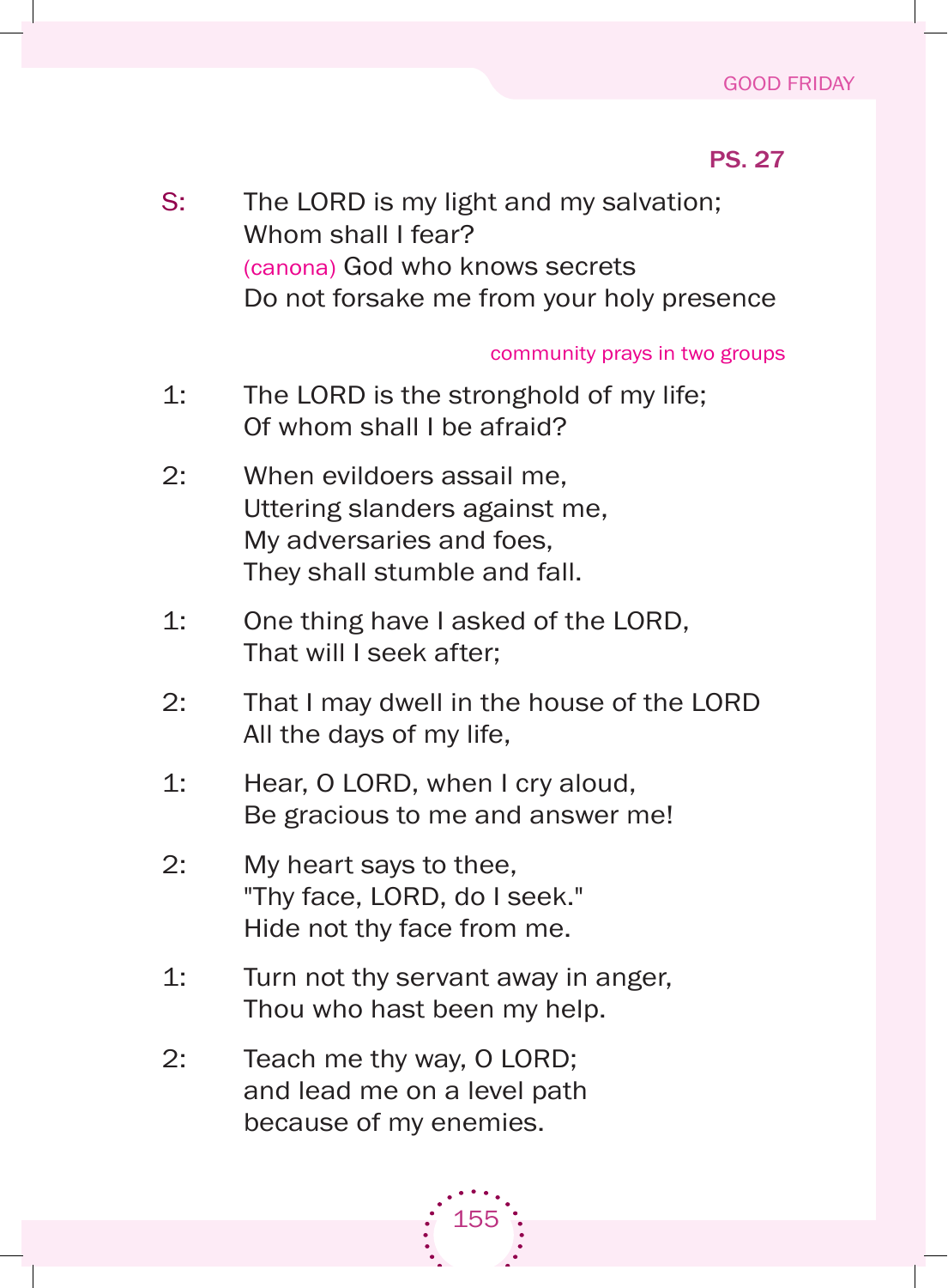## PS. 27

S: The LORD is my light and my salvation;  
Whom shall I fear?  
(canona) God who knows secrets  
Do not forsake me from your holy presence

*community prays in two groups*

1: The LORD is the stronghold of my life;  
Of whom shall I be afraid?

2: When evildoers assail me,  
Uttering slanders against me,  
My adversaries and foes,  
They shall stumble and fall.

1: One thing have I asked of the LORD,  
That will I seek after;

2: That I may dwell in the house of the LORD  
All the days of my life,

1: Hear, O LORD, when I cry aloud,  
Be gracious to me and answer me!

2: My heart says to thee,  
"Thy face, LORD, do I seek."  
Hide not thy face from me.

1: Turn not thy servant away in anger,  
Thou who hast been my help.

2: Teach me thy way, O LORD;  
and lead me on a level path  
because of my enemies.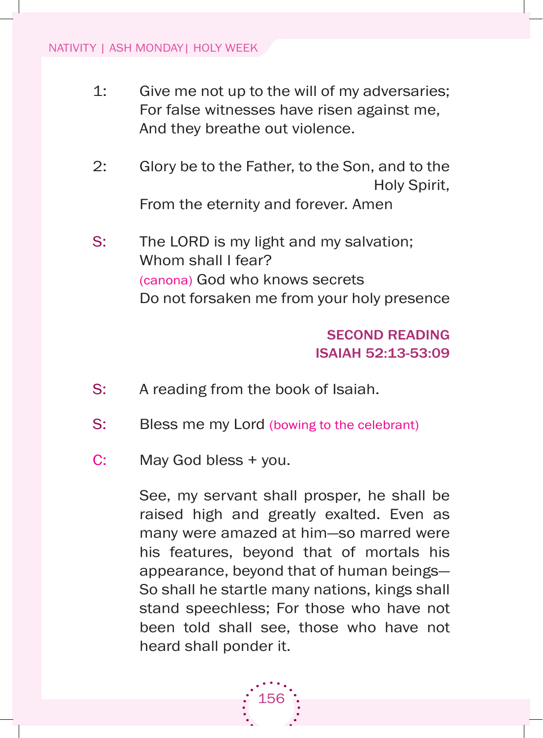1: Give me not up to the will of my adversaries;
For false witnesses have risen against me,
And they breathe out violence.

2: Glory be to the Father, to the Son, and to the Holy Spirit,
From the eternity and forever. Amen

S: The LORD is my light and my salvation;
Whom shall I fear?
(canona) God who knows secrets
Do not forsaken me from your holy presence

## SECOND READING
## ISAIAH 52:13-53:09

S: A reading from the book of Isaiah.

S: Bless me my Lord (bowing to the celebrant)

C: May God bless + you.

See, my servant shall prosper, he shall be raised high and greatly exalted. Even as many were amazed at him—so marred were his features, beyond that of mortals his appearance, beyond that of human beings—So shall he startle many nations, kings shall stand speechless; For those who have not been told shall see, those who have not heard shall ponder it.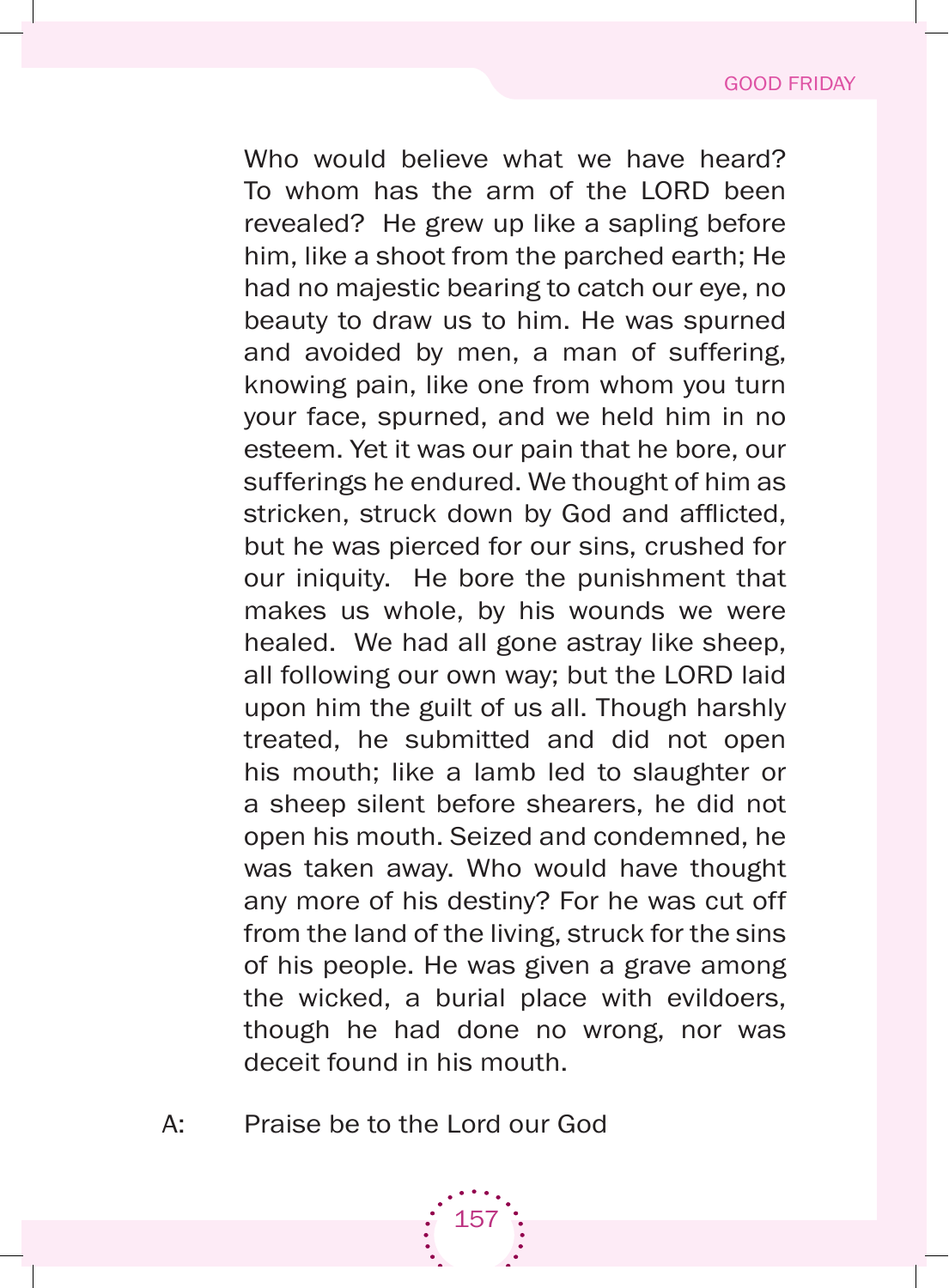Who would believe what we have heard? To whom has the arm of the LORD been revealed? He grew up like a sapling before him, like a shoot from the parched earth; He had no majestic bearing to catch our eye, no beauty to draw us to him. He was spurned and avoided by men, a man of suffering, knowing pain, like one from whom you turn your face, spurned, and we held him in no esteem. Yet it was our pain that he bore, our sufferings he endured. We thought of him as stricken, struck down by God and afflicted, but he was pierced for our sins, crushed for our iniquity. He bore the punishment that makes us whole, by his wounds we were healed. We had all gone astray like sheep, all following our own way; but the LORD laid upon him the guilt of us all. Though harshly treated, he submitted and did not open his mouth; like a lamb led to slaughter or a sheep silent before shearers, he did not open his mouth. Seized and condemned, he was taken away. Who would have thought any more of his destiny? For he was cut off from the land of the living, struck for the sins of his people. He was given a grave among the wicked, a burial place with evildoers, though he had done no wrong, nor was deceit found in his mouth.

A: Praise be to the Lord our God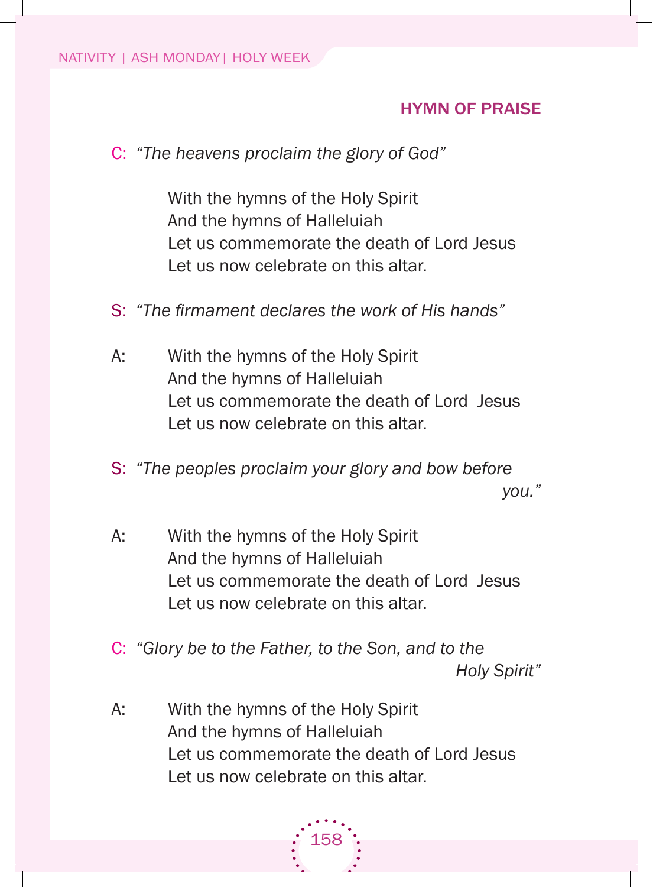## HYMN OF PRAISE

C: *"The heavens proclaim the glory of God"*

With the hymns of the Holy Spirit
And the hymns of Halleluiah
Let us commemorate the death of Lord Jesus
Let us now celebrate on this altar.

S: *"The firmament declares the work of His hands"*

A: With the hymns of the Holy Spirit
And the hymns of Halleluiah
Let us commemorate the death of Lord Jesus
Let us now celebrate on this altar.

S: *"The peoples proclaim your glory and bow before you."*

A: With the hymns of the Holy Spirit
And the hymns of Halleluiah
Let us commemorate the death of Lord Jesus
Let us now celebrate on this altar.

C: *"Glory be to the Father, to the Son, and to the Holy Spirit"*

A: With the hymns of the Holy Spirit
And the hymns of Halleluiah
Let us commemorate the death of Lord Jesus
Let us now celebrate on this altar.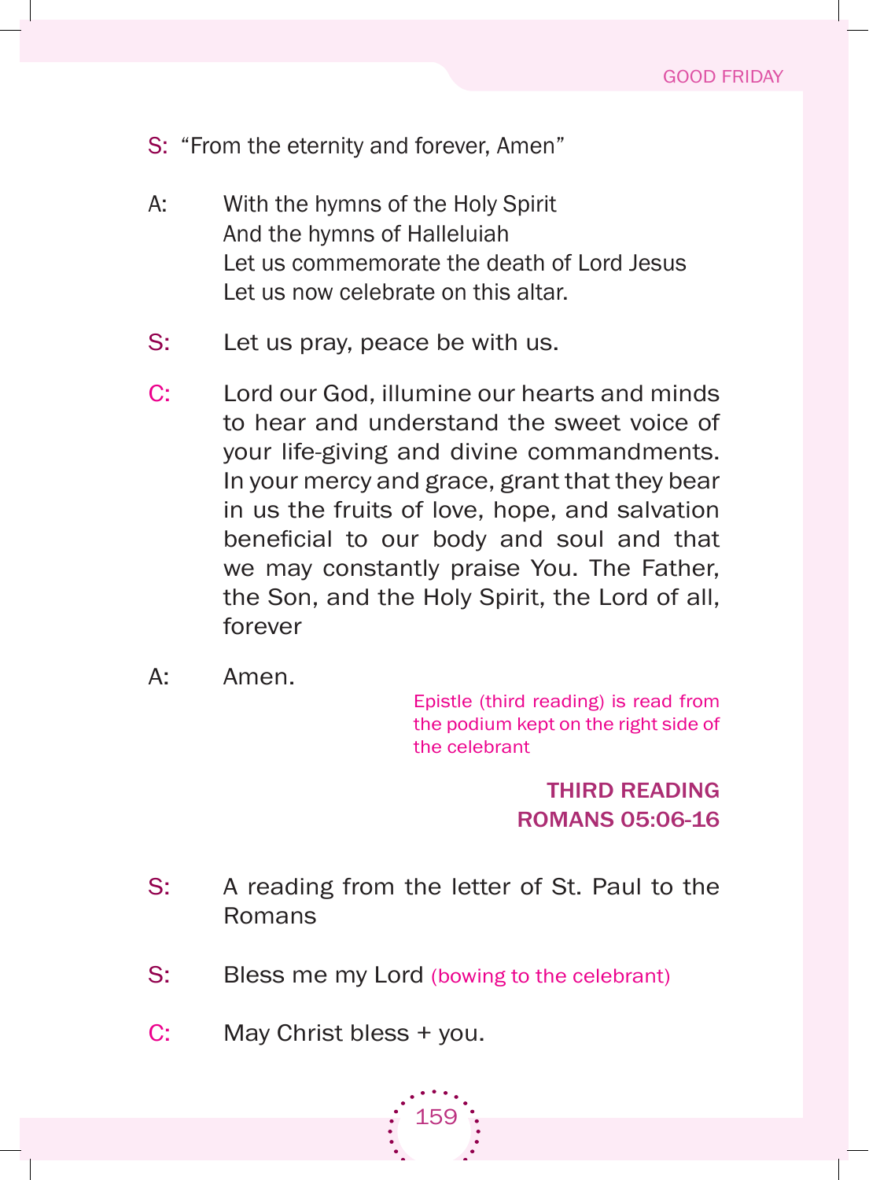S: "From the eternity and forever, Amen"

A: With the hymns of the Holy Spirit
And the hymns of Halleluiah
Let us commemorate the death of Lord Jesus
Let us now celebrate on this altar.

S: Let us pray, peace be with us.

C: Lord our God, illumine our hearts and minds to hear and understand the sweet voice of your life-giving and divine commandments. In your mercy and grace, grant that they bear in us the fruits of love, hope, and salvation beneficial to our body and soul and that we may constantly praise You. The Father, the Son, and the Holy Spirit, the Lord of all, forever

A: Amen.

*Epistle (third reading) is read from the podium kept on the right side of the celebrant*

## THIRD READING
## ROMANS 05:06-16

S: A reading from the letter of St. Paul to the Romans

S: Bless me my Lord *(bowing to the celebrant)*

C: May Christ bless + you.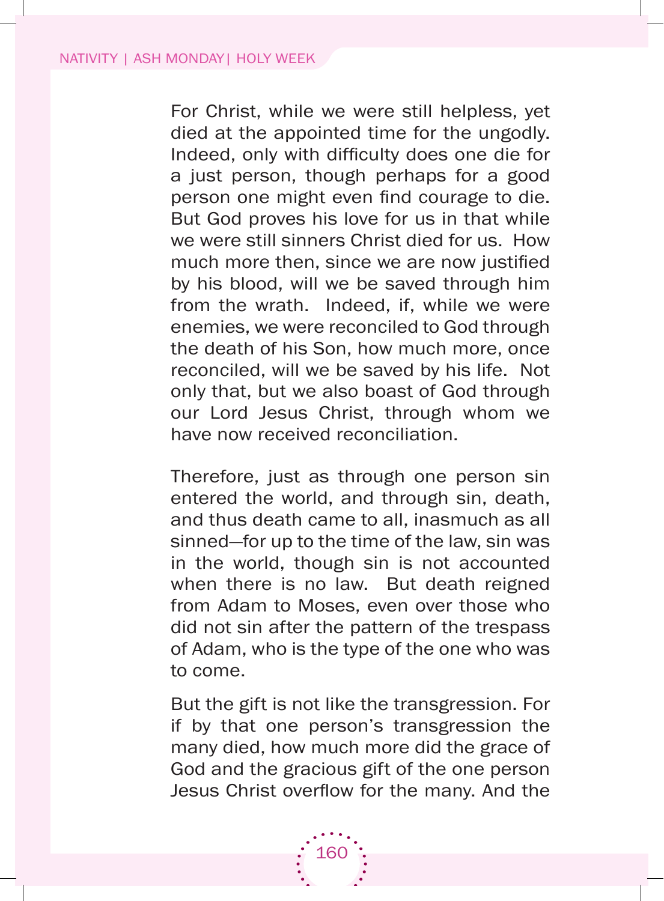For Christ, while we were still helpless, yet died at the appointed time for the ungodly. Indeed, only with difficulty does one die for a just person, though perhaps for a good person one might even find courage to die. But God proves his love for us in that while we were still sinners Christ died for us. How much more then, since we are now justified by his blood, will we be saved through him from the wrath. Indeed, if, while we were enemies, we were reconciled to God through the death of his Son, how much more, once reconciled, will we be saved by his life. Not only that, but we also boast of God through our Lord Jesus Christ, through whom we have now received reconciliation.

Therefore, just as through one person sin entered the world, and through sin, death, and thus death came to all, inasmuch as all sinned—for up to the time of the law, sin was in the world, though sin is not accounted when there is no law. But death reigned from Adam to Moses, even over those who did not sin after the pattern of the trespass of Adam, who is the type of the one who was to come.

But the gift is not like the transgression. For if by that one person's transgression the many died, how much more did the grace of God and the gracious gift of the one person Jesus Christ overflow for the many. And the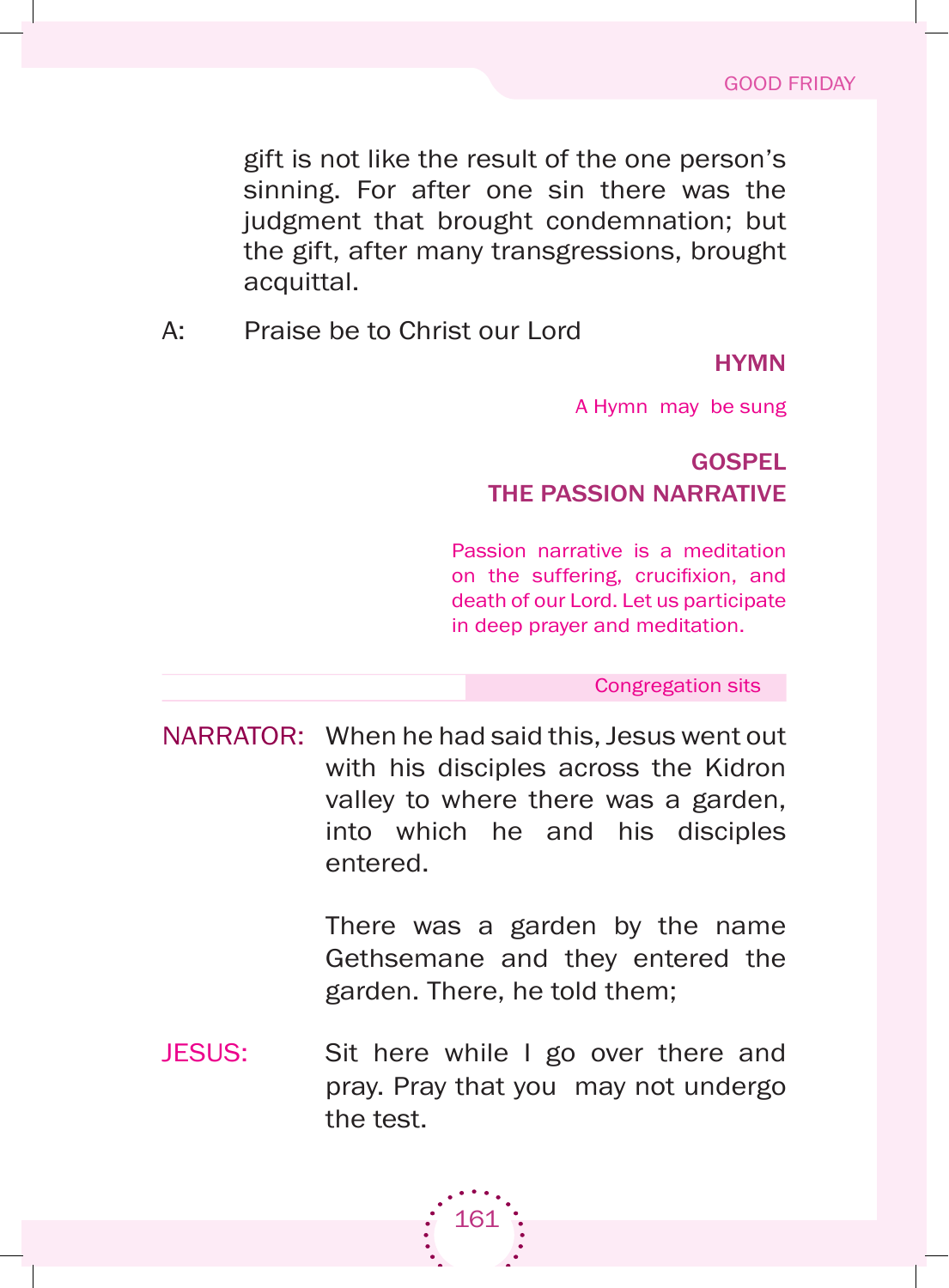gift is not like the result of the one person's sinning. For after one sin there was the judgment that brought condemnation; but the gift, after many transgressions, brought acquittal.

A: Praise be to Christ our Lord

### HYMN

*A Hymn may be sung*

### GOSPEL
### THE PASSION NARRATIVE

*Passion narrative is a meditation on the suffering, crucifixion, and death of our Lord. Let us participate in deep prayer and meditation.*

*Congregation sits*

NARRATOR: When he had said this, Jesus went out with his disciples across the Kidron valley to where there was a garden, into which he and his disciples entered.

There was a garden by the name Gethsemane and they entered the garden. There, he told them;

JESUS: Sit here while I go over there and pray. Pray that you may not undergo the test.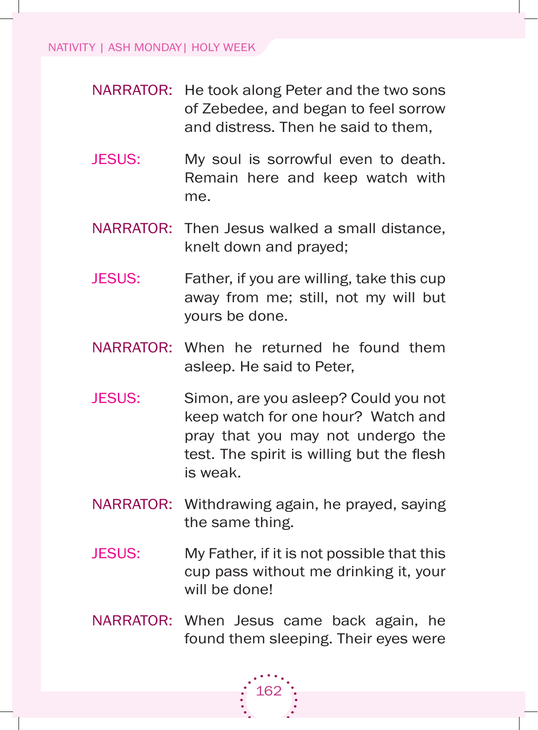NARRATOR: He took along Peter and the two sons of Zebedee, and began to feel sorrow and distress. Then he said to them,

JESUS: My soul is sorrowful even to death. Remain here and keep watch with me.

NARRATOR: Then Jesus walked a small distance, knelt down and prayed;

JESUS: Father, if you are willing, take this cup away from me; still, not my will but yours be done.

NARRATOR: When he returned he found them asleep. He said to Peter,

JESUS: Simon, are you asleep? Could you not keep watch for one hour? Watch and pray that you may not undergo the test. The spirit is willing but the flesh is weak.

NARRATOR: Withdrawing again, he prayed, saying the same thing.

JESUS: My Father, if it is not possible that this cup pass without me drinking it, your will be done!

NARRATOR: When Jesus came back again, he found them sleeping. Their eyes were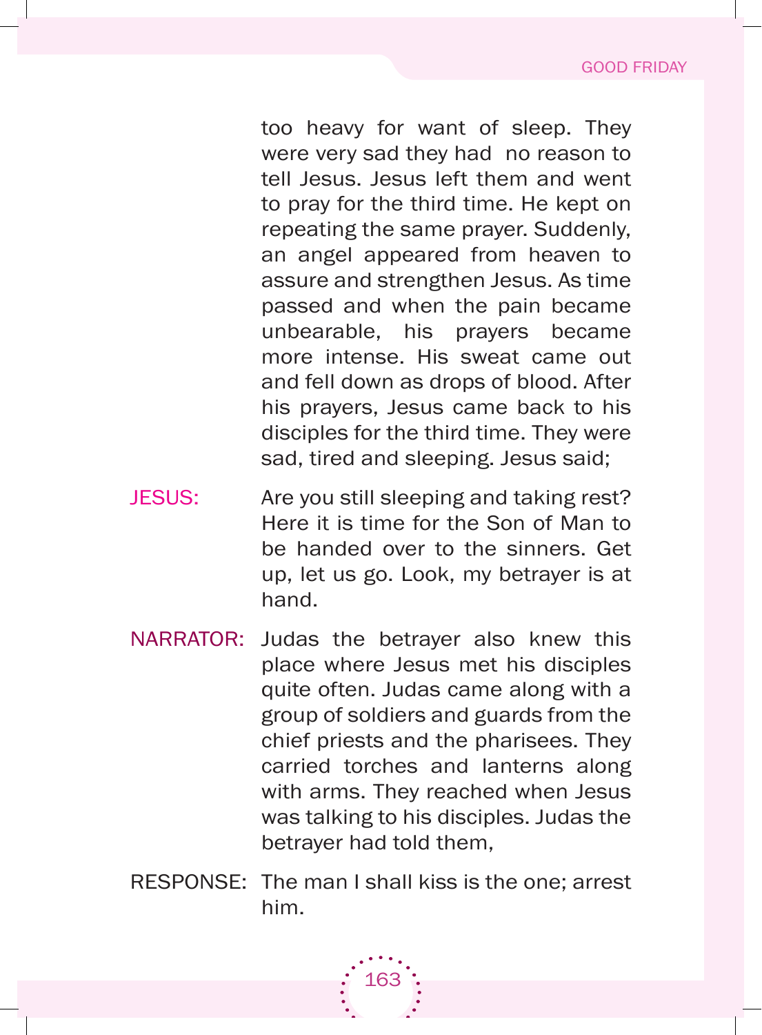too heavy for want of sleep. They were very sad they had  no reason to tell Jesus. Jesus left them and went to pray for the third time. He kept on repeating the same prayer. Suddenly, an angel appeared from heaven to assure and strengthen Jesus. As time passed and when the pain became unbearable, his prayers became more intense. His sweat came out and fell down as drops of blood. After his prayers, Jesus came back to his disciples for the third time. They were sad, tired and sleeping. Jesus said;

JESUS: Are you still sleeping and taking rest? Here it is time for the Son of Man to be handed over to the sinners. Get up, let us go. Look, my betrayer is at hand.

NARRATOR: Judas the betrayer also knew this place where Jesus met his disciples quite often. Judas came along with a group of soldiers and guards from the chief priests and the pharisees. They carried torches and lanterns along with arms. They reached when Jesus was talking to his disciples. Judas the betrayer had told them,

RESPONSE: The man I shall kiss is the one; arrest him.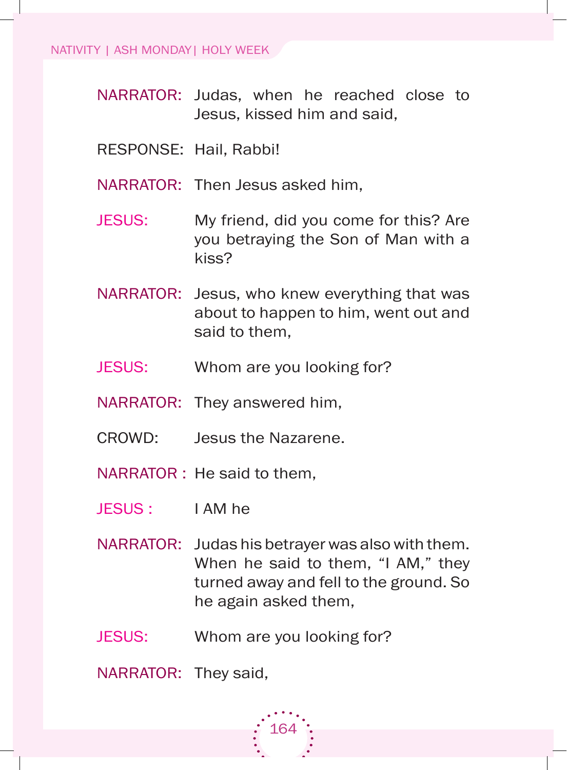NARRATOR: Judas, when he reached close to Jesus, kissed him and said,

RESPONSE: Hail, Rabbi!

NARRATOR: Then Jesus asked him,

JESUS: My friend, did you come for this? Are you betraying the Son of Man with a kiss?

NARRATOR: Jesus, who knew everything that was about to happen to him, went out and said to them,

JESUS: Whom are you looking for?

NARRATOR: They answered him,

CROWD: Jesus the Nazarene.

NARRATOR : He said to them,

JESUS : I AM he

NARRATOR: Judas his betrayer was also with them. When he said to them, “I AM,” they turned away and fell to the ground. So he again asked them,

JESUS: Whom are you looking for?

NARRATOR: They said,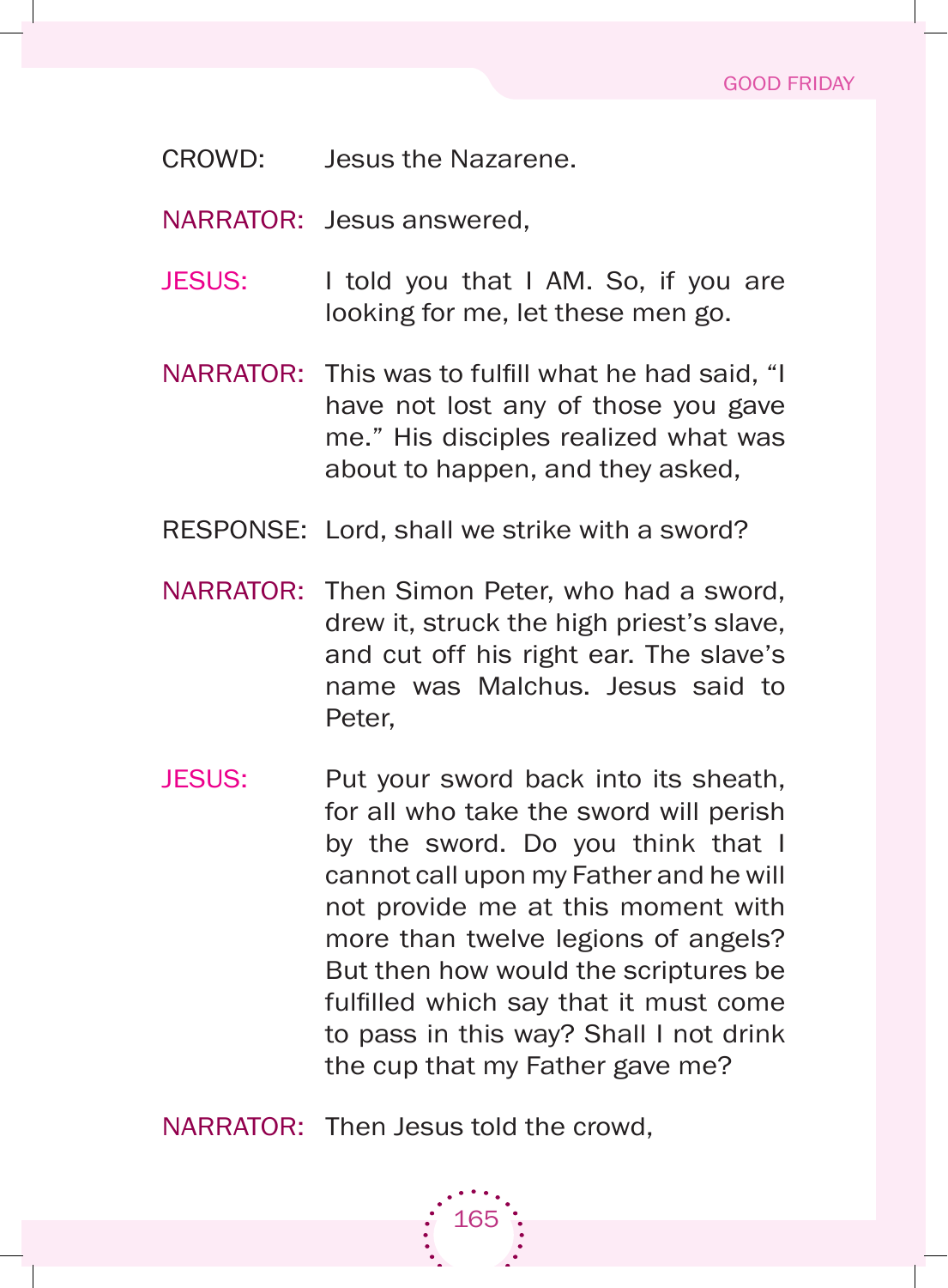CROWD: Jesus the Nazarene.

NARRATOR: Jesus answered,

JESUS: I told you that I AM. So, if you are looking for me, let these men go.

NARRATOR: This was to fulfill what he had said, "I have not lost any of those you gave me." His disciples realized what was about to happen, and they asked,

RESPONSE: Lord, shall we strike with a sword?

NARRATOR: Then Simon Peter, who had a sword, drew it, struck the high priest's slave, and cut off his right ear. The slave's name was Malchus. Jesus said to Peter,

JESUS: Put your sword back into its sheath, for all who take the sword will perish by the sword. Do you think that I cannot call upon my Father and he will not provide me at this moment with more than twelve legions of angels? But then how would the scriptures be fulfilled which say that it must come to pass in this way? Shall I not drink the cup that my Father gave me?

NARRATOR: Then Jesus told the crowd,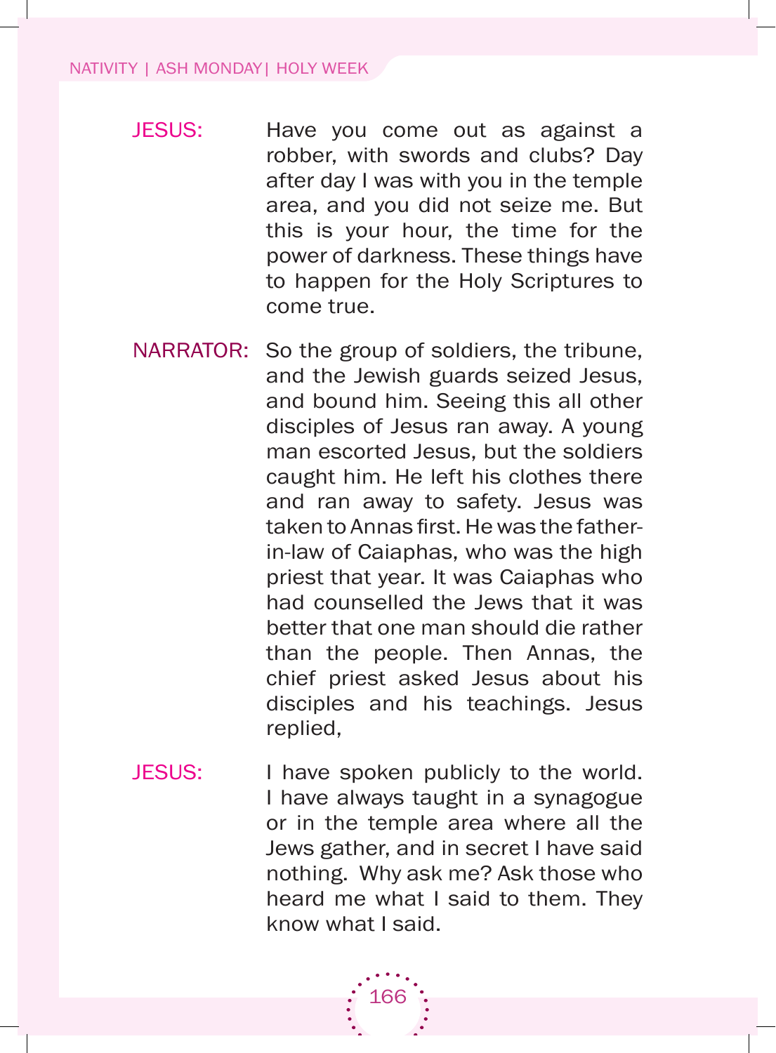**JESUS:** Have you come out as against a robber, with swords and clubs? Day after day I was with you in the temple area, and you did not seize me. But this is your hour, the time for the power of darkness. These things have to happen for the Holy Scriptures to come true.

**NARRATOR:** So the group of soldiers, the tribune, and the Jewish guards seized Jesus, and bound him. Seeing this all other disciples of Jesus ran away. A young man escorted Jesus, but the soldiers caught him. He left his clothes there and ran away to safety. Jesus was taken to Annas first. He was the father-in-law of Caiaphas, who was the high priest that year. It was Caiaphas who had counselled the Jews that it was better that one man should die rather than the people. Then Annas, the chief priest asked Jesus about his disciples and his teachings. Jesus replied,

**JESUS:** I have spoken publicly to the world. I have always taught in a synagogue or in the temple area where all the Jews gather, and in secret I have said nothing. Why ask me? Ask those who heard me what I said to them. They know what I said.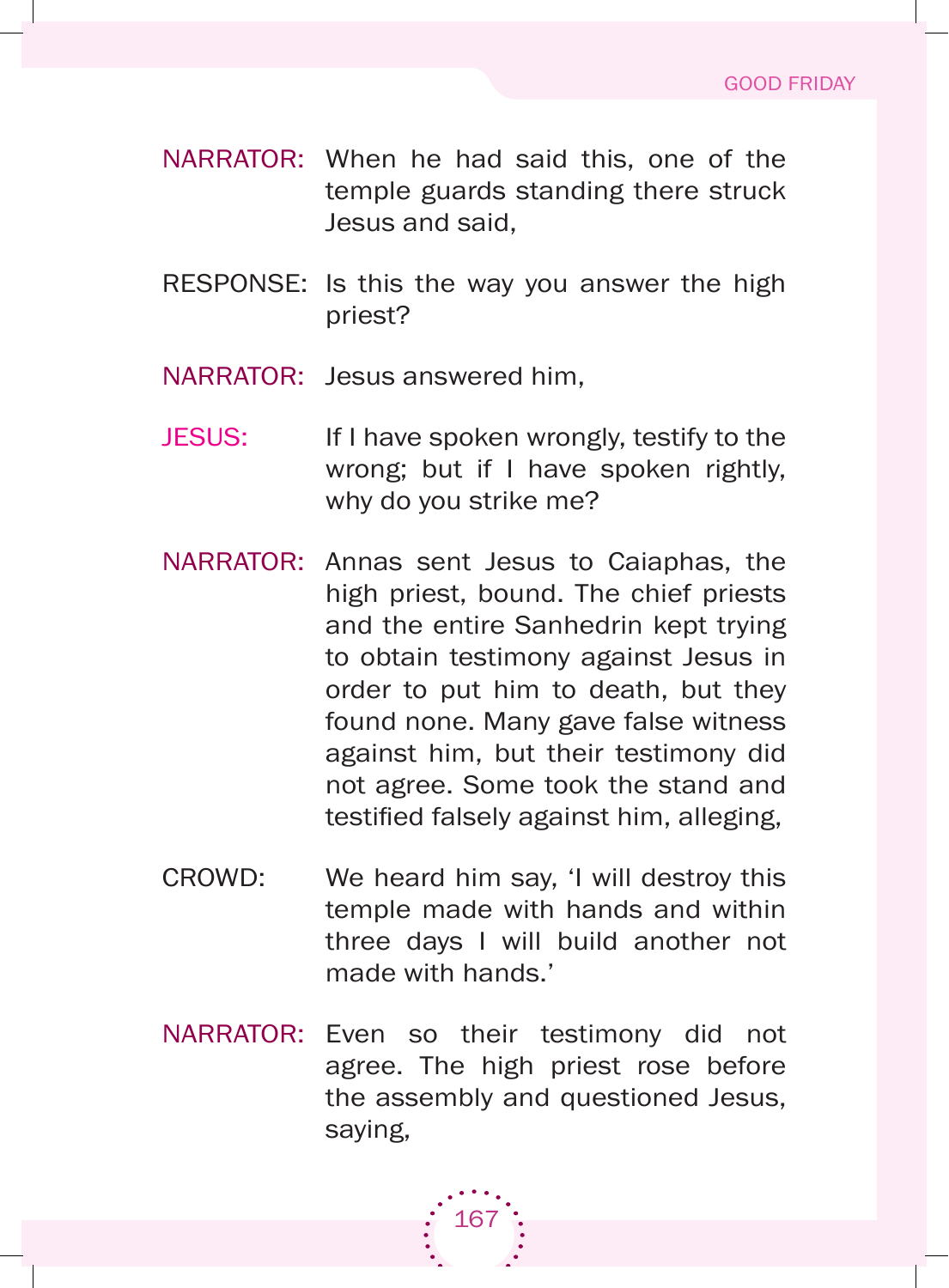NARRATOR: When he had said this, one of the temple guards standing there struck Jesus and said,

RESPONSE: Is this the way you answer the high priest?

NARRATOR: Jesus answered him,

JESUS: If I have spoken wrongly, testify to the wrong; but if I have spoken rightly, why do you strike me?

NARRATOR: Annas sent Jesus to Caiaphas, the high priest, bound. The chief priests and the entire Sanhedrin kept trying to obtain testimony against Jesus in order to put him to death, but they found none. Many gave false witness against him, but their testimony did not agree. Some took the stand and testified falsely against him, alleging,

CROWD: We heard him say, 'I will destroy this temple made with hands and within three days I will build another not made with hands.'

NARRATOR: Even so their testimony did not agree. The high priest rose before the assembly and questioned Jesus, saying,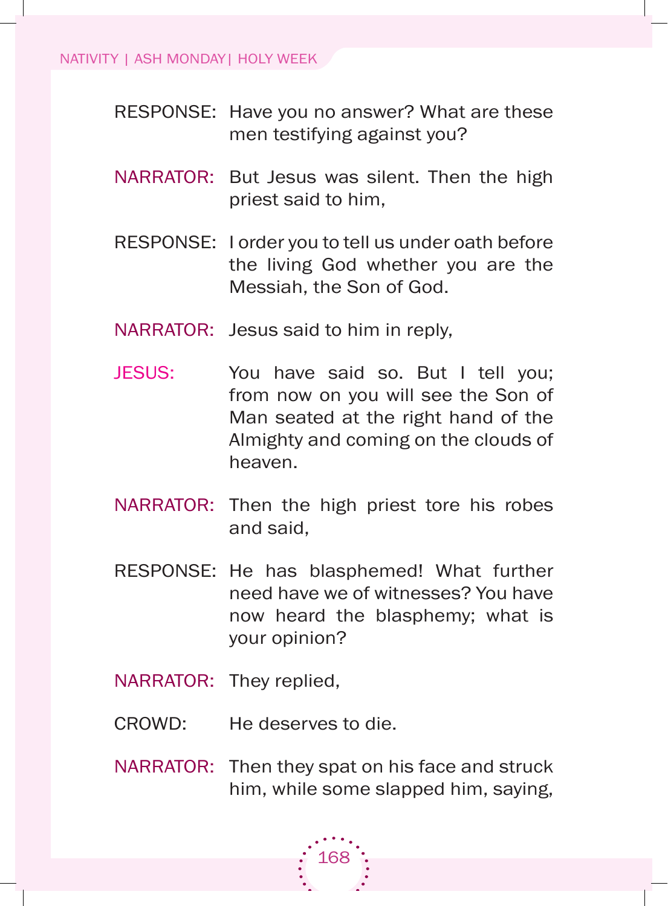RESPONSE: Have you no answer? What are these men testifying against you?

NARRATOR: But Jesus was silent. Then the high priest said to him,

RESPONSE: I order you to tell us under oath before the living God whether you are the Messiah, the Son of God.

NARRATOR: Jesus said to him in reply,

JESUS: You have said so. But I tell you; from now on you will see the Son of Man seated at the right hand of the Almighty and coming on the clouds of heaven.

NARRATOR: Then the high priest tore his robes and said,

RESPONSE: He has blasphemed! What further need have we of witnesses? You have now heard the blasphemy; what is your opinion?

NARRATOR: They replied,

CROWD: He deserves to die.

NARRATOR: Then they spat on his face and struck him, while some slapped him, saying,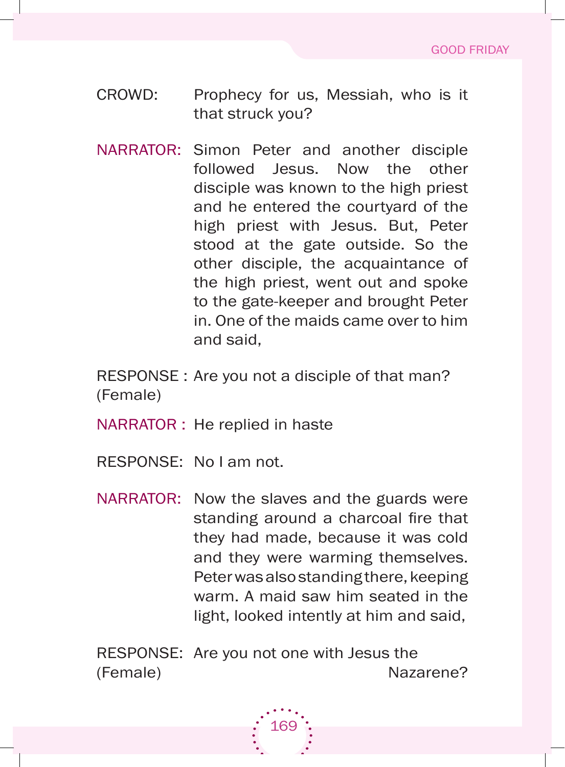CROWD: Prophecy for us, Messiah, who is it that struck you?

NARRATOR: Simon Peter and another disciple followed Jesus. Now the other disciple was known to the high priest and he entered the courtyard of the high priest with Jesus. But, Peter stood at the gate outside. So the other disciple, the acquaintance of the high priest, went out and spoke to the gate-keeper and brought Peter in. One of the maids came over to him and said,

RESPONSE : (Female) Are you not a disciple of that man?

NARRATOR : He replied in haste

RESPONSE: No I am not.

NARRATOR: Now the slaves and the guards were standing around a charcoal fire that they had made, because it was cold and they were warming themselves. Peter was also standing there, keeping warm. A maid saw him seated in the light, looked intently at him and said,

RESPONSE: (Female) Are you not one with Jesus the Nazarene?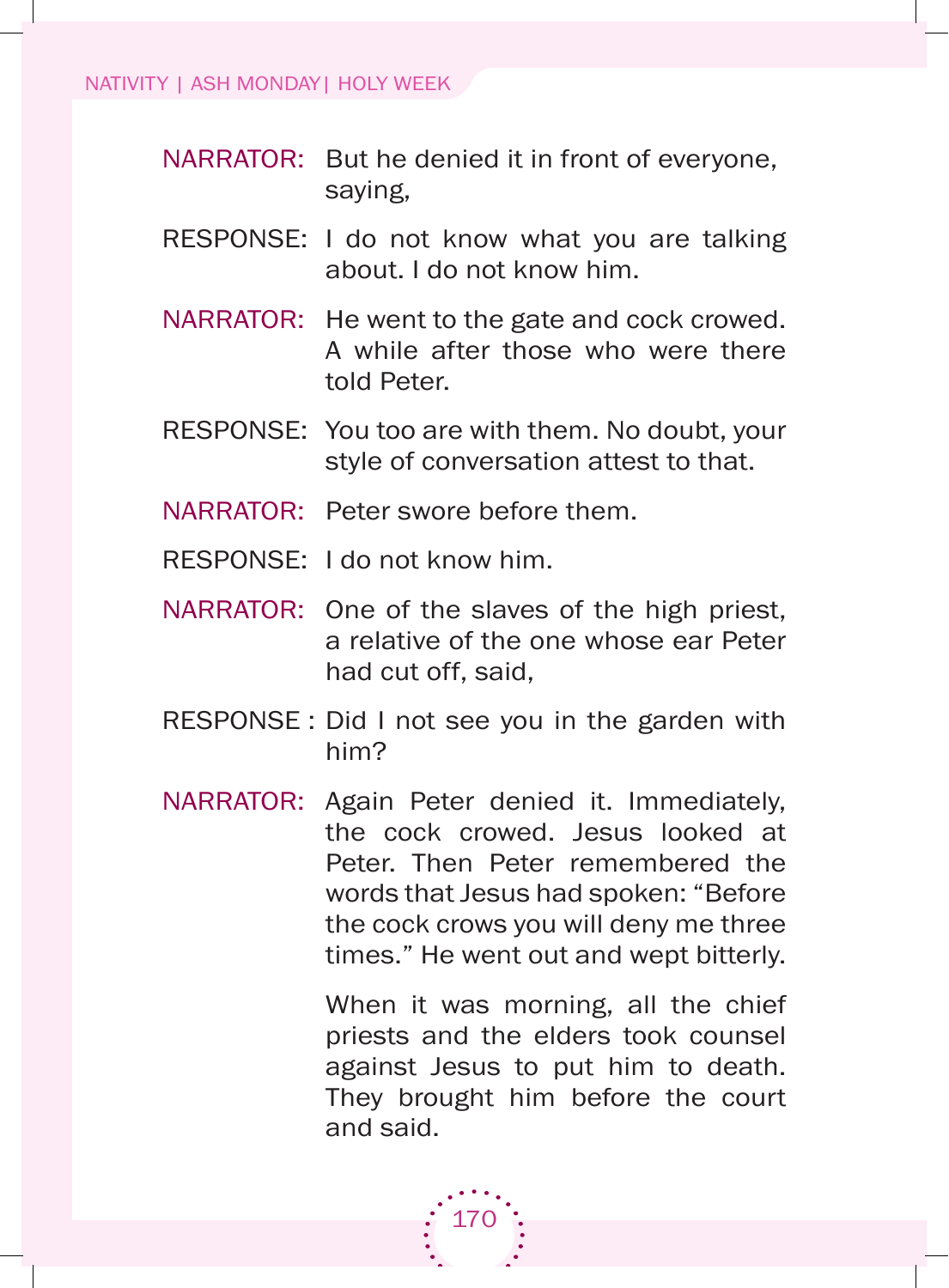NARRATOR: But he denied it in front of everyone, saying,

RESPONSE: I do not know what you are talking about. I do not know him.

NARRATOR: He went to the gate and cock crowed. A while after those who were there told Peter.

RESPONSE: You too are with them. No doubt, your style of conversation attest to that.

NARRATOR: Peter swore before them.

RESPONSE: I do not know him.

NARRATOR: One of the slaves of the high priest, a relative of the one whose ear Peter had cut off, said,

RESPONSE : Did I not see you in the garden with him?

NARRATOR: Again Peter denied it. Immediately, the cock crowed. Jesus looked at Peter. Then Peter remembered the words that Jesus had spoken: "Before the cock crows you will deny me three times." He went out and wept bitterly.

When it was morning, all the chief priests and the elders took counsel against Jesus to put him to death. They brought him before the court and said.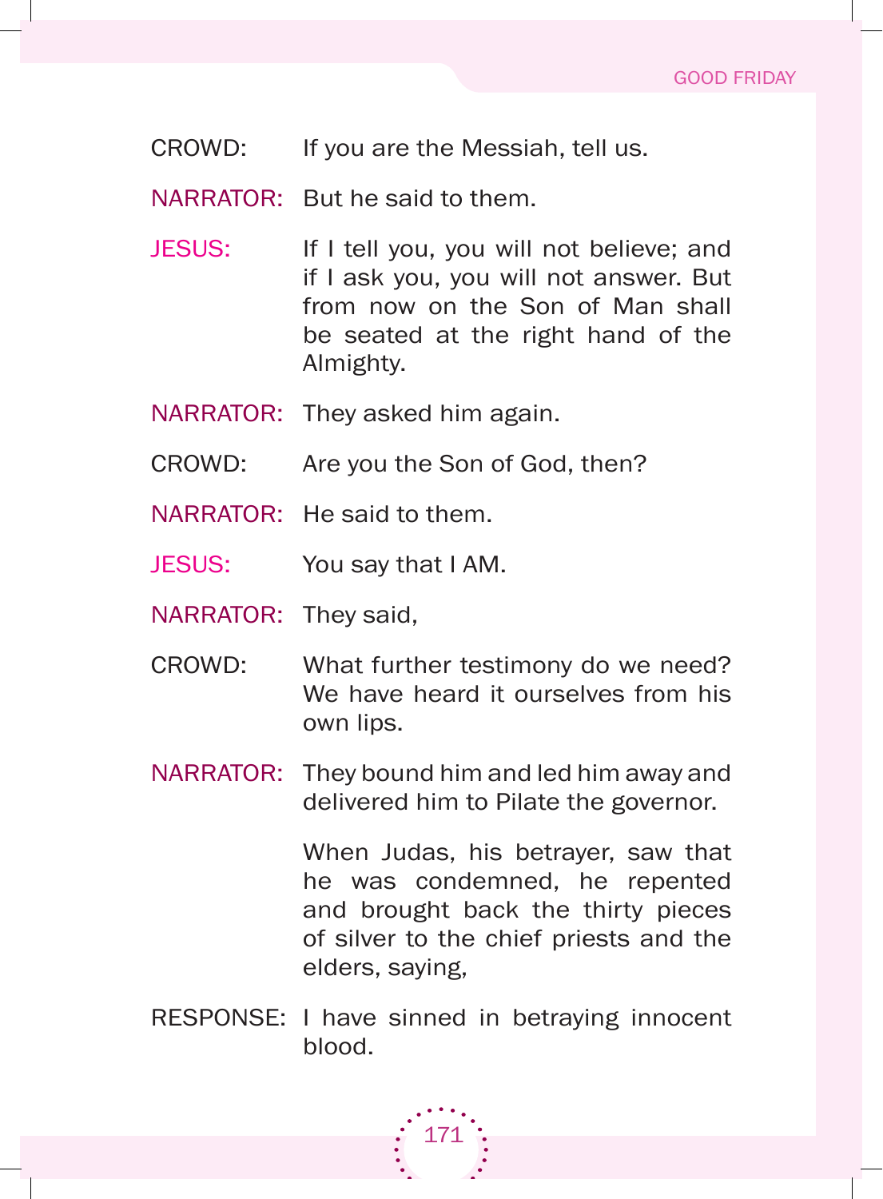CROWD: If you are the Messiah, tell us.

NARRATOR: But he said to them.

JESUS: If I tell you, you will not believe; and if I ask you, you will not answer. But from now on the Son of Man shall be seated at the right hand of the Almighty.

NARRATOR: They asked him again.

CROWD: Are you the Son of God, then?

NARRATOR: He said to them.

JESUS: You say that I AM.

NARRATOR: They said,

CROWD: What further testimony do we need? We have heard it ourselves from his own lips.

NARRATOR: They bound him and led him away and delivered him to Pilate the governor.

When Judas, his betrayer, saw that he was condemned, he repented and brought back the thirty pieces of silver to the chief priests and the elders, saying,

RESPONSE: I have sinned in betraying innocent blood.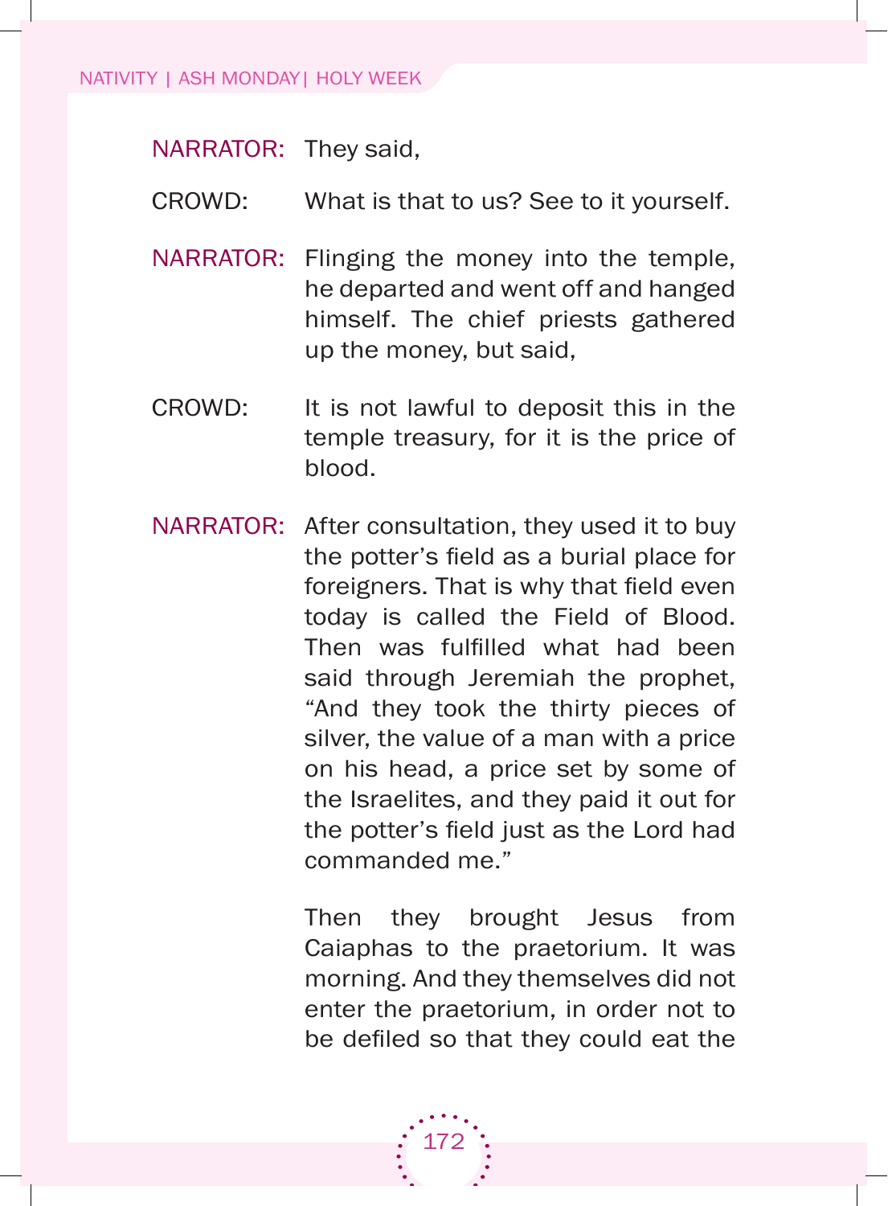NARRATOR: They said,

CROWD: What is that to us? See to it yourself.

NARRATOR: Flinging the money into the temple, he departed and went off and hanged himself. The chief priests gathered up the money, but said,

CROWD: It is not lawful to deposit this in the temple treasury, for it is the price of blood.

NARRATOR: After consultation, they used it to buy the potter's field as a burial place for foreigners. That is why that field even today is called the Field of Blood. Then was fulfilled what had been said through Jeremiah the prophet, "And they took the thirty pieces of silver, the value of a man with a price on his head, a price set by some of the Israelites, and they paid it out for the potter's field just as the Lord had commanded me."

Then they brought Jesus from Caiaphas to the praetorium. It was morning. And they themselves did not enter the praetorium, in order not to be defiled so that they could eat the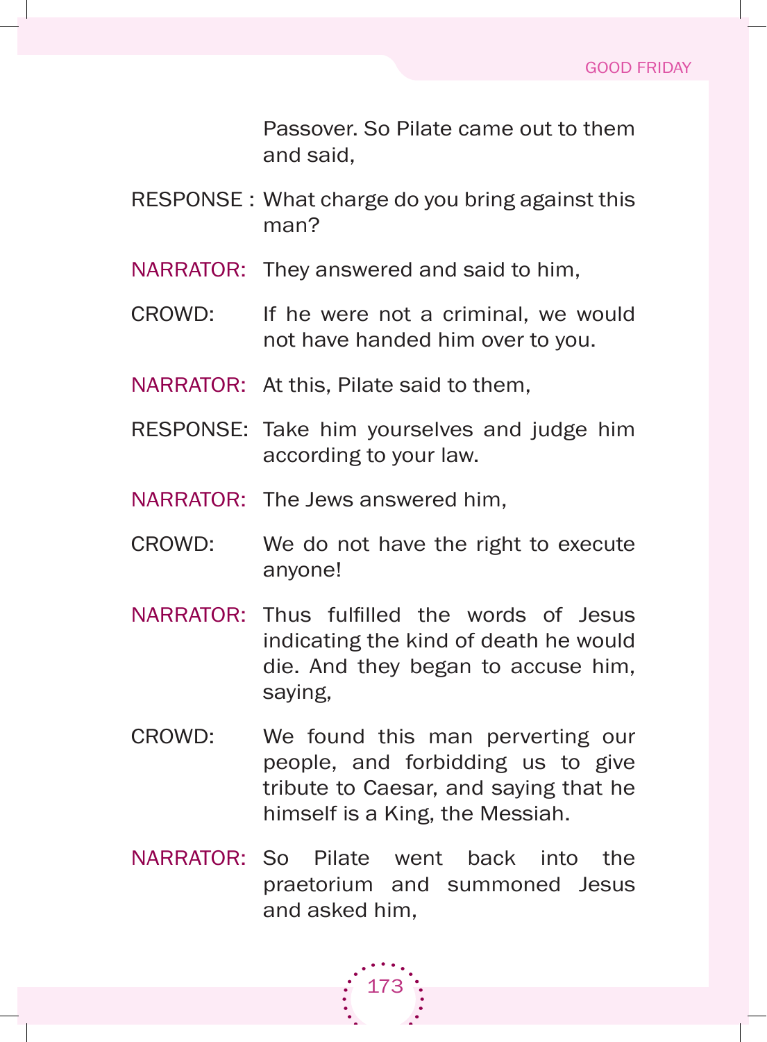Passover. So Pilate came out to them and said,

RESPONSE : What charge do you bring against this man?

NARRATOR: They answered and said to him,

CROWD: If he were not a criminal, we would not have handed him over to you.

NARRATOR: At this, Pilate said to them,

RESPONSE: Take him yourselves and judge him according to your law.

NARRATOR: The Jews answered him,

CROWD: We do not have the right to execute anyone!

NARRATOR: Thus fulfilled the words of Jesus indicating the kind of death he would die. And they began to accuse him, saying,

CROWD: We found this man perverting our people, and forbidding us to give tribute to Caesar, and saying that he himself is a King, the Messiah.

NARRATOR: So Pilate went back into the praetorium and summoned Jesus and asked him,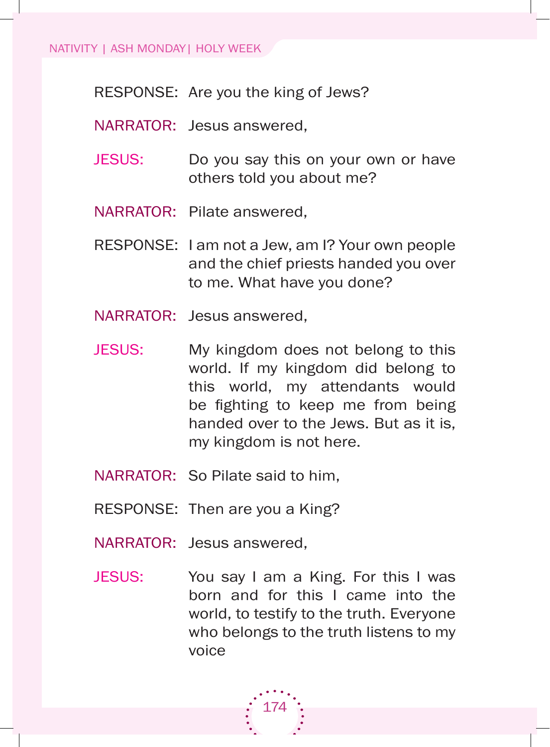RESPONSE: Are you the king of Jews?

NARRATOR: Jesus answered,

JESUS: Do you say this on your own or have others told you about me?

NARRATOR: Pilate answered,

RESPONSE: I am not a Jew, am I? Your own people and the chief priests handed you over to me. What have you done?

NARRATOR: Jesus answered,

JESUS: My kingdom does not belong to this world. If my kingdom did belong to this world, my attendants would be fighting to keep me from being handed over to the Jews. But as it is, my kingdom is not here.

NARRATOR: So Pilate said to him,

RESPONSE: Then are you a King?

NARRATOR: Jesus answered,

JESUS: You say I am a King. For this I was born and for this I came into the world, to testify to the truth. Everyone who belongs to the truth listens to my voice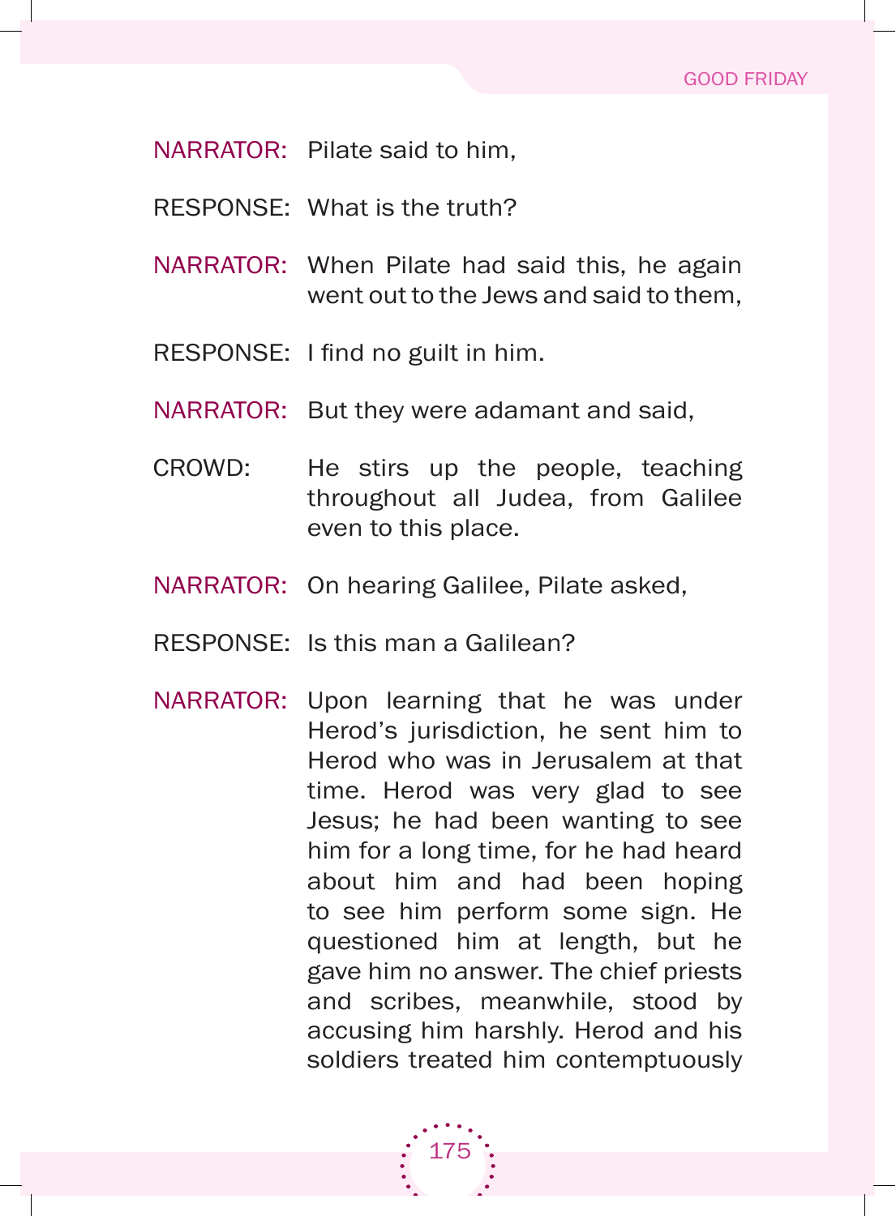NARRATOR: Pilate said to him,

RESPONSE: What is the truth?

NARRATOR: When Pilate had said this, he again went out to the Jews and said to them,

RESPONSE: I find no guilt in him.

NARRATOR: But they were adamant and said,

CROWD: He stirs up the people, teaching throughout all Judea, from Galilee even to this place.

NARRATOR: On hearing Galilee, Pilate asked,

RESPONSE: Is this man a Galilean?

NARRATOR: Upon learning that he was under Herod's jurisdiction, he sent him to Herod who was in Jerusalem at that time. Herod was very glad to see Jesus; he had been wanting to see him for a long time, for he had heard about him and had been hoping to see him perform some sign. He questioned him at length, but he gave him no answer. The chief priests and scribes, meanwhile, stood by accusing him harshly. Herod and his soldiers treated him contemptuously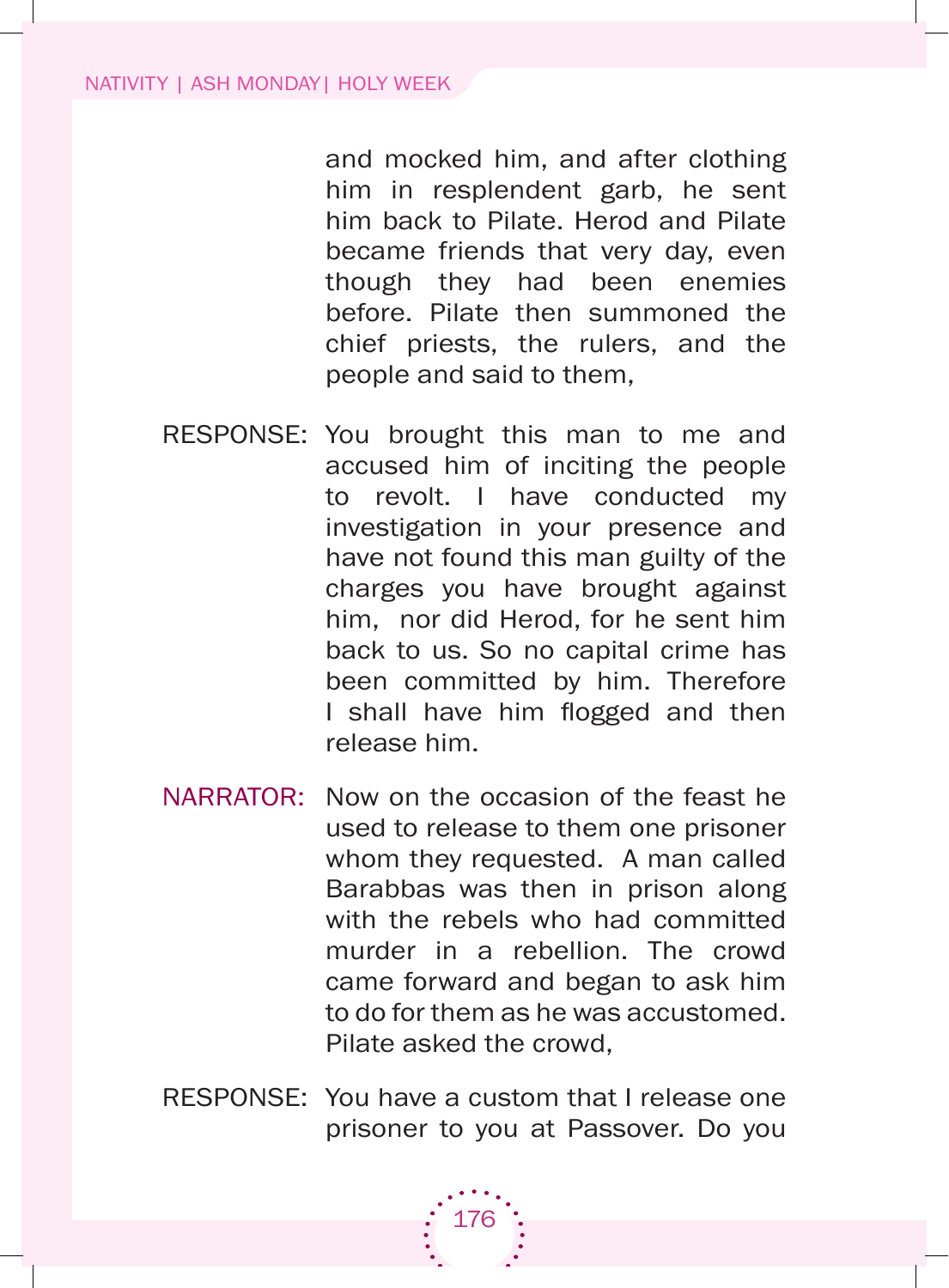and mocked him, and after clothing him in resplendent garb, he sent him back to Pilate. Herod and Pilate became friends that very day, even though they had been enemies before. Pilate then summoned the chief priests, the rulers, and the people and said to them,

RESPONSE: You brought this man to me and accused him of inciting the people to revolt. I have conducted my investigation in your presence and have not found this man guilty of the charges you have brought against him, nor did Herod, for he sent him back to us. So no capital crime has been committed by him. Therefore I shall have him flogged and then release him.

NARRATOR: Now on the occasion of the feast he used to release to them one prisoner whom they requested. A man called Barabbas was then in prison along with the rebels who had committed murder in a rebellion. The crowd came forward and began to ask him to do for them as he was accustomed. Pilate asked the crowd,

RESPONSE: You have a custom that I release one prisoner to you at Passover. Do you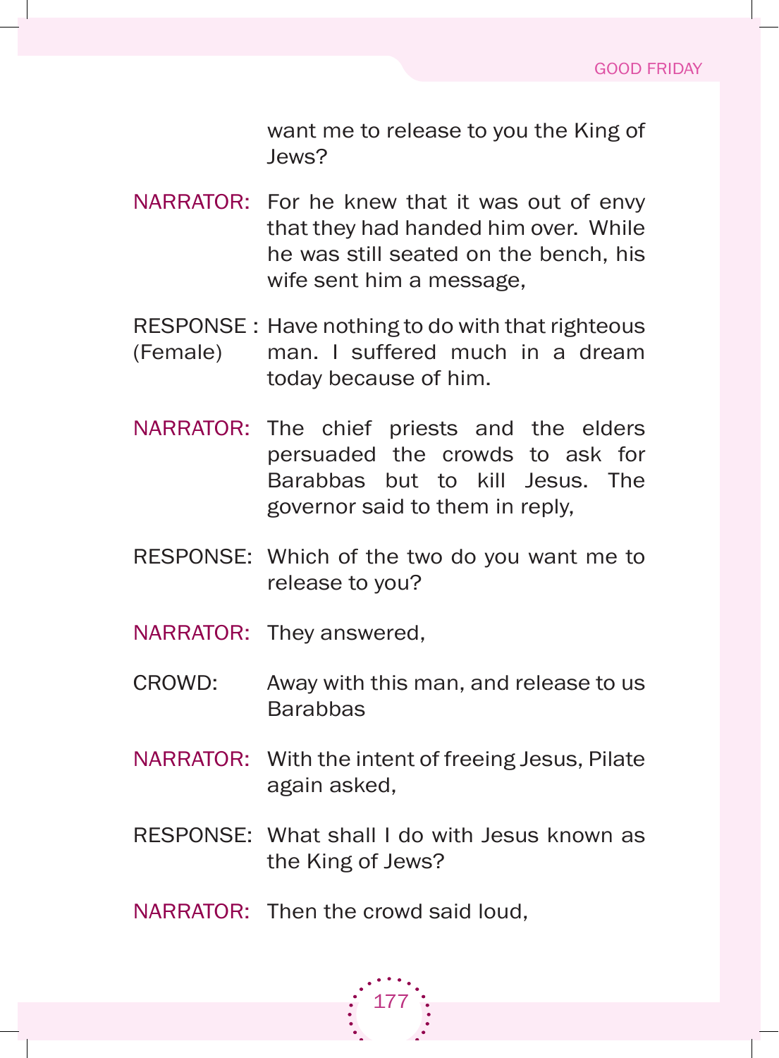want me to release to you the King of Jews?

NARRATOR: For he knew that it was out of envy that they had handed him over. While he was still seated on the bench, his wife sent him a message,

RESPONSE : (Female) Have nothing to do with that righteous man. I suffered much in a dream today because of him.

NARRATOR: The chief priests and the elders persuaded the crowds to ask for Barabbas but to kill Jesus. The governor said to them in reply,

RESPONSE: Which of the two do you want me to release to you?

NARRATOR: They answered,

CROWD: Away with this man, and release to us Barabbas

NARRATOR: With the intent of freeing Jesus, Pilate again asked,

RESPONSE: What shall I do with Jesus known as the King of Jews?

NARRATOR: Then the crowd said loud,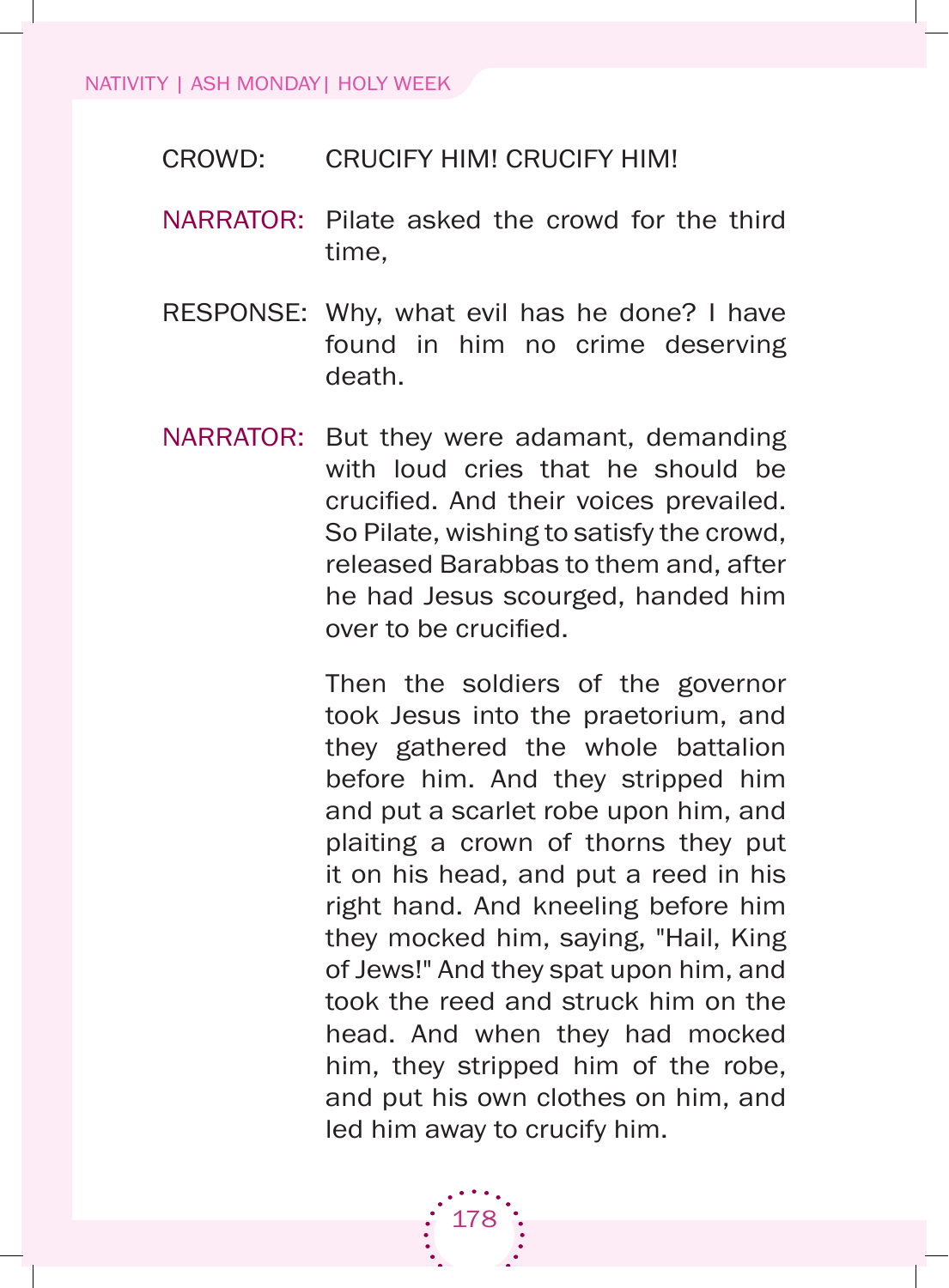CROWD: CRUCIFY HIM! CRUCIFY HIM!

NARRATOR: Pilate asked the crowd for the third time,

RESPONSE: Why, what evil has he done? I have found in him no crime deserving death.

NARRATOR: But they were adamant, demanding with loud cries that he should be crucified. And their voices prevailed. So Pilate, wishing to satisfy the crowd, released Barabbas to them and, after he had Jesus scourged, handed him over to be crucified.

Then the soldiers of the governor took Jesus into the praetorium, and they gathered the whole battalion before him. And they stripped him and put a scarlet robe upon him, and plaiting a crown of thorns they put it on his head, and put a reed in his right hand. And kneeling before him they mocked him, saying, "Hail, King of Jews!" And they spat upon him, and took the reed and struck him on the head. And when they had mocked him, they stripped him of the robe, and put his own clothes on him, and led him away to crucify him.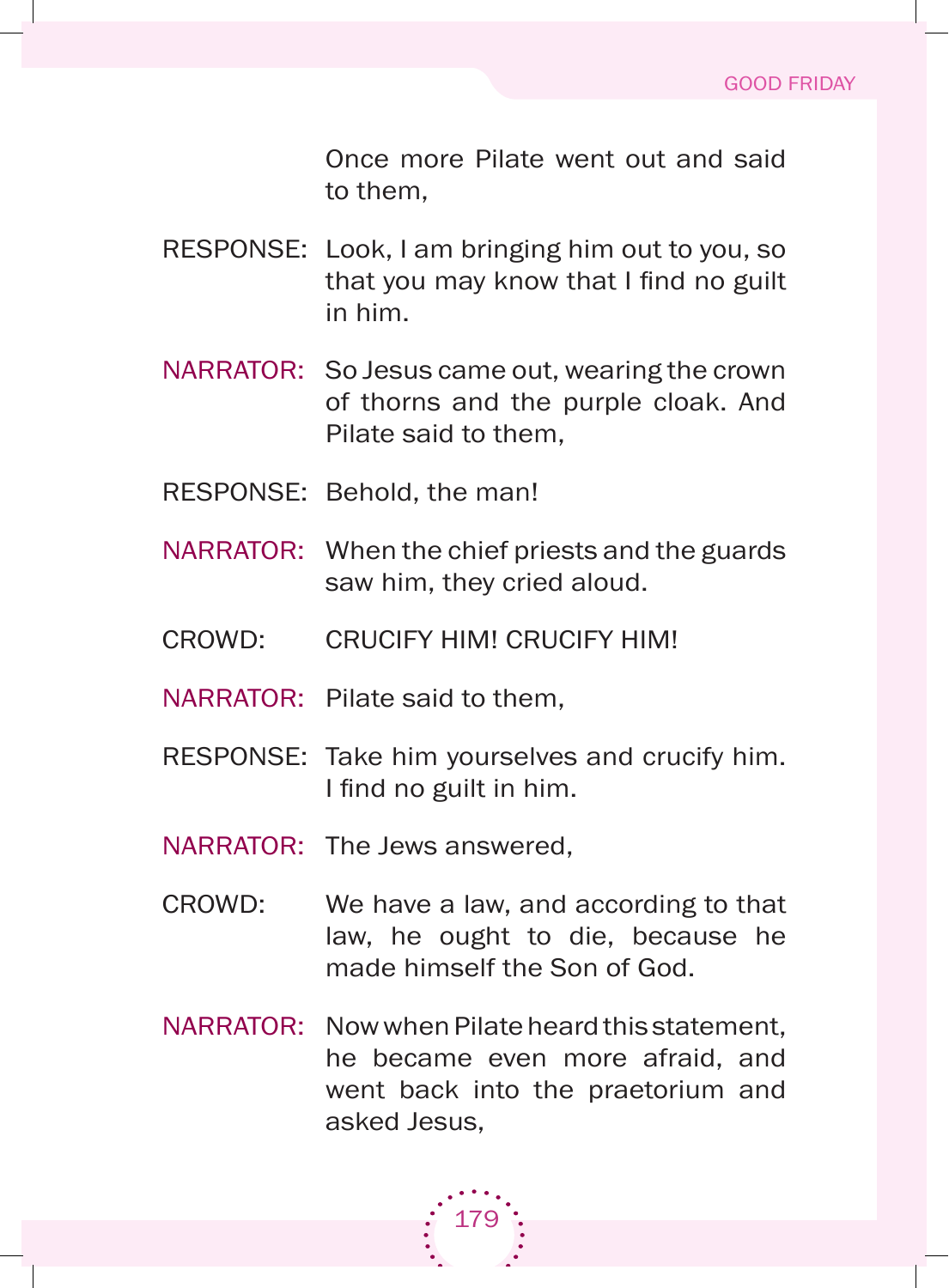Once more Pilate went out and said to them,

RESPONSE: Look, I am bringing him out to you, so that you may know that I find no guilt in him.

NARRATOR: So Jesus came out, wearing the crown of thorns and the purple cloak. And Pilate said to them,

RESPONSE: Behold, the man!

NARRATOR: When the chief priests and the guards saw him, they cried aloud.

CROWD: CRUCIFY HIM! CRUCIFY HIM!

NARRATOR: Pilate said to them,

RESPONSE: Take him yourselves and crucify him. I find no guilt in him.

NARRATOR: The Jews answered,

CROWD: We have a law, and according to that law, he ought to die, because he made himself the Son of God.

NARRATOR: Now when Pilate heard this statement, he became even more afraid, and went back into the praetorium and asked Jesus,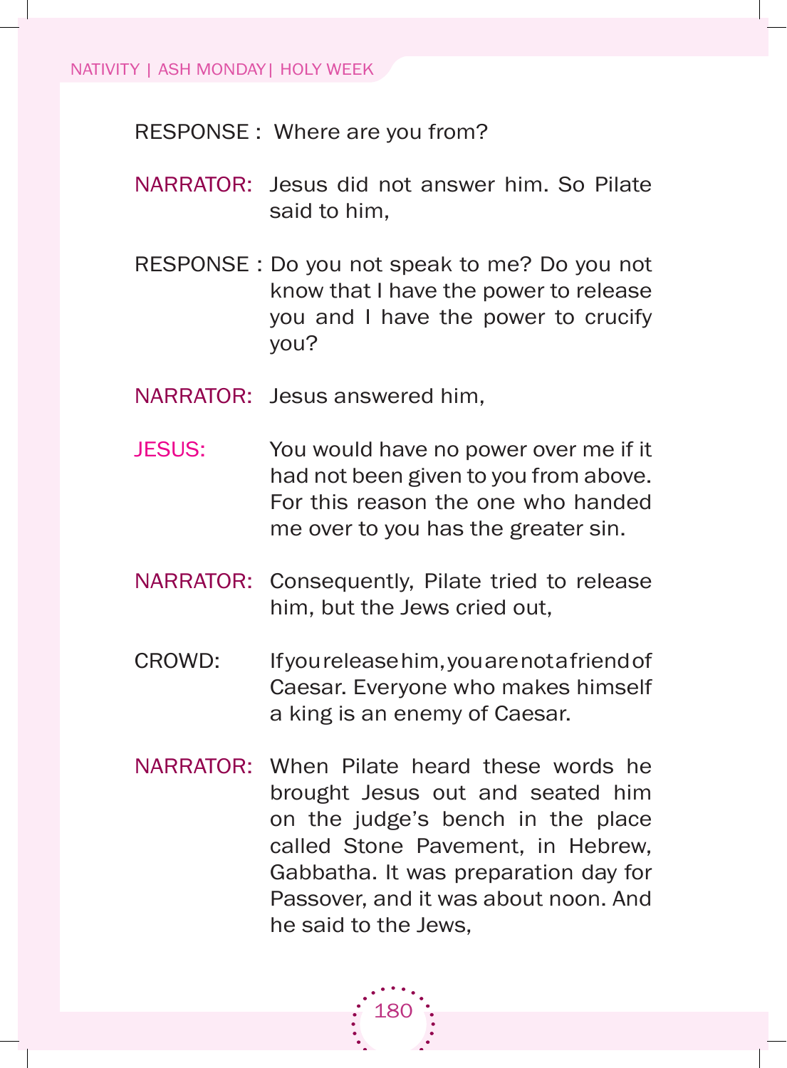RESPONSE : Where are you from?

NARRATOR: Jesus did not answer him. So Pilate said to him,

RESPONSE : Do you not speak to me? Do you not know that I have the power to release you and I have the power to crucify you?

NARRATOR: Jesus answered him,

JESUS: You would have no power over me if it had not been given to you from above. For this reason the one who handed me over to you has the greater sin.

NARRATOR: Consequently, Pilate tried to release him, but the Jews cried out,

CROWD: If you release him, you are not a friend of Caesar. Everyone who makes himself a king is an enemy of Caesar.

NARRATOR: When Pilate heard these words he brought Jesus out and seated him on the judge's bench in the place called Stone Pavement, in Hebrew, Gabbatha. It was preparation day for Passover, and it was about noon. And he said to the Jews,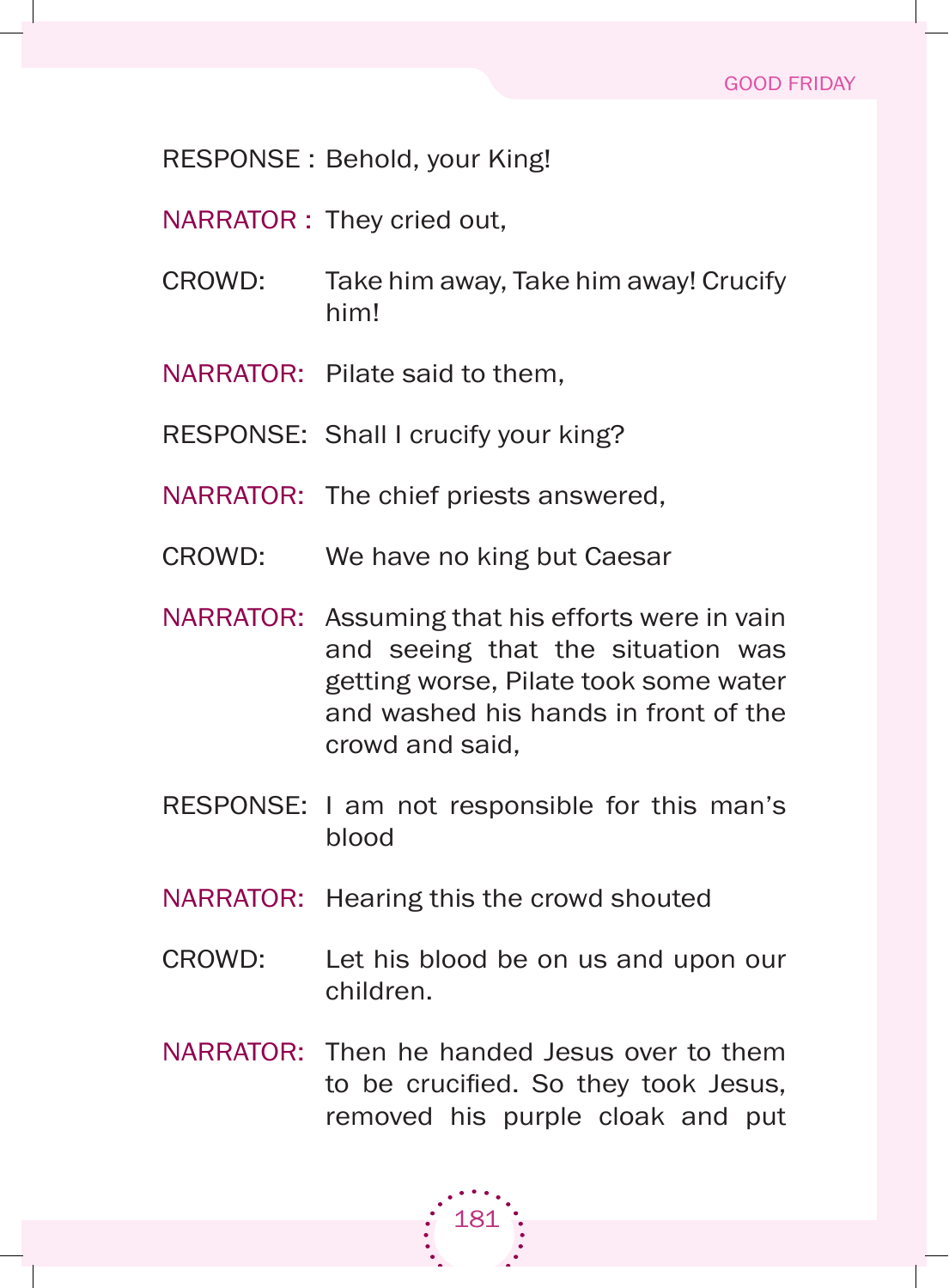RESPONSE : Behold, your King!

NARRATOR : They cried out,

CROWD: Take him away, Take him away! Crucify him!

NARRATOR: Pilate said to them,

RESPONSE: Shall I crucify your king?

NARRATOR: The chief priests answered,

CROWD: We have no king but Caesar

NARRATOR: Assuming that his efforts were in vain and seeing that the situation was getting worse, Pilate took some water and washed his hands in front of the crowd and said,

RESPONSE: I am not responsible for this man's blood

NARRATOR: Hearing this the crowd shouted

CROWD: Let his blood be on us and upon our children.

NARRATOR: Then he handed Jesus over to them to be crucified. So they took Jesus, removed his purple cloak and put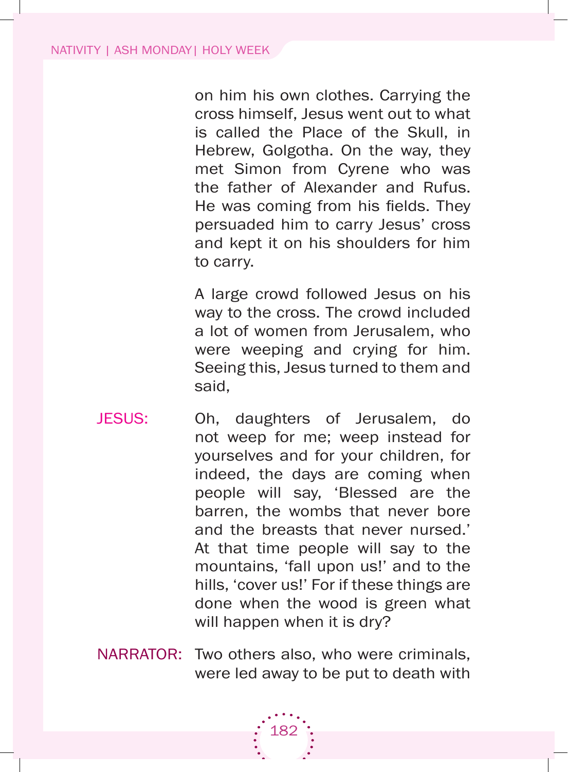on him his own clothes. Carrying the cross himself, Jesus went out to what is called the Place of the Skull, in Hebrew, Golgotha. On the way, they met Simon from Cyrene who was the father of Alexander and Rufus. He was coming from his fields. They persuaded him to carry Jesus' cross and kept it on his shoulders for him to carry.

A large crowd followed Jesus on his way to the cross. The crowd included a lot of women from Jerusalem, who were weeping and crying for him. Seeing this, Jesus turned to them and said,

JESUS: Oh, daughters of Jerusalem, do not weep for me; weep instead for yourselves and for your children, for indeed, the days are coming when people will say, 'Blessed are the barren, the wombs that never bore and the breasts that never nursed.' At that time people will say to the mountains, 'fall upon us!' and to the hills, 'cover us!' For if these things are done when the wood is green what will happen when it is dry?

NARRATOR: Two others also, who were criminals, were led away to be put to death with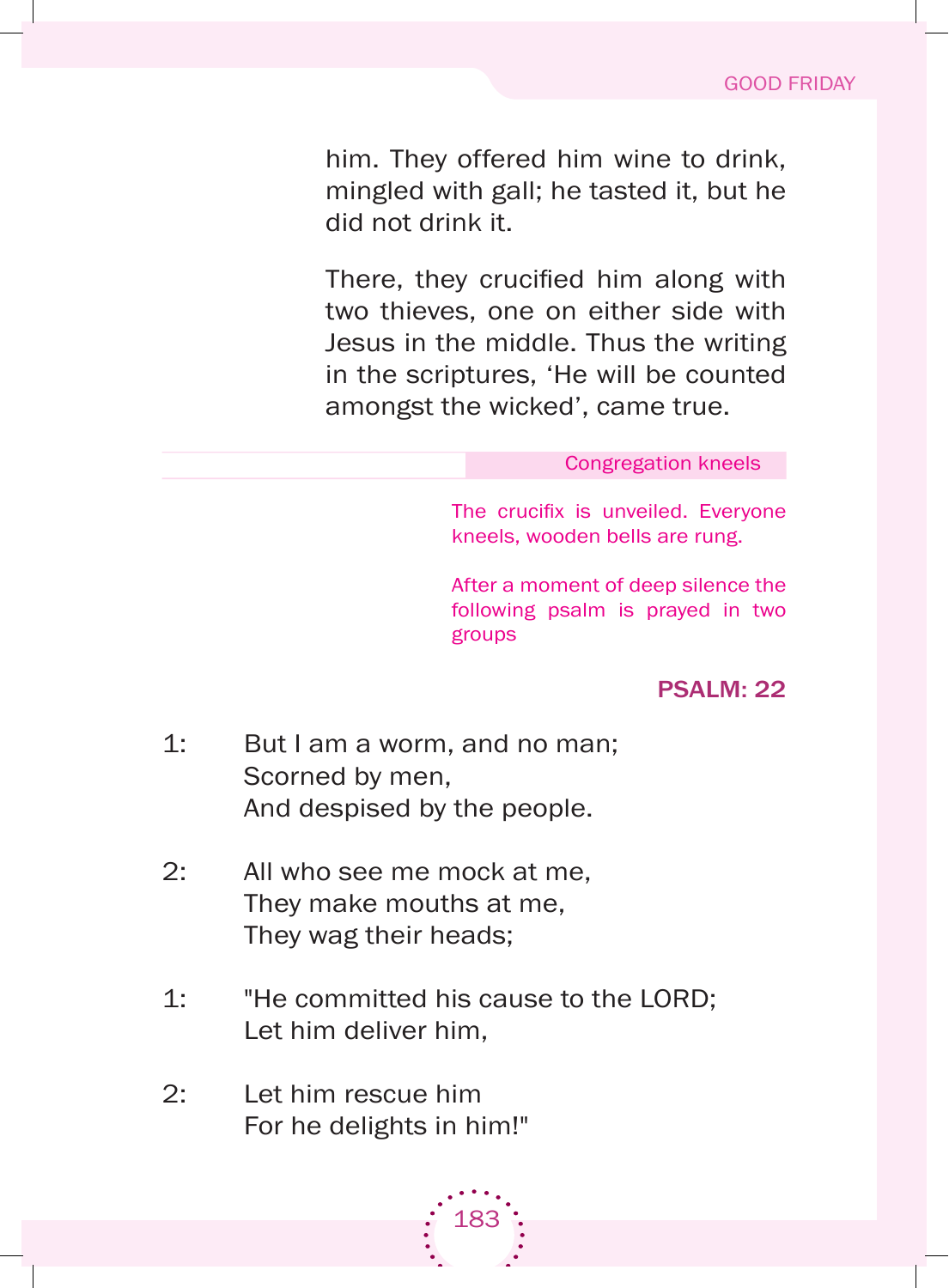him. They offered him wine to drink, mingled with gall; he tasted it, but he did not drink it.

There, they crucified him along with two thieves, one on either side with Jesus in the middle. Thus the writing in the scriptures, 'He will be counted amongst the wicked', came true.

*Congregation kneels*

*The crucifix is unveiled. Everyone kneels, wooden bells are rung.*

*After a moment of deep silence the following psalm is prayed in two groups*

### PSALM: 22

1: But I am a worm, and no man;
Scorned by men,
And despised by the people.

2: All who see me mock at me,
They make mouths at me,
They wag their heads;

1: "He committed his cause to the LORD;
Let him deliver him,

2: Let him rescue him
For he delights in him!"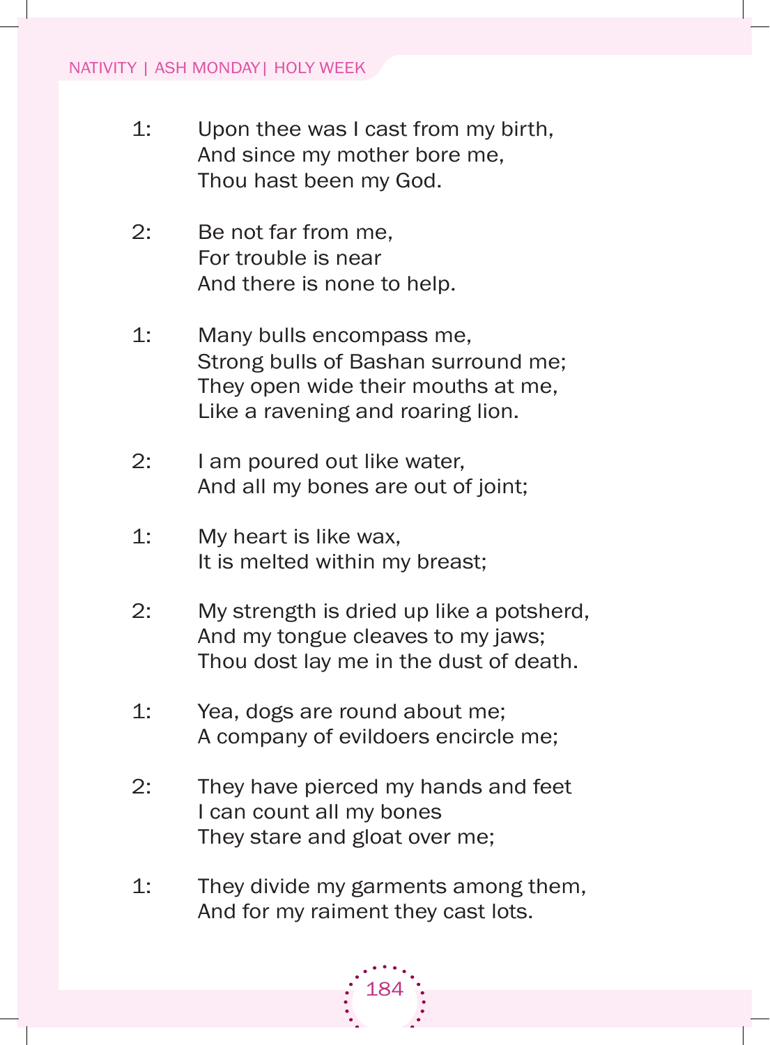1: Upon thee was I cast from my birth,
And since my mother bore me,
Thou hast been my God.

2: Be not far from me,
For trouble is near
And there is none to help.

1: Many bulls encompass me,
Strong bulls of Bashan surround me;
They open wide their mouths at me,
Like a ravening and roaring lion.

2: I am poured out like water,
And all my bones are out of joint;

1: My heart is like wax,
It is melted within my breast;

2: My strength is dried up like a potsherd,
And my tongue cleaves to my jaws;
Thou dost lay me in the dust of death.

1: Yea, dogs are round about me;
A company of evildoers encircle me;

2: They have pierced my hands and feet
I can count all my bones
They stare and gloat over me;

1: They divide my garments among them,
And for my raiment they cast lots.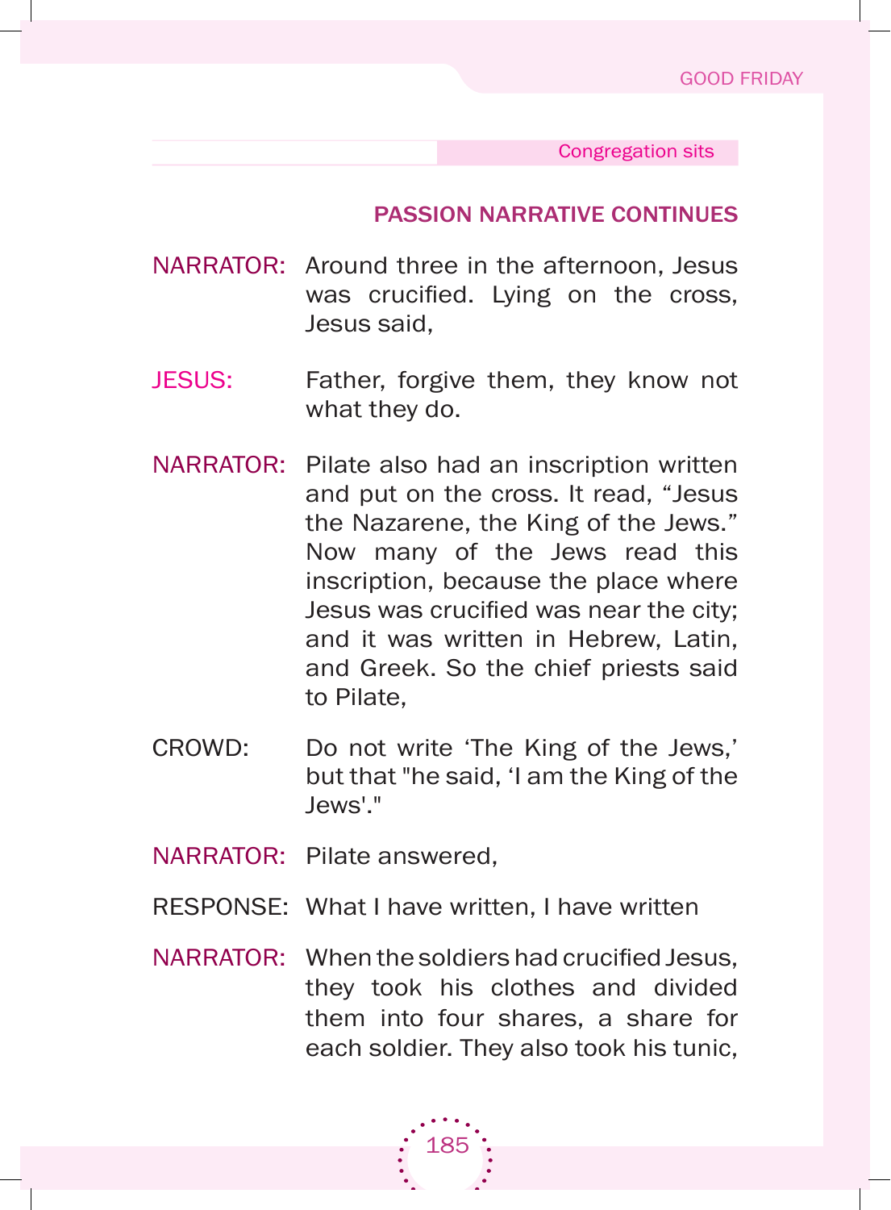Congregation sits

## PASSION NARRATIVE CONTINUES

NARRATOR: Around three in the afternoon, Jesus was crucified. Lying on the cross, Jesus said,

JESUS: Father, forgive them, they know not what they do.

NARRATOR: Pilate also had an inscription written and put on the cross. It read, “Jesus the Nazarene, the King of the Jews.” Now many of the Jews read this inscription, because the place where Jesus was crucified was near the city; and it was written in Hebrew, Latin, and Greek. So the chief priests said to Pilate,

CROWD: Do not write ‘The King of the Jews,’ but that "he said, ‘I am the King of the Jews'."

NARRATOR: Pilate answered,

RESPONSE: What I have written, I have written

NARRATOR: When the soldiers had crucified Jesus, they took his clothes and divided them into four shares, a share for each soldier. They also took his tunic,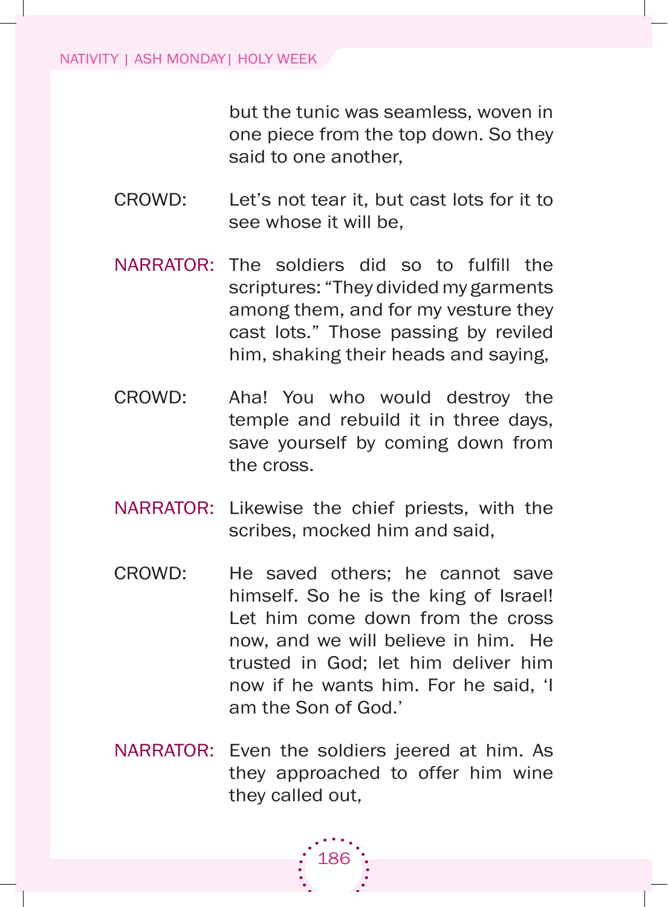but the tunic was seamless, woven in one piece from the top down. So they said to one another,

CROWD: Let's not tear it, but cast lots for it to see whose it will be,

NARRATOR: The soldiers did so to fulfill the scriptures: "They divided my garments among them, and for my vesture they cast lots." Those passing by reviled him, shaking their heads and saying,

CROWD: Aha! You who would destroy the temple and rebuild it in three days, save yourself by coming down from the cross.

NARRATOR: Likewise the chief priests, with the scribes, mocked him and said,

CROWD: He saved others; he cannot save himself. So he is the king of Israel! Let him come down from the cross now, and we will believe in him. He trusted in God; let him deliver him now if he wants him. For he said, 'I am the Son of God.'

NARRATOR: Even the soldiers jeered at him. As they approached to offer him wine they called out,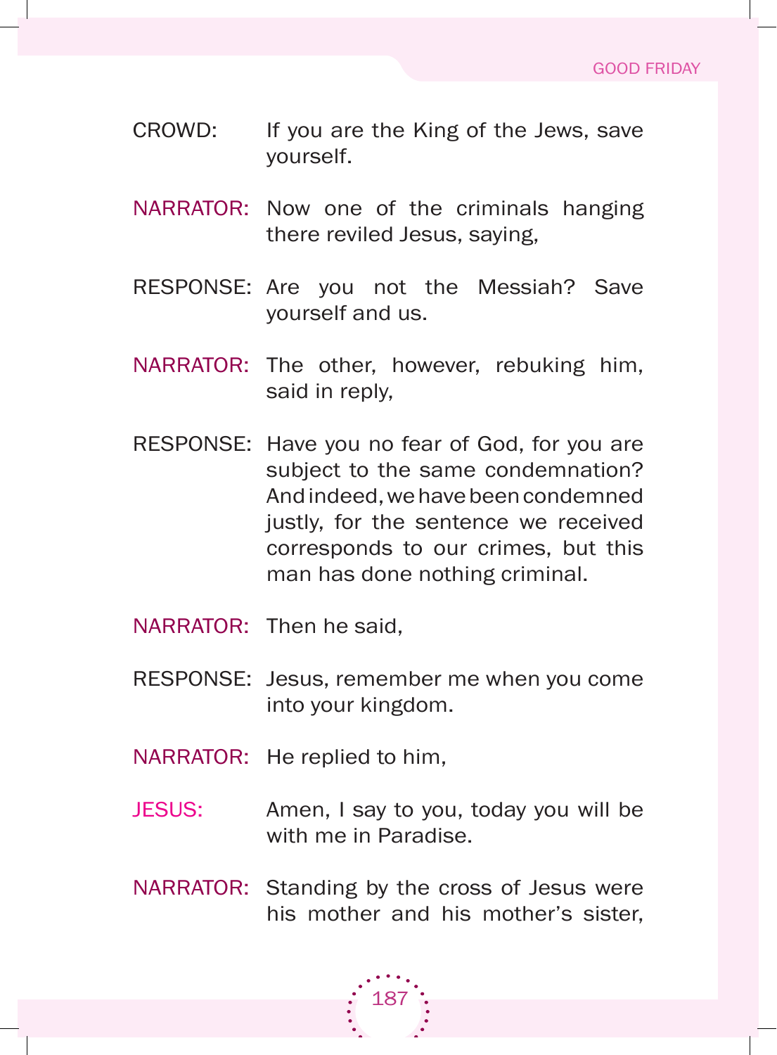CROWD: If you are the King of the Jews, save yourself.

NARRATOR: Now one of the criminals hanging there reviled Jesus, saying,

RESPONSE: Are you not the Messiah? Save yourself and us.

NARRATOR: The other, however, rebuking him, said in reply,

RESPONSE: Have you no fear of God, for you are subject to the same condemnation? And indeed, we have been condemned justly, for the sentence we received corresponds to our crimes, but this man has done nothing criminal.

NARRATOR: Then he said,

RESPONSE: Jesus, remember me when you come into your kingdom.

NARRATOR: He replied to him,

JESUS: Amen, I say to you, today you will be with me in Paradise.

NARRATOR: Standing by the cross of Jesus were his mother and his mother's sister,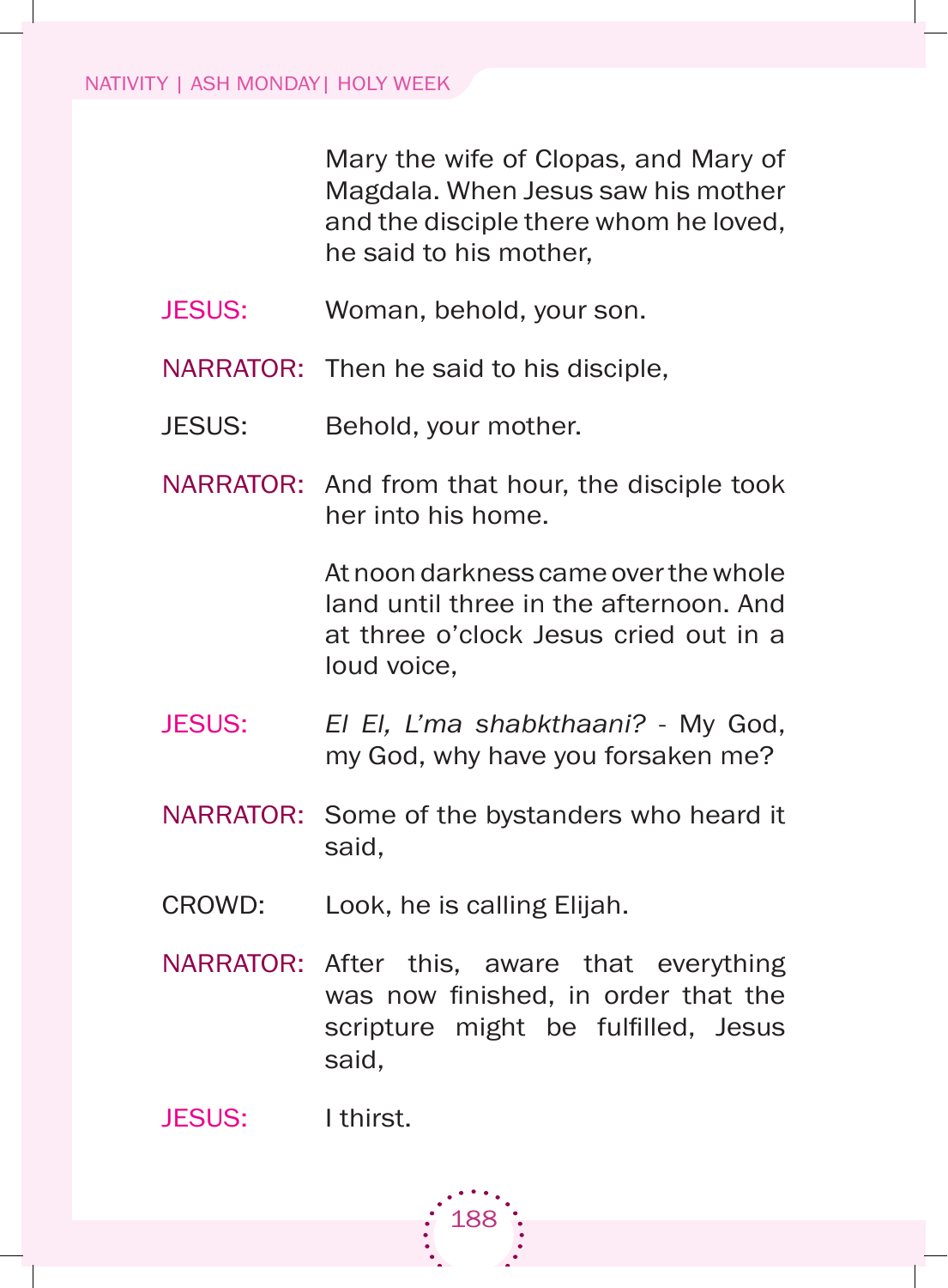Mary the wife of Clopas, and Mary of Magdala. When Jesus saw his mother and the disciple there whom he loved, he said to his mother,

JESUS: Woman, behold, your son.

NARRATOR: Then he said to his disciple,

JESUS: Behold, your mother.

NARRATOR: And from that hour, the disciple took her into his home.

At noon darkness came over the whole land until three in the afternoon. And at three o'clock Jesus cried out in a loud voice,

JESUS: *El El, L'ma shabkthaani?* - My God, my God, why have you forsaken me?

NARRATOR: Some of the bystanders who heard it said,

CROWD: Look, he is calling Elijah.

NARRATOR: After this, aware that everything was now finished, in order that the scripture might be fulfilled, Jesus said,

JESUS: I thirst.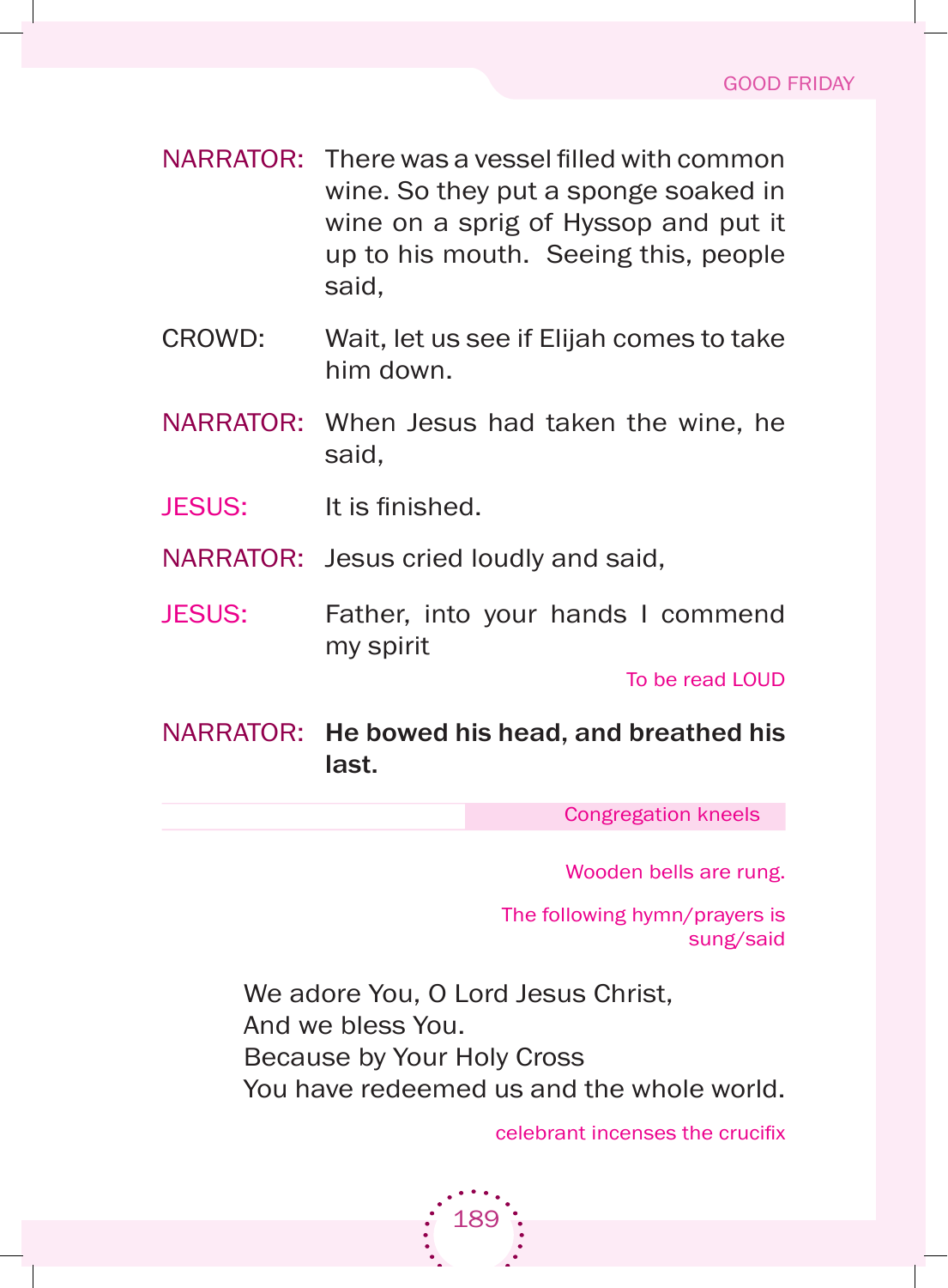NARRATOR: There was a vessel filled with common wine. So they put a sponge soaked in wine on a sprig of Hyssop and put it up to his mouth. Seeing this, people said,

CROWD: Wait, let us see if Elijah comes to take him down.

NARRATOR: When Jesus had taken the wine, he said,

JESUS: It is finished.

NARRATOR: Jesus cried loudly and said,

JESUS: Father, into your hands I commend my spirit

*To be read LOUD*

NARRATOR: **He bowed his head, and breathed his last.**

*Congregation kneels*

*Wooden bells are rung.*

*The following hymn/prayers is sung/said*

We adore You, O Lord Jesus Christ,
And we bless You.
Because by Your Holy Cross
You have redeemed us and the whole world.

*celebrant incenses the crucifix*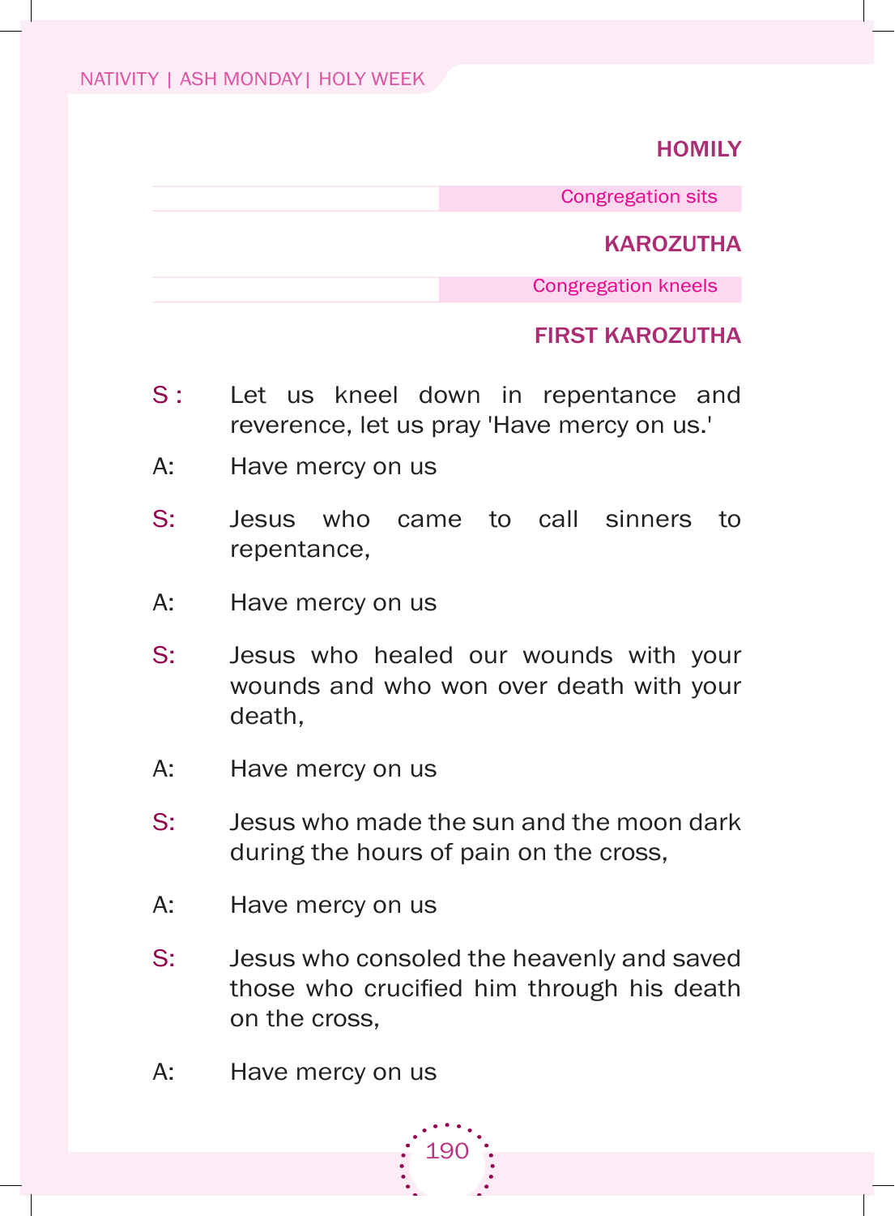## HOMILY

*Congregation sits*

## KAROZUTHA

*Congregation kneels*

### FIRST KAROZUTHA

S : Let us kneel down in repentance and reverence, let us pray 'Have mercy on us.'

A: Have mercy on us

S: Jesus who came to call sinners to repentance,

A: Have mercy on us

S: Jesus who healed our wounds with your wounds and who won over death with your death,

A: Have mercy on us

S: Jesus who made the sun and the moon dark during the hours of pain on the cross,

A: Have mercy on us

S: Jesus who consoled the heavenly and saved those who crucified him through his death on the cross,

A: Have mercy on us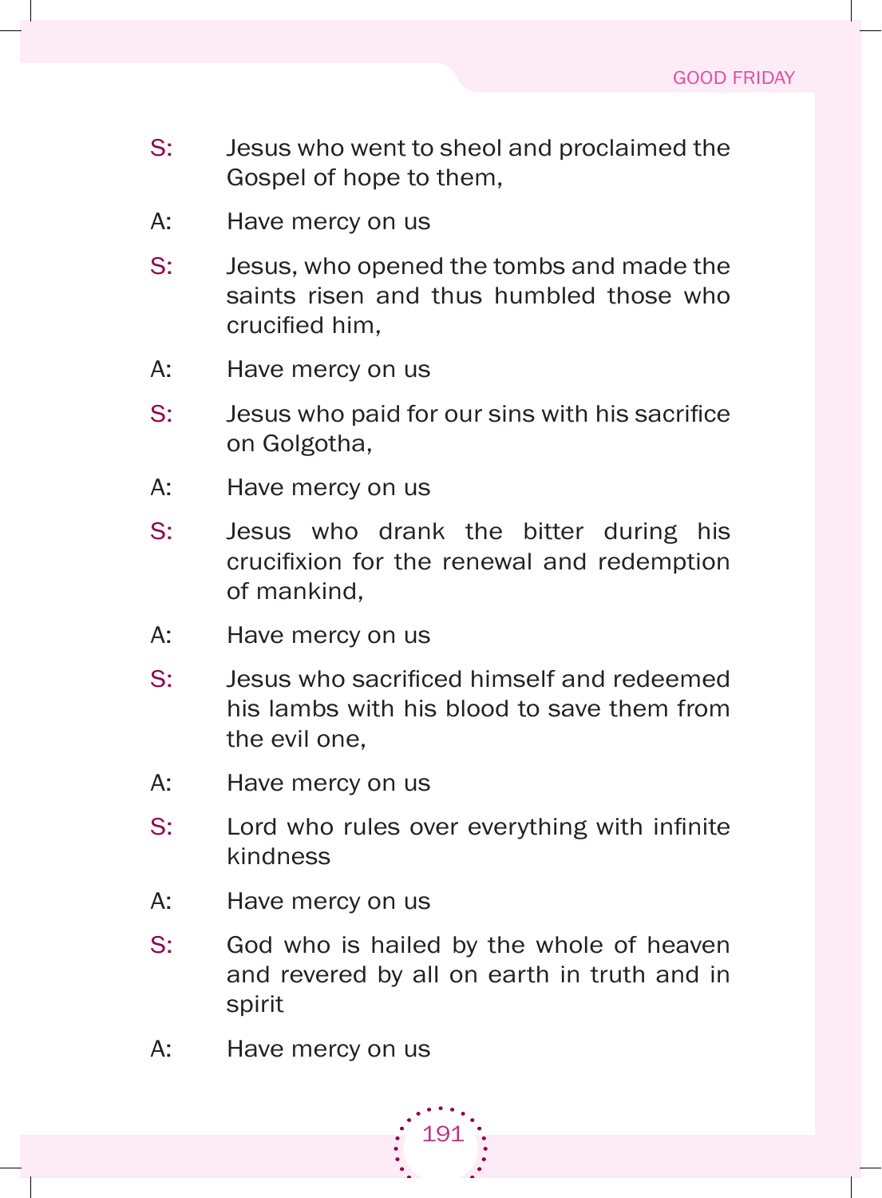S: Jesus who went to sheol and proclaimed the Gospel of hope to them,

A: Have mercy on us

S: Jesus, who opened the tombs and made the saints risen and thus humbled those who crucified him,

A: Have mercy on us

S: Jesus who paid for our sins with his sacrifice on Golgotha,

A: Have mercy on us

S: Jesus who drank the bitter during his crucifixion for the renewal and redemption of mankind,

A: Have mercy on us

S: Jesus who sacrificed himself and redeemed his lambs with his blood to save them from the evil one,

A: Have mercy on us

S: Lord who rules over everything with infinite kindness

A: Have mercy on us

S: God who is hailed by the whole of heaven and revered by all on earth in truth and in spirit

A: Have mercy on us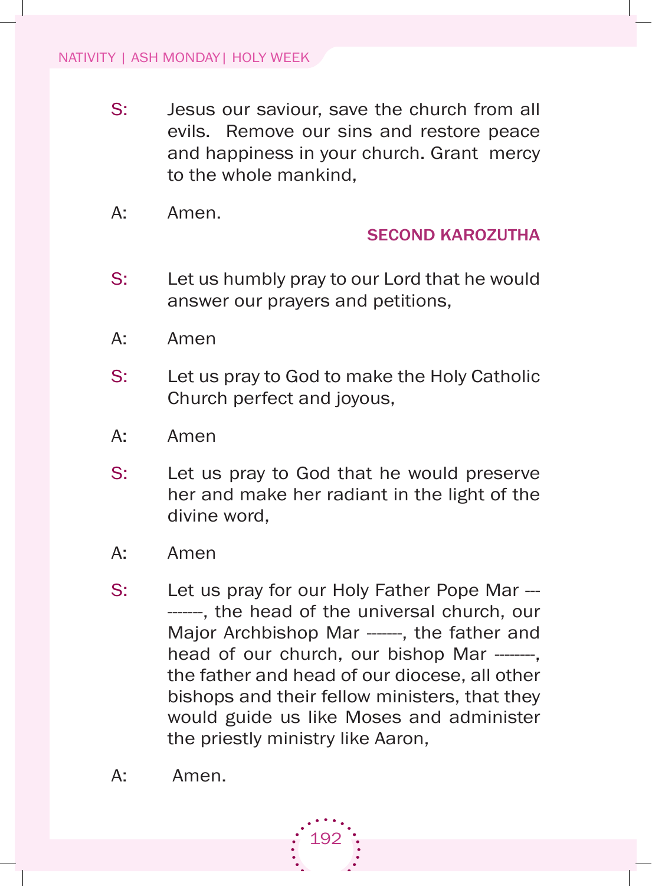S: Jesus our saviour, save the church from all evils. Remove our sins and restore peace and happiness in your church. Grant mercy to the whole mankind,

A: Amen.

### SECOND KAROZUTHA

S: Let us humbly pray to our Lord that he would answer our prayers and petitions,

A: Amen

S: Let us pray to God to make the Holy Catholic Church perfect and joyous,

A: Amen

S: Let us pray to God that he would preserve her and make her radiant in the light of the divine word,

A: Amen

S: Let us pray for our Holy Father Pope Mar ----------, the head of the universal church, our Major Archbishop Mar -------, the father and head of our church, our bishop Mar --------, the father and head of our diocese, all other bishops and their fellow ministers, that they would guide us like Moses and administer the priestly ministry like Aaron,

A: Amen.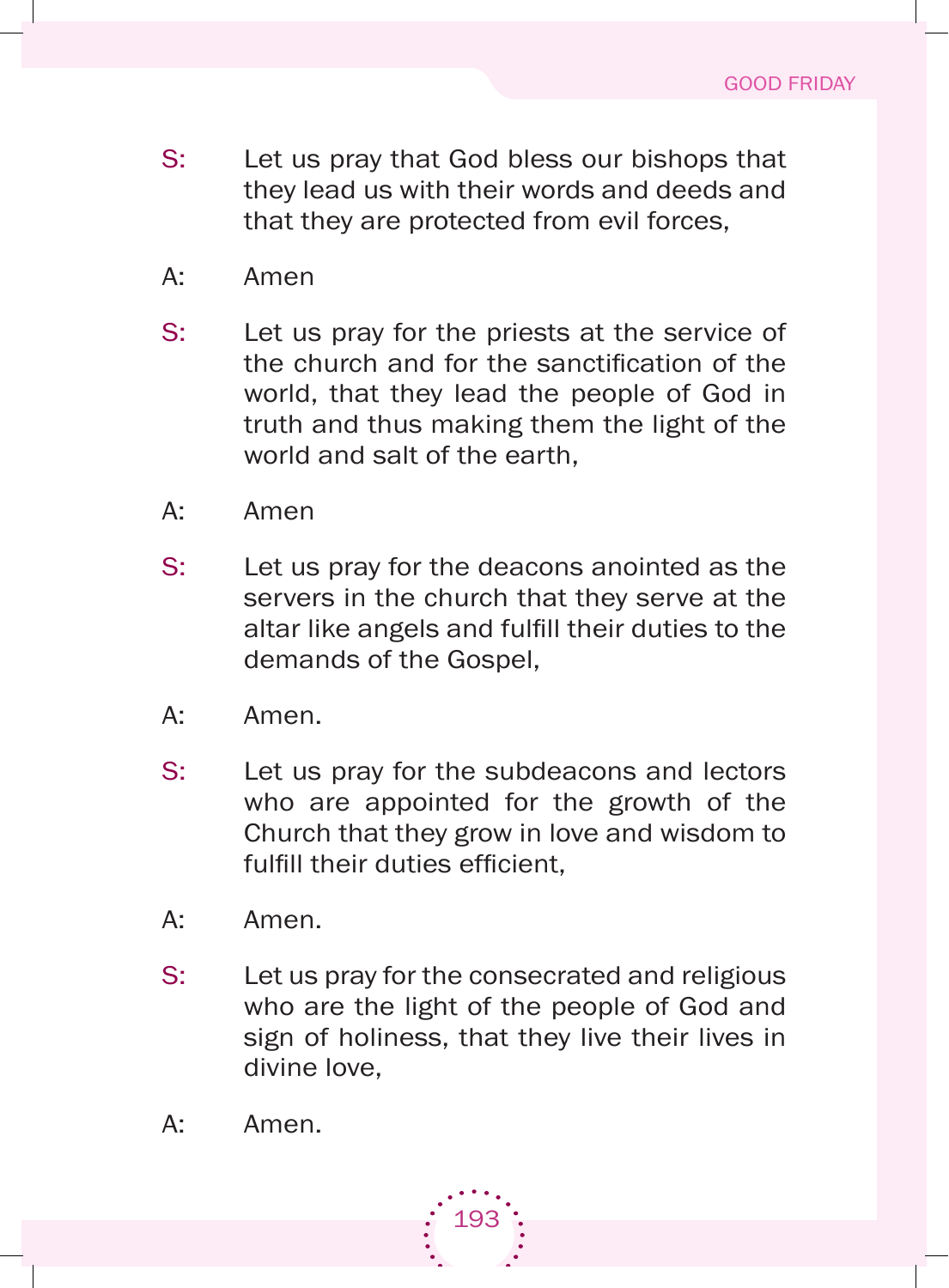S: Let us pray that God bless our bishops that they lead us with their words and deeds and that they are protected from evil forces,

A: Amen

S: Let us pray for the priests at the service of the church and for the sanctification of the world, that they lead the people of God in truth and thus making them the light of the world and salt of the earth,

A: Amen

S: Let us pray for the deacons anointed as the servers in the church that they serve at the altar like angels and fulfill their duties to the demands of the Gospel,

A: Amen.

S: Let us pray for the subdeacons and lectors who are appointed for the growth of the Church that they grow in love and wisdom to fulfill their duties efficient,

A: Amen.

S: Let us pray for the consecrated and religious who are the light of the people of God and sign of holiness, that they live their lives in divine love,

A: Amen.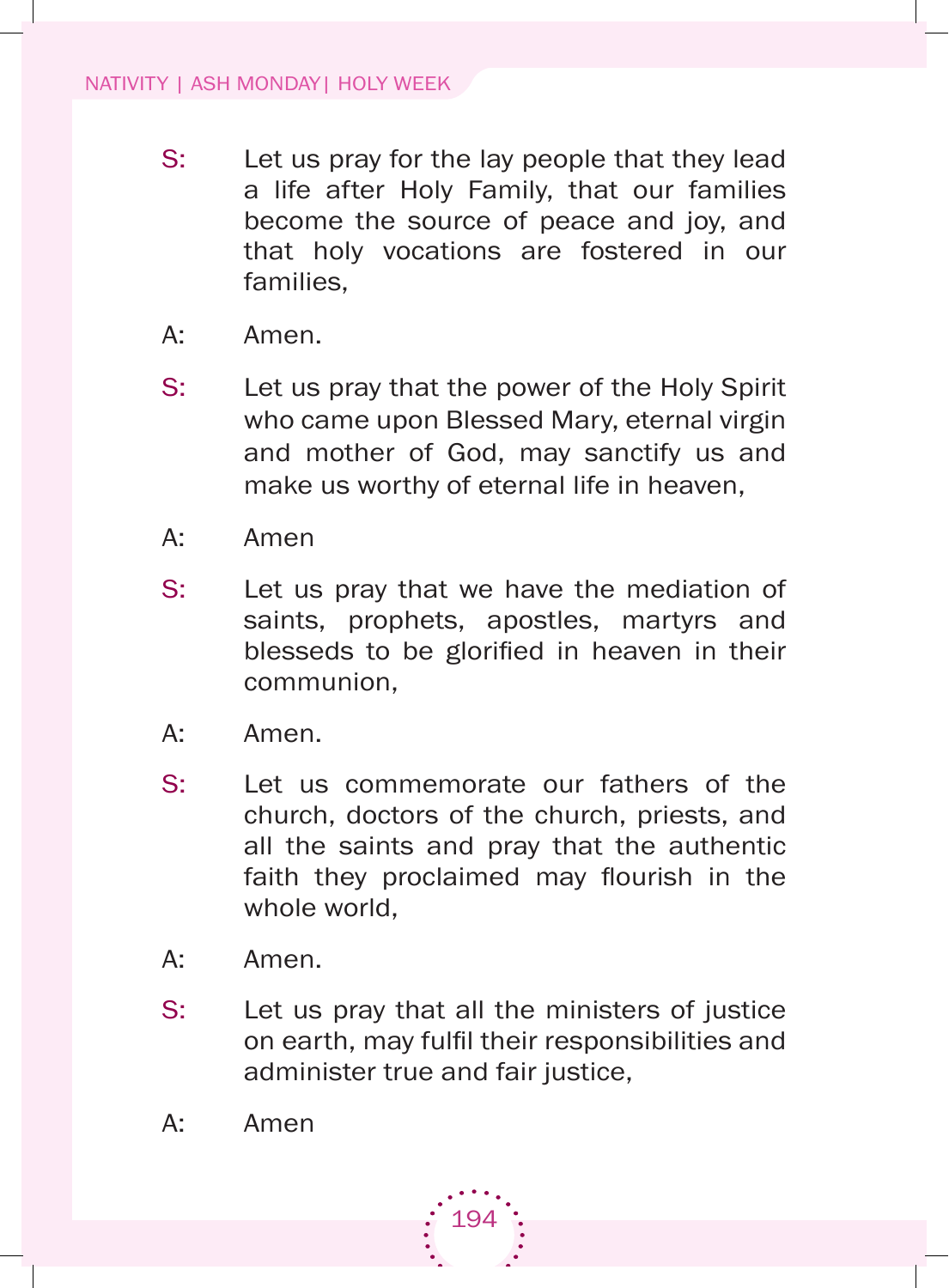S: Let us pray for the lay people that they lead a life after Holy Family, that our families become the source of peace and joy, and that holy vocations are fostered in our families,

A: Amen.

S: Let us pray that the power of the Holy Spirit who came upon Blessed Mary, eternal virgin and mother of God, may sanctify us and make us worthy of eternal life in heaven,

A: Amen

S: Let us pray that we have the mediation of saints, prophets, apostles, martyrs and blesseds to be glorified in heaven in their communion,

A: Amen.

S: Let us commemorate our fathers of the church, doctors of the church, priests, and all the saints and pray that the authentic faith they proclaimed may flourish in the whole world,

A: Amen.

S: Let us pray that all the ministers of justice on earth, may fulfil their responsibilities and administer true and fair justice,

A: Amen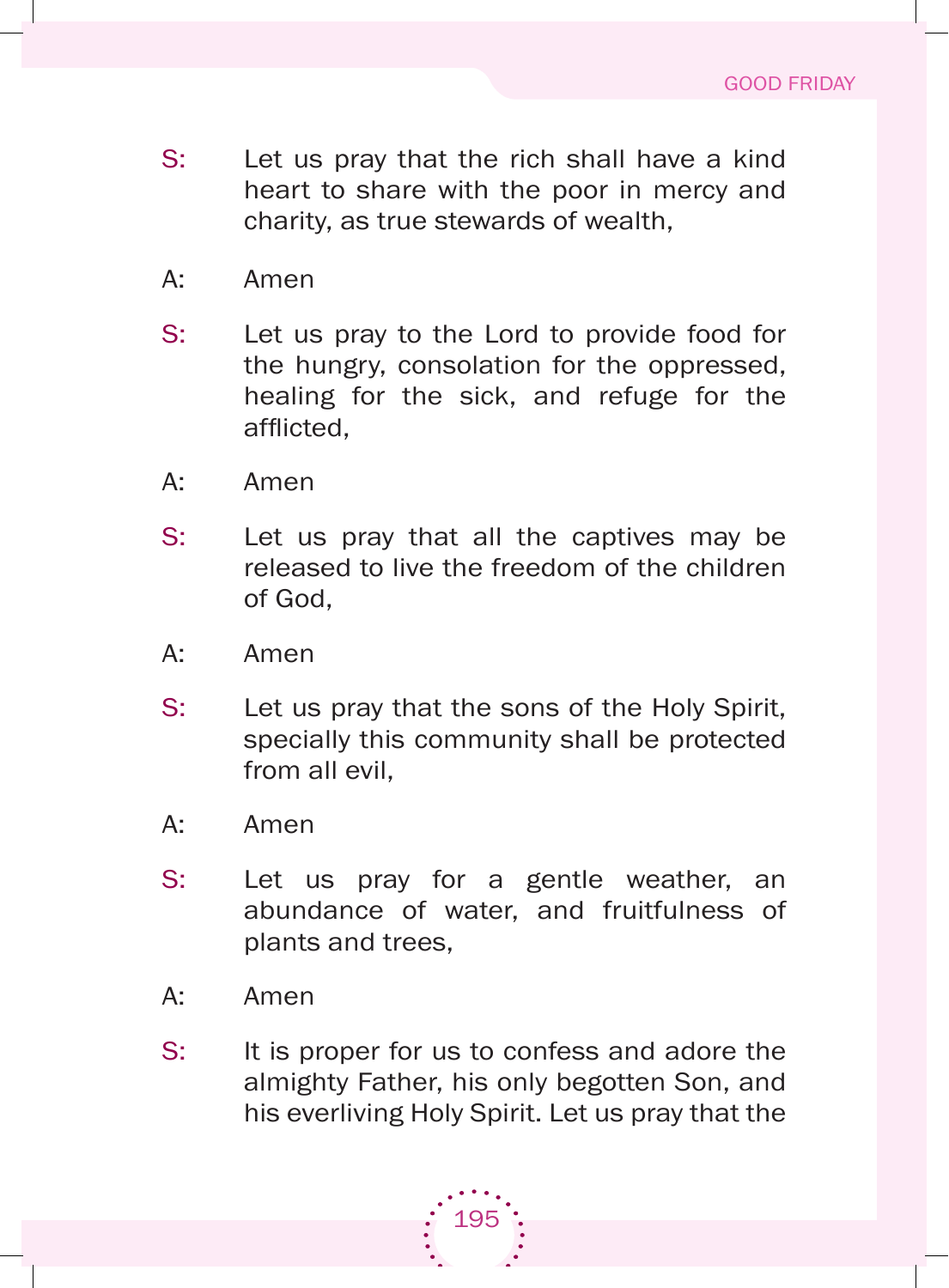S: Let us pray that the rich shall have a kind heart to share with the poor in mercy and charity, as true stewards of wealth,

A: Amen

S: Let us pray to the Lord to provide food for the hungry, consolation for the oppressed, healing for the sick, and refuge for the afflicted,

A: Amen

S: Let us pray that all the captives may be released to live the freedom of the children of God,

A: Amen

S: Let us pray that the sons of the Holy Spirit, specially this community shall be protected from all evil,

A: Amen

S: Let us pray for a gentle weather, an abundance of water, and fruitfulness of plants and trees,

A: Amen

S: It is proper for us to confess and adore the almighty Father, his only begotten Son, and his everliving Holy Spirit. Let us pray that the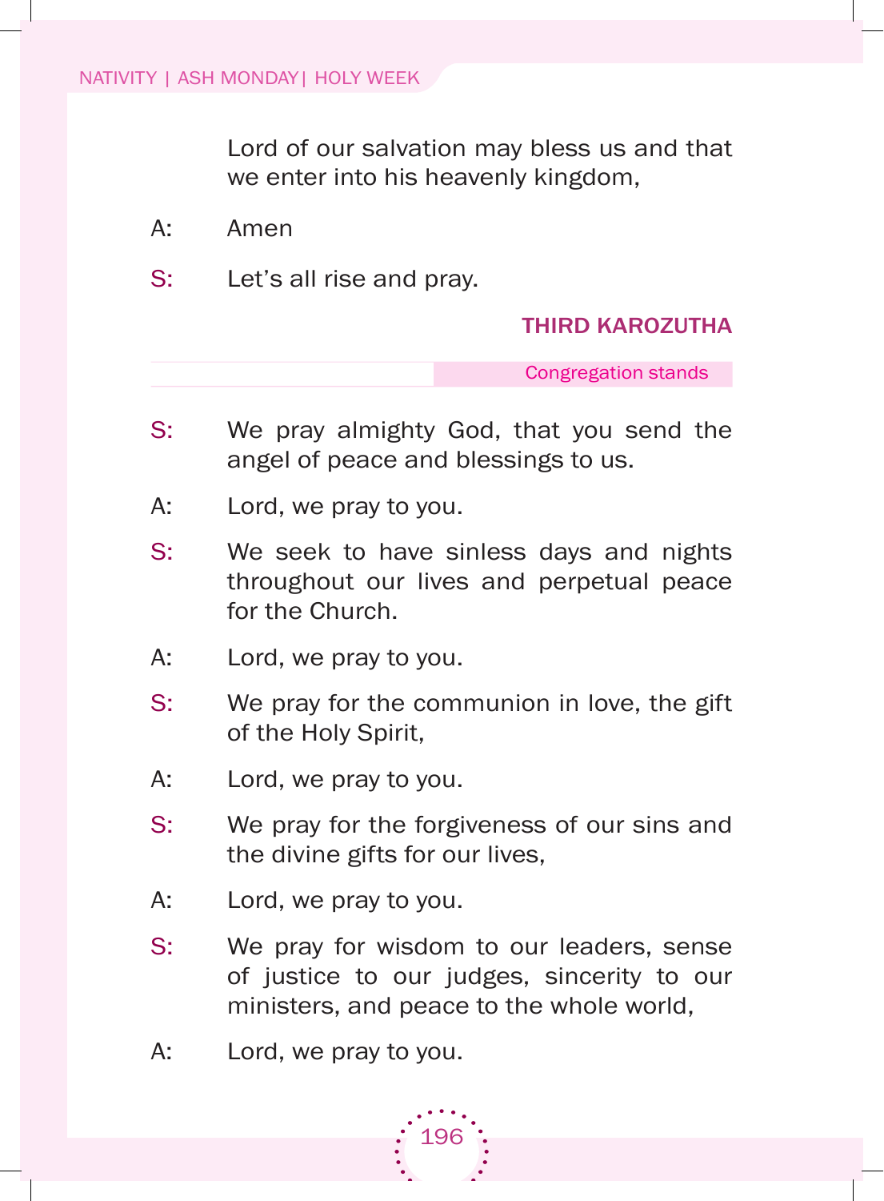Lord of our salvation may bless us and that we enter into his heavenly kingdom,

A: Amen

S: Let's all rise and pray.

### THIRD KAROZUTHA

*Congregation stands*

S: We pray almighty God, that you send the angel of peace and blessings to us.

A: Lord, we pray to you.

S: We seek to have sinless days and nights throughout our lives and perpetual peace for the Church.

A: Lord, we pray to you.

S: We pray for the communion in love, the gift of the Holy Spirit,

A: Lord, we pray to you.

S: We pray for the forgiveness of our sins and the divine gifts for our lives,

A: Lord, we pray to you.

S: We pray for wisdom to our leaders, sense of justice to our judges, sincerity to our ministers, and peace to the whole world,

A: Lord, we pray to you.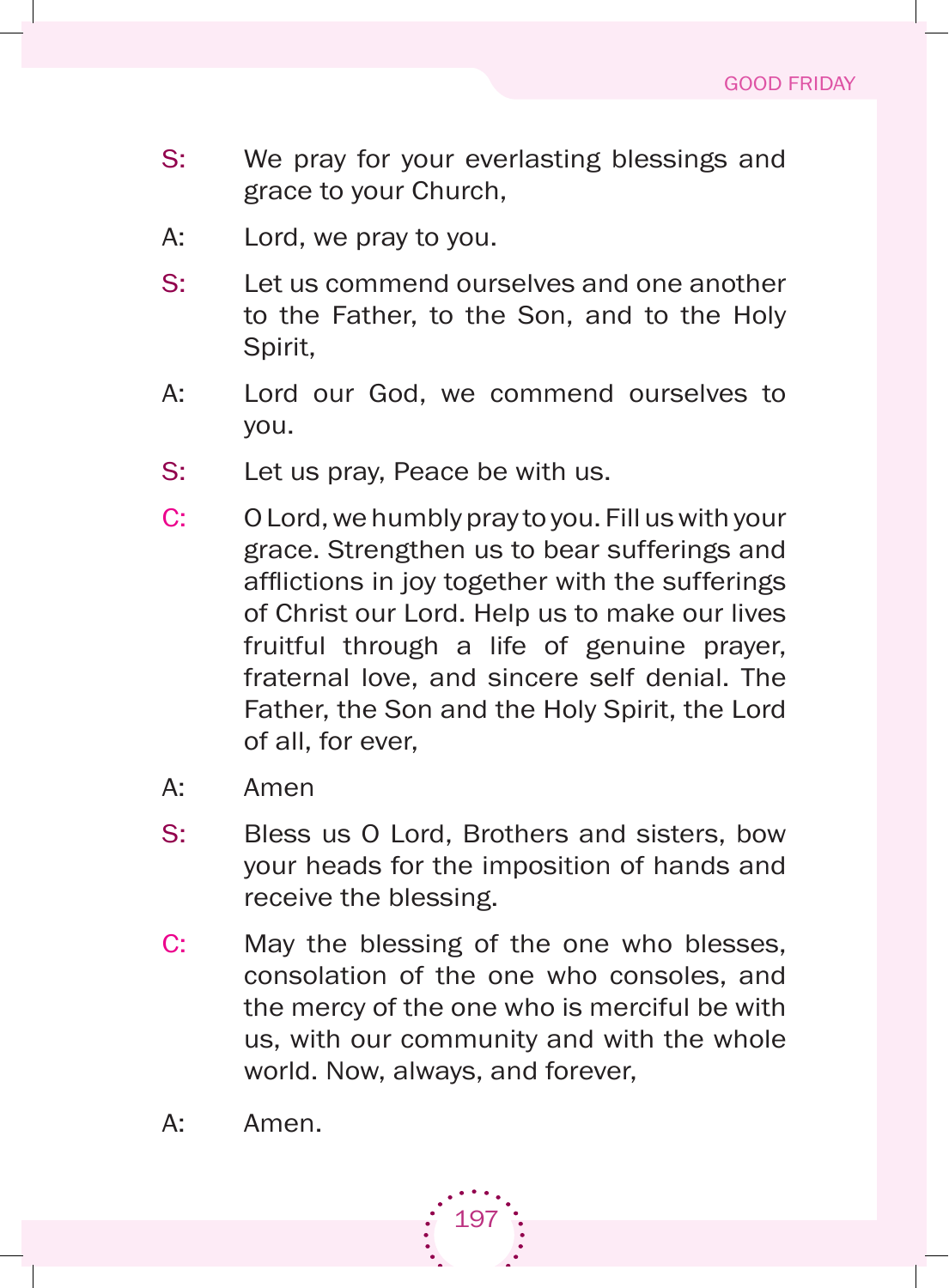S: We pray for your everlasting blessings and grace to your Church,

A: Lord, we pray to you.

S: Let us commend ourselves and one another to the Father, to the Son, and to the Holy Spirit,

A: Lord our God, we commend ourselves to you.

S: Let us pray, Peace be with us.

C: O Lord, we humbly pray to you. Fill us with your grace. Strengthen us to bear sufferings and afflictions in joy together with the sufferings of Christ our Lord. Help us to make our lives fruitful through a life of genuine prayer, fraternal love, and sincere self denial. The Father, the Son and the Holy Spirit, the Lord of all, for ever,

A: Amen

S: Bless us O Lord, Brothers and sisters, bow your heads for the imposition of hands and receive the blessing.

C: May the blessing of the one who blesses, consolation of the one who consoles, and the mercy of the one who is merciful be with us, with our community and with the whole world. Now, always, and forever,

A: Amen.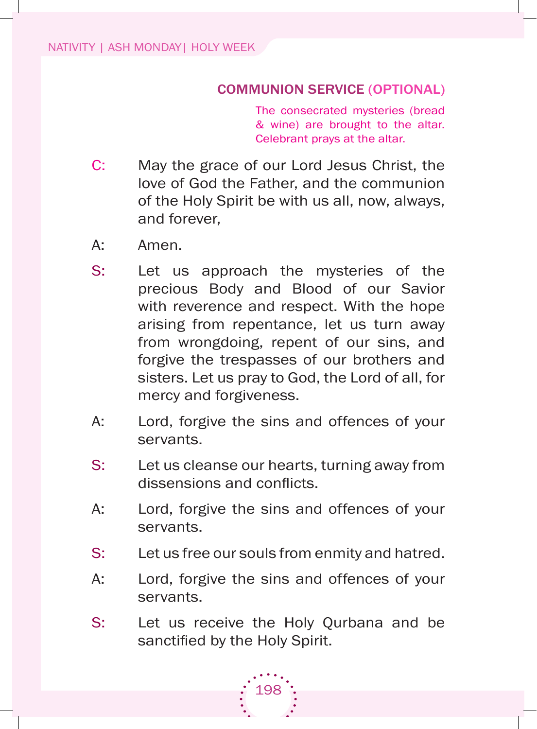## COMMUNION SERVICE (OPTIONAL)

*The consecrated mysteries (bread & wine) are brought to the altar. Celebrant prays at the altar.*

C: May the grace of our Lord Jesus Christ, the love of God the Father, and the communion of the Holy Spirit be with us all, now, always, and forever,

A: Amen.

S: Let us approach the mysteries of the precious Body and Blood of our Savior with reverence and respect. With the hope arising from repentance, let us turn away from wrongdoing, repent of our sins, and forgive the trespasses of our brothers and sisters. Let us pray to God, the Lord of all, for mercy and forgiveness.

A: Lord, forgive the sins and offences of your servants.

S: Let us cleanse our hearts, turning away from dissensions and conflicts.

A: Lord, forgive the sins and offences of your servants.

S: Let us free our souls from enmity and hatred.

A: Lord, forgive the sins and offences of your servants.

S: Let us receive the Holy Qurbana and be sanctified by the Holy Spirit.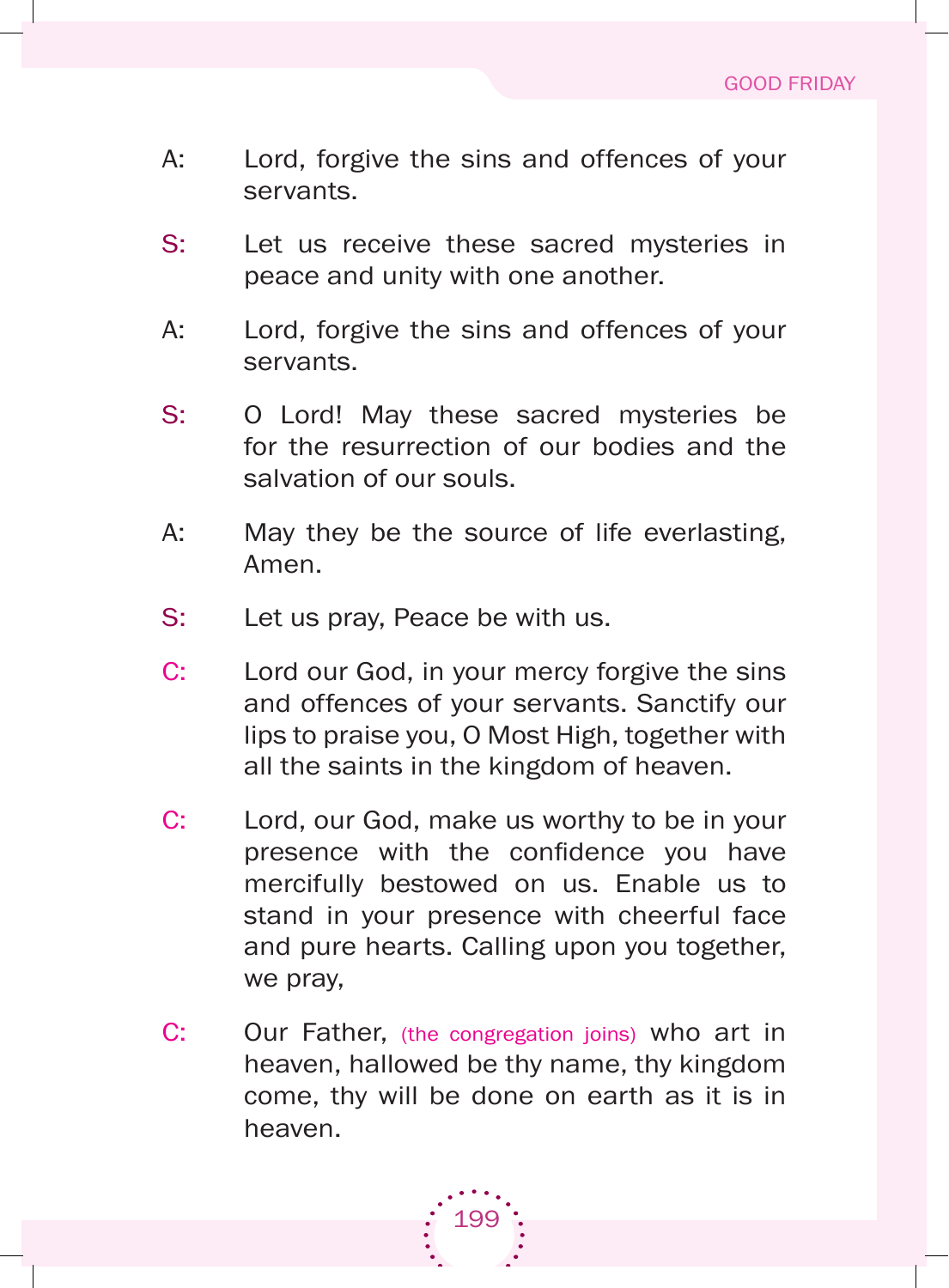A: Lord, forgive the sins and offences of your servants.

S: Let us receive these sacred mysteries in peace and unity with one another.

A: Lord, forgive the sins and offences of your servants.

S: O Lord! May these sacred mysteries be for the resurrection of our bodies and the salvation of our souls.

A: May they be the source of life everlasting, Amen.

S: Let us pray, Peace be with us.

C: Lord our God, in your mercy forgive the sins and offences of your servants. Sanctify our lips to praise you, O Most High, together with all the saints in the kingdom of heaven.

C: Lord, our God, make us worthy to be in your presence with the confidence you have mercifully bestowed on us. Enable us to stand in your presence with cheerful face and pure hearts. Calling upon you together, we pray,

C: Our Father, (the congregation joins) who art in heaven, hallowed be thy name, thy kingdom come, thy will be done on earth as it is in heaven.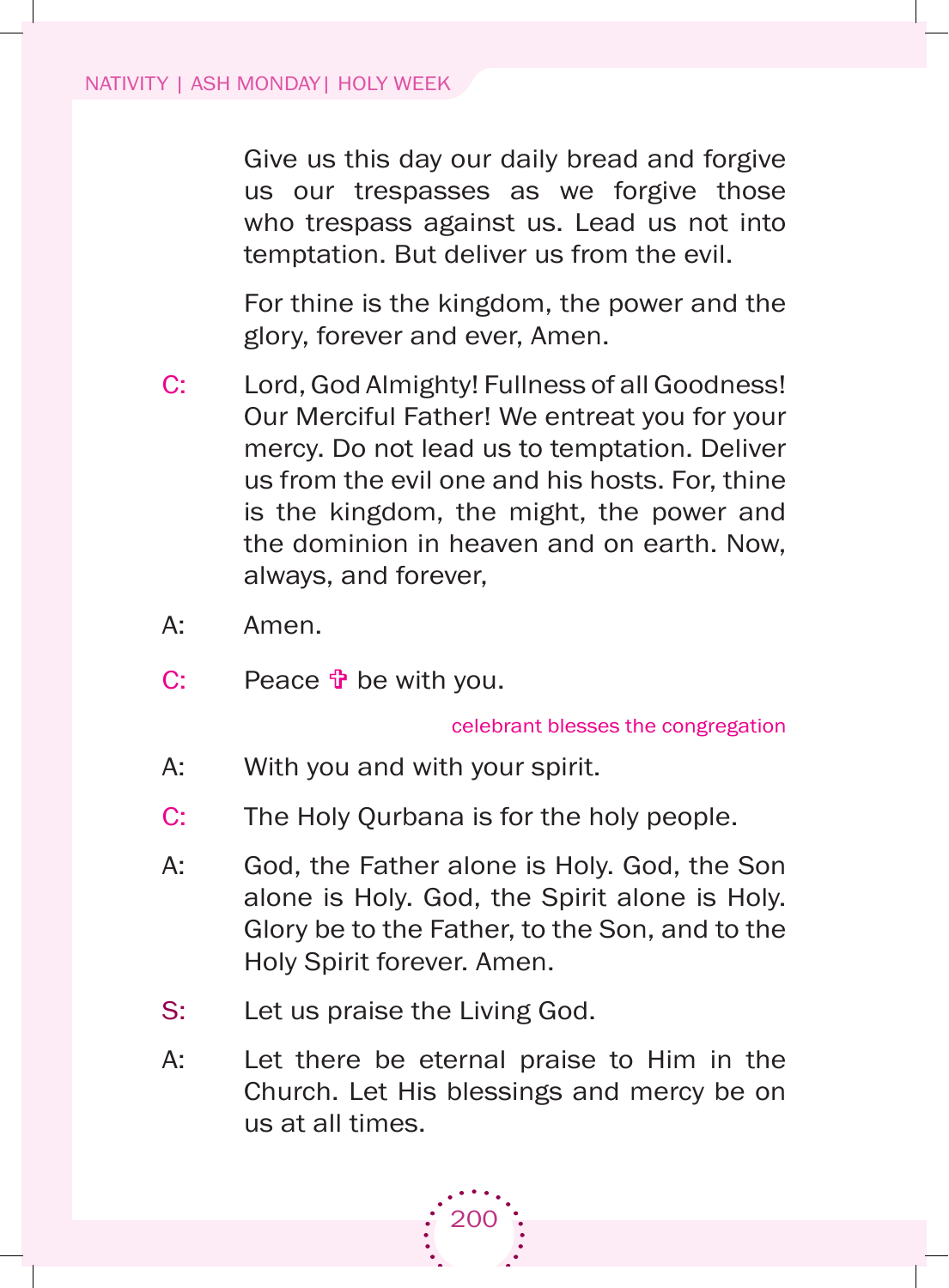Give us this day our daily bread and forgive us our trespasses as we forgive those who trespass against us. Lead us not into temptation. But deliver us from the evil.

For thine is the kingdom, the power and the glory, forever and ever, Amen.

C: Lord, God Almighty! Fullness of all Goodness! Our Merciful Father! We entreat you for your mercy. Do not lead us to temptation. Deliver us from the evil one and his hosts. For, thine is the kingdom, the might, the power and the dominion in heaven and on earth. Now, always, and forever,

A: Amen.

C: Peace ✠ be with you.

*celebrant blesses the congregation*

A: With you and with your spirit.

C: The Holy Qurbana is for the holy people.

A: God, the Father alone is Holy. God, the Son alone is Holy. God, the Spirit alone is Holy. Glory be to the Father, to the Son, and to the Holy Spirit forever. Amen.

S: Let us praise the Living God.

A: Let there be eternal praise to Him in the Church. Let His blessings and mercy be on us at all times.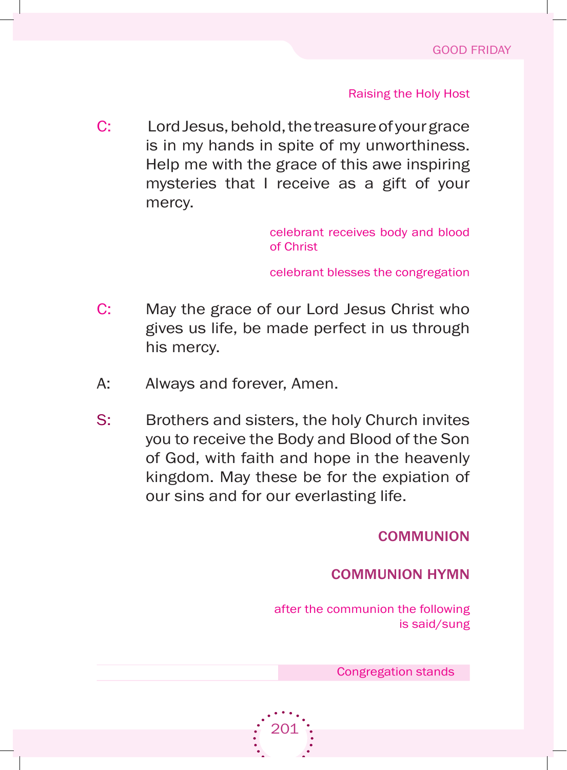*Raising the Holy Host*

C: Lord Jesus, behold, the treasure of your grace is in my hands in spite of my unworthiness. Help me with the grace of this awe inspiring mysteries that I receive as a gift of your mercy.

*celebrant receives body and blood of Christ*

*celebrant blesses the congregation*

C: May the grace of our Lord Jesus Christ who gives us life, be made perfect in us through his mercy.

A: Always and forever, Amen.

S: Brothers and sisters, the holy Church invites you to receive the Body and Blood of the Son of God, with faith and hope in the heavenly kingdom. May these be for the expiation of our sins and for our everlasting life.

## COMMUNION

## COMMUNION HYMN

*after the communion the following is said/sung*

*Congregation stands*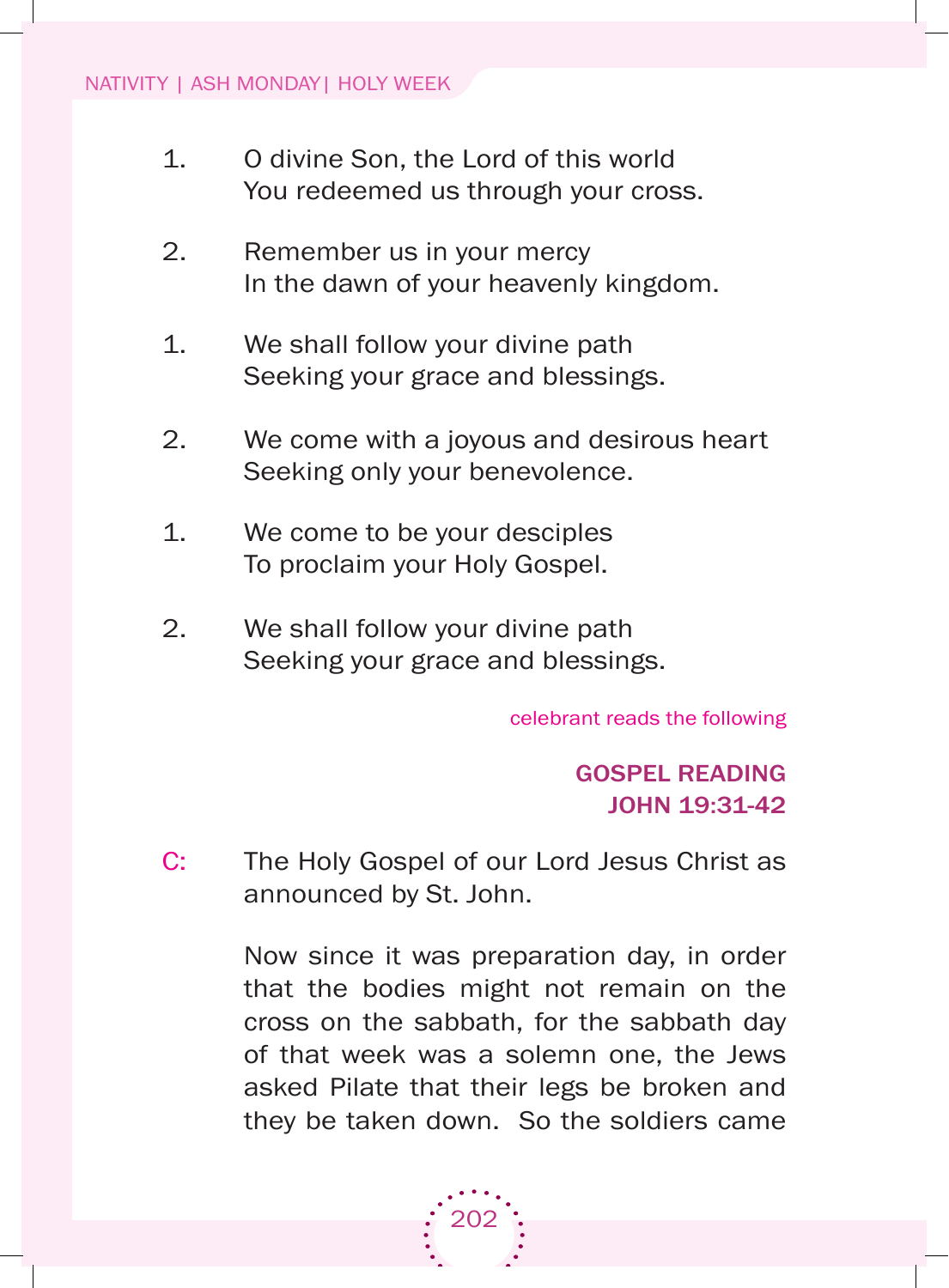1. O divine Son, the Lord of this world
   You redeemed us through your cross.

2. Remember us in your mercy
   In the dawn of your heavenly kingdom.

1. We shall follow your divine path
   Seeking your grace and blessings.

2. We come with a joyous and desirous heart
   Seeking only your benevolence.

1. We come to be your desciples
   To proclaim your Holy Gospel.

2. We shall follow your divine path
   Seeking your grace and blessings.

*celebrant reads the following*

**GOSPEL READING**
**JOHN 19:31-42**

C: The Holy Gospel of our Lord Jesus Christ as announced by St. John.

Now since it was preparation day, in order that the bodies might not remain on the cross on the sabbath, for the sabbath day of that week was a solemn one, the Jews asked Pilate that their legs be broken and they be taken down. So the soldiers came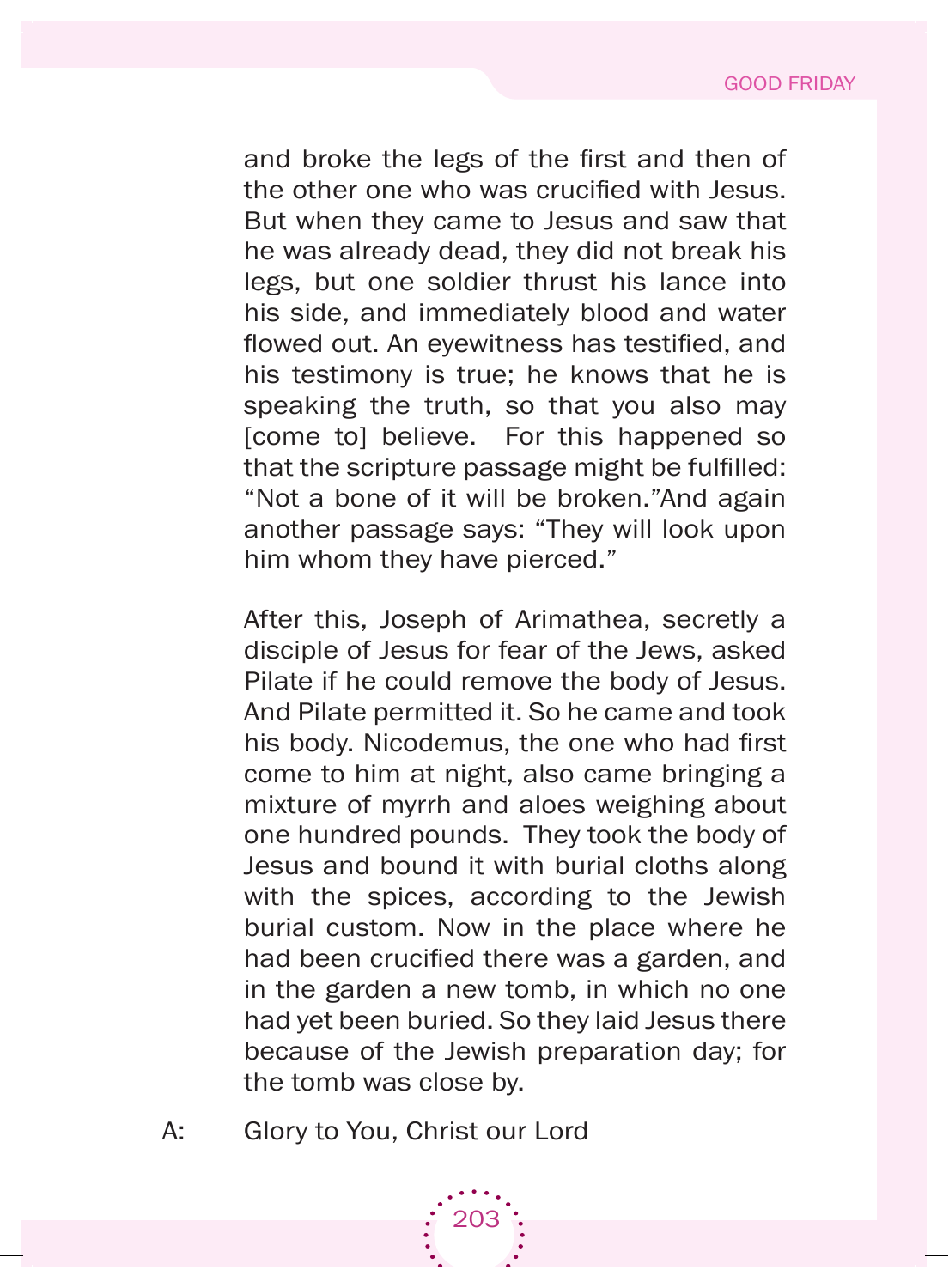and broke the legs of the first and then of the other one who was crucified with Jesus. But when they came to Jesus and saw that he was already dead, they did not break his legs, but one soldier thrust his lance into his side, and immediately blood and water flowed out. An eyewitness has testified, and his testimony is true; he knows that he is speaking the truth, so that you also may [come to] believe. For this happened so that the scripture passage might be fulfilled: "Not a bone of it will be broken."And again another passage says: "They will look upon him whom they have pierced."

After this, Joseph of Arimathea, secretly a disciple of Jesus for fear of the Jews, asked Pilate if he could remove the body of Jesus. And Pilate permitted it. So he came and took his body. Nicodemus, the one who had first come to him at night, also came bringing a mixture of myrrh and aloes weighing about one hundred pounds. They took the body of Jesus and bound it with burial cloths along with the spices, according to the Jewish burial custom. Now in the place where he had been crucified there was a garden, and in the garden a new tomb, in which no one had yet been buried. So they laid Jesus there because of the Jewish preparation day; for the tomb was close by.

A: Glory to You, Christ our Lord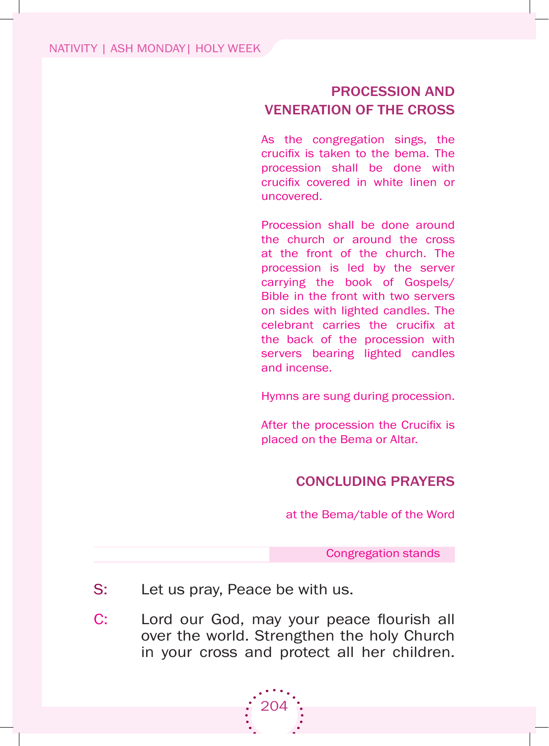## PROCESSION AND VENERATION OF THE CROSS

As the congregation sings, the crucifix is taken to the bema. The procession shall be done with crucifix covered in white linen or uncovered.

Procession shall be done around the church or around the cross at the front of the church. The procession is led by the server carrying the book of Gospels/ Bible in the front with two servers on sides with lighted candles. The celebrant carries the crucifix at the back of the procession with servers bearing lighted candles and incense.

Hymns are sung during procession.

After the procession the Crucifix is placed on the Bema or Altar.

## CONCLUDING PRAYERS

at the Bema/table of the Word

Congregation stands

S: Let us pray, Peace be with us.

C: Lord our God, may your peace flourish all over the world. Strengthen the holy Church in your cross and protect all her children.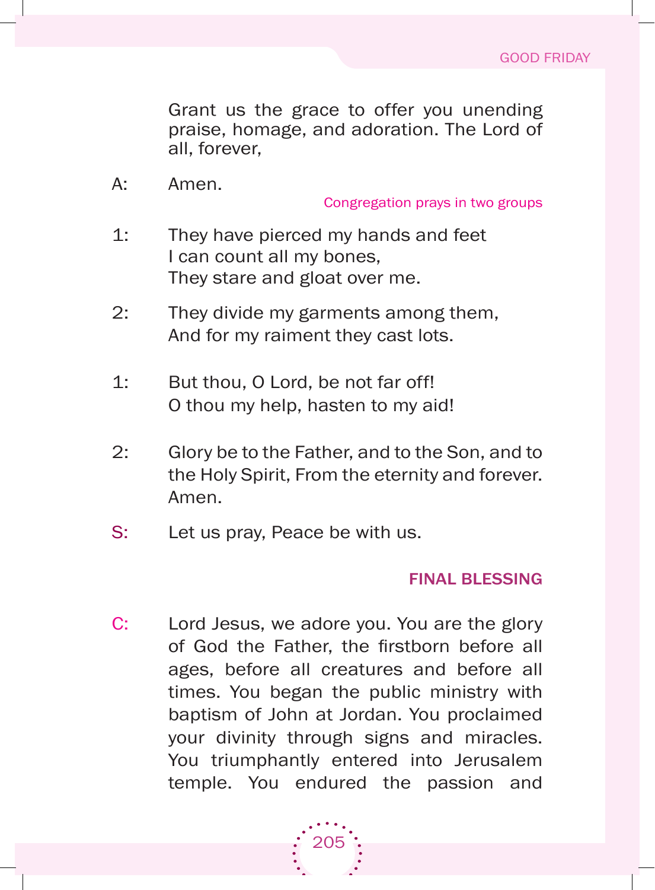Grant us the grace to offer you unending praise, homage, and adoration. The Lord of all, forever,

A: Amen.

*Congregation prays in two groups*

1: They have pierced my hands and feet
I can count all my bones,
They stare and gloat over me.

2: They divide my garments among them,
And for my raiment they cast lots.

1: But thou, O Lord, be not far off!
O thou my help, hasten to my aid!

2: Glory be to the Father, and to the Son, and to the Holy Spirit, From the eternity and forever. Amen.

S: Let us pray, Peace be with us.

## FINAL BLESSING

C: Lord Jesus, we adore you. You are the glory of God the Father, the firstborn before all ages, before all creatures and before all times. You began the public ministry with baptism of John at Jordan. You proclaimed your divinity through signs and miracles. You triumphantly entered into Jerusalem temple. You endured the passion and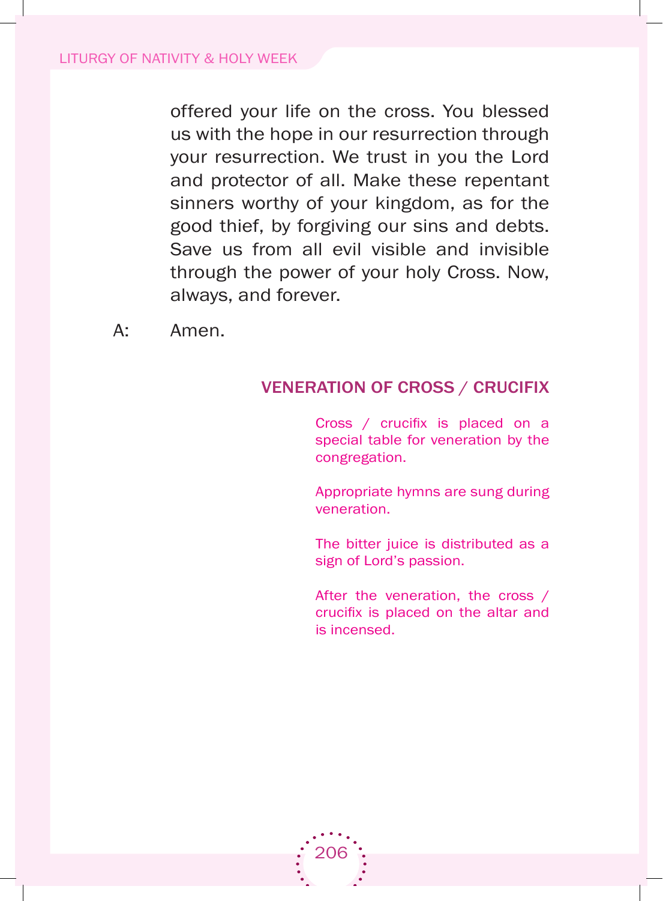offered your life on the cross. You blessed us with the hope in our resurrection through your resurrection. We trust in you the Lord and protector of all. Make these repentant sinners worthy of your kingdom, as for the good thief, by forgiving our sins and debts. Save us from all evil visible and invisible through the power of your holy Cross. Now, always, and forever.

A: Amen.

## VENERATION OF CROSS / CRUCIFIX

*Cross / crucifix is placed on a special table for veneration by the congregation.*

*Appropriate hymns are sung during veneration.*

*The bitter juice is distributed as a sign of Lord's passion.*

*After the veneration, the cross / crucifix is placed on the altar and is incensed.*